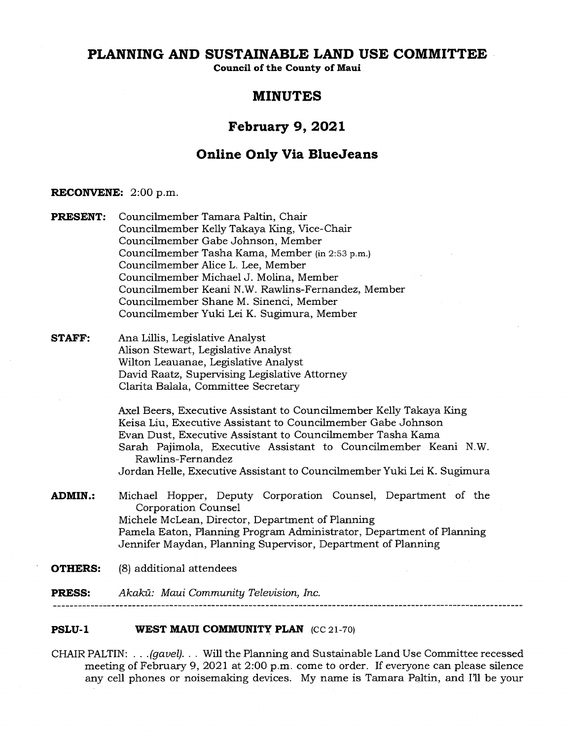# PLANNING AND SUSTAINABLE LAND USE COMMITTEE

**Council of the County of Maui**

## MINUTES

## February 9, 2021

## Online Only Via BlueJeans

**RECONVENE:** 2:00 p.m.

**PRESENT:** Councilmember Tamara Paltin, Chair
Councilmember Kelly Takaya King, Vice-Chair
Councilmember Gabe Johnson, Member
Councilmember Tasha Kama, Member (in 2:53 p.m.)
Councilmember Alice L. Lee, Member
Councilmember Michael J. Molina, Member
Councilmember Keani N.W. Rawlins-Fernandez, Member
Councilmember Shane M. Sinenci, Member
Councilmember Yuki Lei K. Sugimura, Member

**STAFF:** Ana Lillis, Legislative Analyst
Alison Stewart, Legislative Analyst
Wilton Leauanae, Legislative Analyst
David Raatz, Supervising Legislative Attorney
Clarita Balala, Committee Secretary

Axel Beers, Executive Assistant to Councilmember Kelly Takaya King
Keisa Liu, Executive Assistant to Councilmember Gabe Johnson
Evan Dust, Executive Assistant to Councilmember Tasha Kama
Sarah Pajimola, Executive Assistant to Councilmember Keani N.W. Rawlins-Fernandez
Jordan Helle, Executive Assistant to Councilmember Yuki Lei K. Sugimura

**ADMIN.:** Michael Hopper, Deputy Corporation Counsel, Department of the Corporation Counsel
Michele McLean, Director, Department of Planning
Pamela Eaton, Planning Program Administrator, Department of Planning
Jennifer Maydan, Planning Supervisor, Department of Planning

**OTHERS:** (8) additional attendees

**PRESS:** *Akakū: Maui Community Television, Inc.*

---

**PSLU-1 WEST MAUI COMMUNITY PLAN** (CC 21-70)

CHAIR PALTIN: . . .*(gavel)*. . . Will the Planning and Sustainable Land Use Committee recessed meeting of February 9, 2021 at 2:00 p.m. come to order. If everyone can please silence any cell phones or noisemaking devices. My name is Tamara Paltin, and I'll be your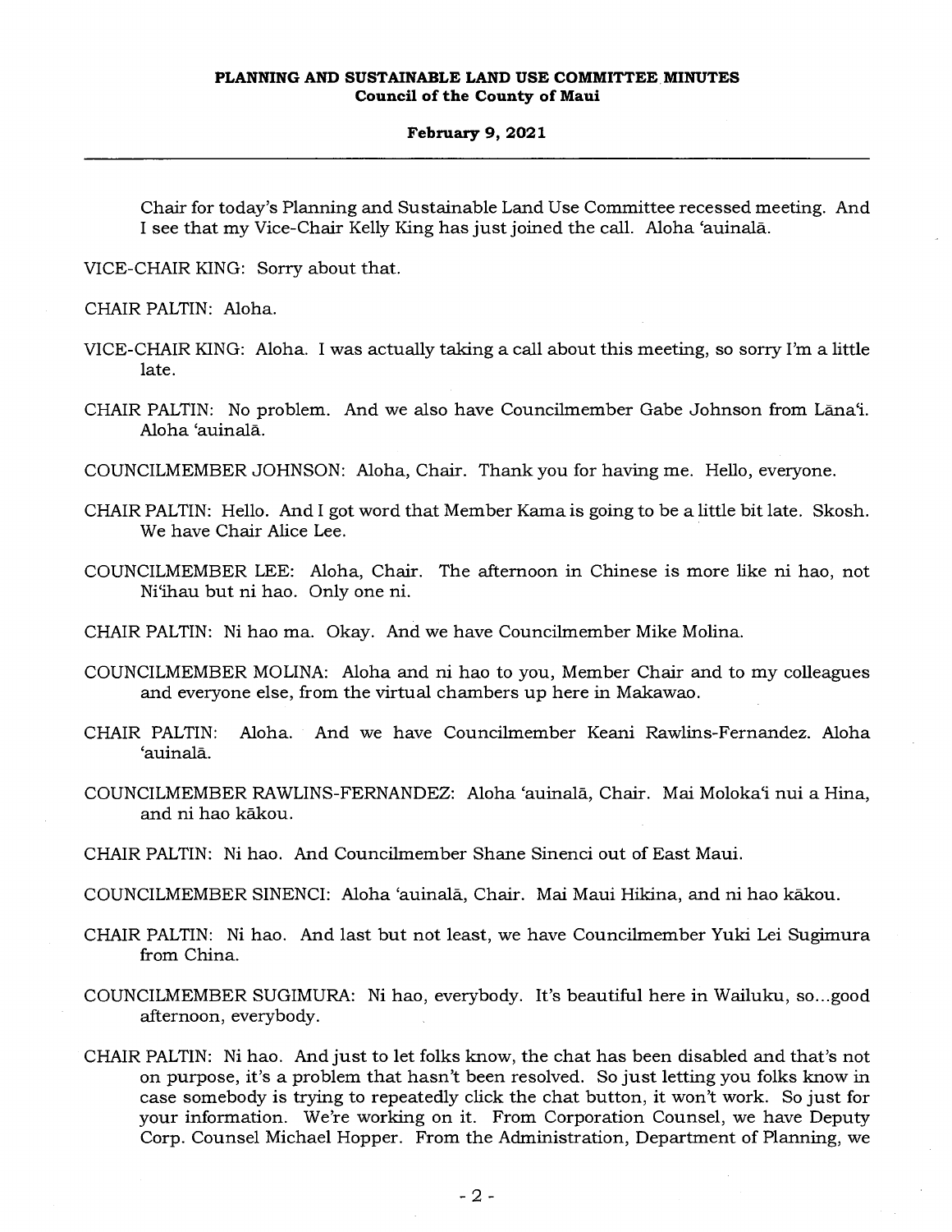Chair for today's Planning and Sustainable Land Use Committee recessed meeting. And I see that my Vice-Chair Kelly King has just joined the call. Aloha ʻauinalā.

VICE-CHAIR KING: Sorry about that.

CHAIR PALTIN: Aloha.

VICE-CHAIR KING: Aloha. I was actually taking a call about this meeting, so sorry I'm a little late.

CHAIR PALTIN: No problem. And we also have Councilmember Gabe Johnson from Lānaʻi. Aloha ʻauinalā.

COUNCILMEMBER JOHNSON: Aloha, Chair. Thank you for having me. Hello, everyone.

CHAIR PALTIN: Hello. And I got word that Member Kama is going to be a little bit late. Skosh. We have Chair Alice Lee.

COUNCILMEMBER LEE: Aloha, Chair. The afternoon in Chinese is more like ni hao, not Niʻihau but ni hao. Only one ni.

CHAIR PALTIN: Ni hao ma. Okay. And we have Councilmember Mike Molina.

COUNCILMEMBER MOLINA: Aloha and ni hao to you, Member Chair and to my colleagues and everyone else, from the virtual chambers up here in Makawao.

CHAIR PALTIN: Aloha. And we have Councilmember Keani Rawlins-Fernandez. Aloha ʻauinalā.

COUNCILMEMBER RAWLINS-FERNANDEZ: Aloha ʻauinalā, Chair. Mai Molokaʻi nui a Hina, and ni hao kākou.

CHAIR PALTIN: Ni hao. And Councilmember Shane Sinenci out of East Maui.

COUNCILMEMBER SINENCI: Aloha ʻauinalā, Chair. Mai Maui Hikina, and ni hao kākou.

CHAIR PALTIN: Ni hao. And last but not least, we have Councilmember Yuki Lei Sugimura from China.

COUNCILMEMBER SUGIMURA: Ni hao, everybody. It's beautiful here in Wailuku, so...good afternoon, everybody.

CHAIR PALTIN: Ni hao. And just to let folks know, the chat has been disabled and that's not on purpose, it's a problem that hasn't been resolved. So just letting you folks know in case somebody is trying to repeatedly click the chat button, it won't work. So just for your information. We're working on it. From Corporation Counsel, we have Deputy Corp. Counsel Michael Hopper. From the Administration, Department of Planning, we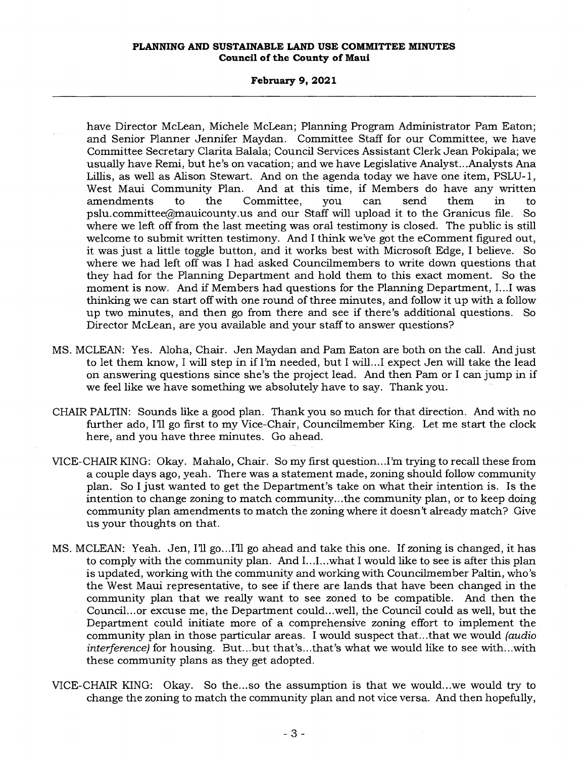have Director McLean, Michele McLean; Planning Program Administrator Pam Eaton; and Senior Planner Jennifer Maydan. Committee Staff for our Committee, we have Committee Secretary Clarita Balala; Council Services Assistant Clerk Jean Pokipala; we usually have Remi, but he's on vacation; and we have Legislative Analyst...Analysts Ana Lillis, as well as Alison Stewart. And on the agenda today we have one item, PSLU-1, West Maui Community Plan. And at this time, if Members do have any written amendments to the Committee, you can send them in to pslu.committee@mauicounty.us and our Staff will upload it to the Granicus file. So where we left off from the last meeting was oral testimony is closed. The public is still welcome to submit written testimony. And I think we've got the eComment figured out, it was just a little toggle button, and it works best with Microsoft Edge, I believe. So where we had left off was I had asked Councilmembers to write down questions that they had for the Planning Department and hold them to this exact moment. So the moment is now. And if Members had questions for the Planning Department, I...I was thinking we can start off with one round of three minutes, and follow it up with a follow up two minutes, and then go from there and see if there's additional questions. So Director McLean, are you available and your staff to answer questions?

MS. MCLEAN: Yes. Aloha, Chair. Jen Maydan and Pam Eaton are both on the call. And just to let them know, I will step in if I'm needed, but I will...I expect Jen will take the lead on answering questions since she's the project lead. And then Pam or I can jump in if we feel like we have something we absolutely have to say. Thank you.

CHAIR PALTIN: Sounds like a good plan. Thank you so much for that direction. And with no further ado, I'll go first to my Vice-Chair, Councilmember King. Let me start the clock here, and you have three minutes. Go ahead.

VICE-CHAIR KING: Okay. Mahalo, Chair. So my first question...I'm trying to recall these from a couple days ago, yeah. There was a statement made, zoning should follow community plan. So I just wanted to get the Department's take on what their intention is. Is the intention to change zoning to match community...the community plan, or to keep doing community plan amendments to match the zoning where it doesn't already match? Give us your thoughts on that.

MS. MCLEAN: Yeah. Jen, I'll go...I'll go ahead and take this one. If zoning is changed, it has to comply with the community plan. And I...I...what I would like to see is after this plan is updated, working with the community and working with Councilmember Paltin, who's the West Maui representative, to see if there are lands that have been changed in the community plan that we really want to see zoned to be compatible. And then the Council...or excuse me, the Department could...well, the Council could as well, but the Department could initiate more of a comprehensive zoning effort to implement the community plan in those particular areas. I would suspect that...that we would *(audio interference)* for housing. But...but that's...that's what we would like to see with...with these community plans as they get adopted.

VICE-CHAIR KING: Okay. So the...so the assumption is that we would...we would try to change the zoning to match the community plan and not vice versa. And then hopefully,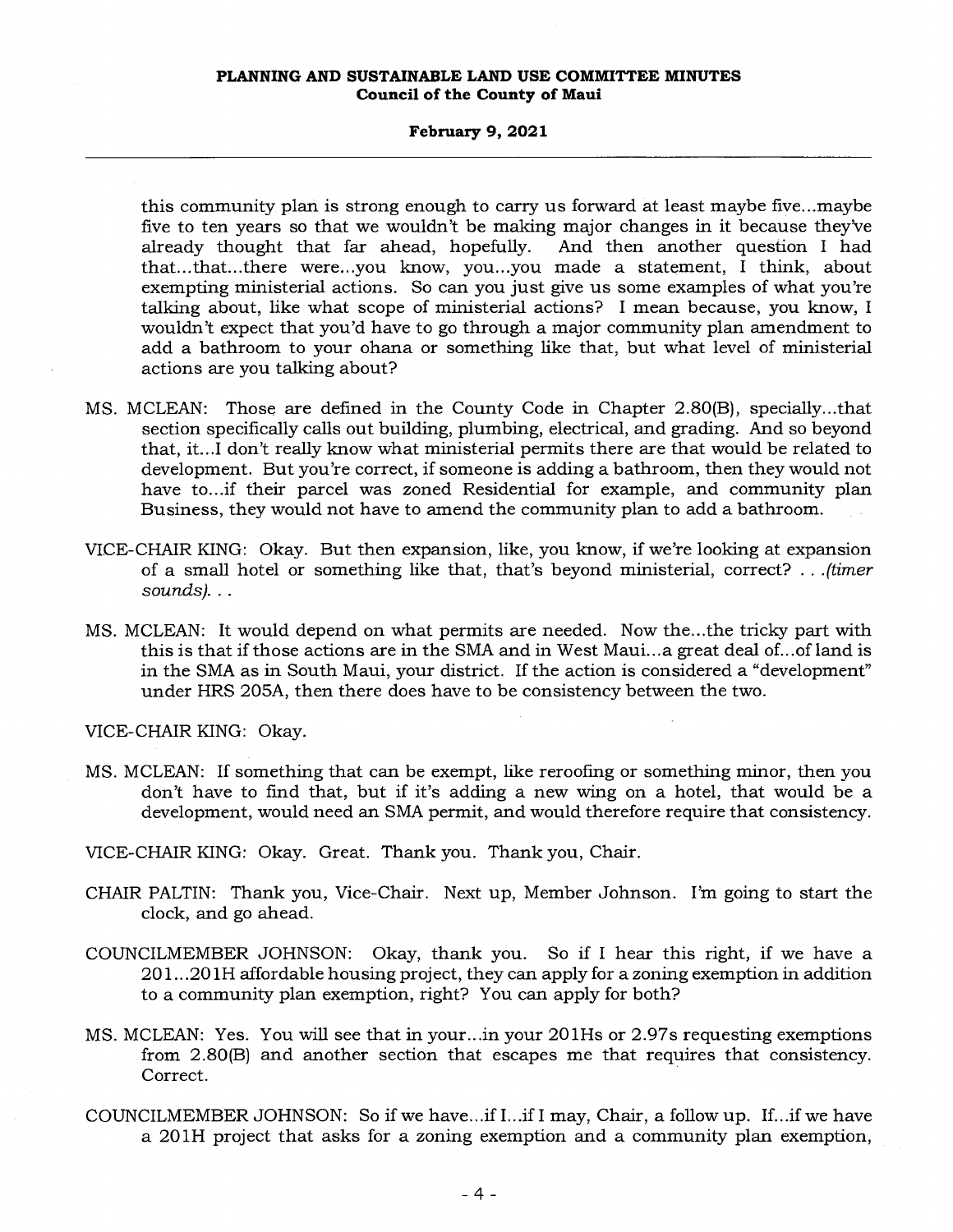this community plan is strong enough to carry us forward at least maybe five...maybe five to ten years so that we wouldn't be making major changes in it because they've already thought that far ahead, hopefully. And then another question I had that...that...there were...you know, you...you made a statement, I think, about exempting ministerial actions. So can you just give us some examples of what you're talking about, like what scope of ministerial actions? I mean because, you know, I wouldn't expect that you'd have to go through a major community plan amendment to add a bathroom to your ohana or something like that, but what level of ministerial actions are you talking about?

MS. MCLEAN: Those are defined in the County Code in Chapter 2.80(B), specially...that section specifically calls out building, plumbing, electrical, and grading. And so beyond that, it...I don't really know what ministerial permits there are that would be related to development. But you're correct, if someone is adding a bathroom, then they would not have to...if their parcel was zoned Residential for example, and community plan Business, they would not have to amend the community plan to add a bathroom.

VICE-CHAIR KING: Okay. But then expansion, like, you know, if we're looking at expansion of a small hotel or something like that, that's beyond ministerial, correct? . . .*(timer sounds)*. . .

MS. MCLEAN: It would depend on what permits are needed. Now the...the tricky part with this is that if those actions are in the SMA and in West Maui...a great deal of...of land is in the SMA as in South Maui, your district. If the action is considered a "development" under HRS 205A, then there does have to be consistency between the two.

VICE-CHAIR KING: Okay.

MS. MCLEAN: If something that can be exempt, like reroofing or something minor, then you don't have to find that, but if it's adding a new wing on a hotel, that would be a development, would need an SMA permit, and would therefore require that consistency.

VICE-CHAIR KING: Okay. Great. Thank you. Thank you, Chair.

CHAIR PALTIN: Thank you, Vice-Chair. Next up, Member Johnson. I'm going to start the clock, and go ahead.

COUNCILMEMBER JOHNSON: Okay, thank you. So if I hear this right, if we have a 201...201H affordable housing project, they can apply for a zoning exemption in addition to a community plan exemption, right? You can apply for both?

MS. MCLEAN: Yes. You will see that in your...in your 201Hs or 2.97s requesting exemptions from 2.80(B) and another section that escapes me that requires that consistency. Correct.

COUNCILMEMBER JOHNSON: So if we have...if I...if I may, Chair, a follow up. If...if we have a 201H project that asks for a zoning exemption and a community plan exemption,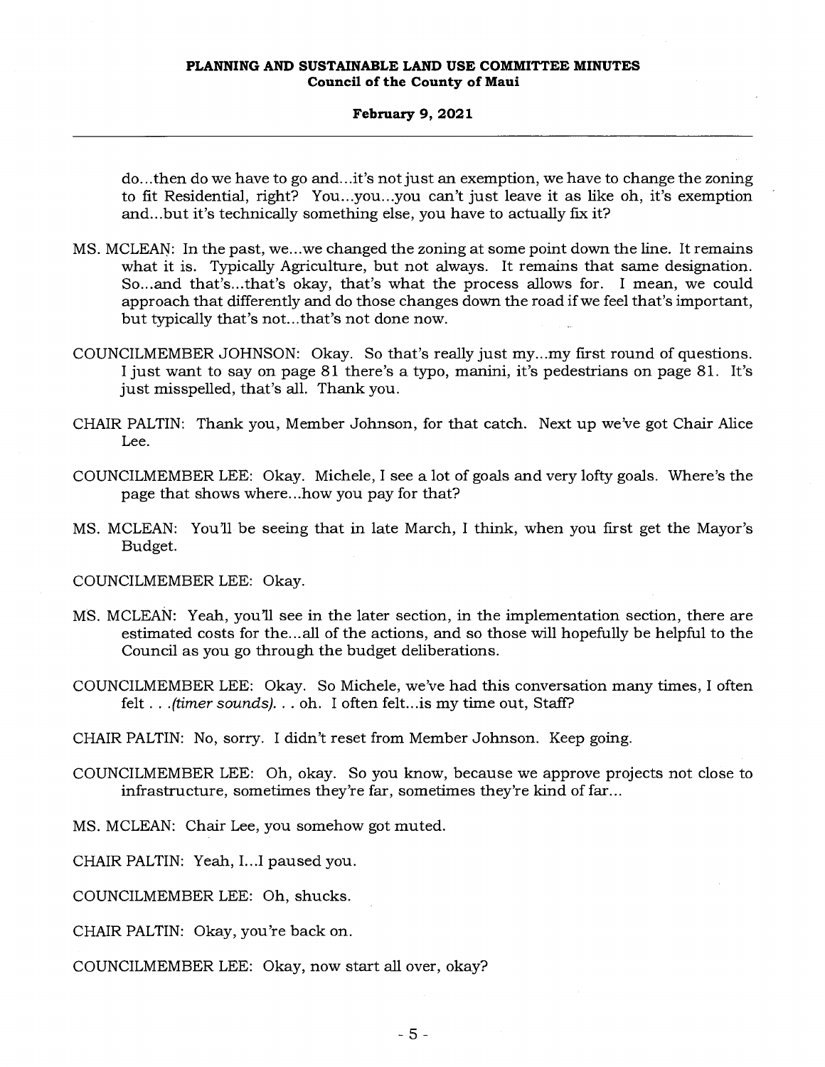do...then do we have to go and...it's not just an exemption, we have to change the zoning to fit Residential, right? You...you...you can't just leave it as like oh, it's exemption and...but it's technically something else, you have to actually fix it?

MS. MCLEAN: In the past, we...we changed the zoning at some point down the line. It remains what it is. Typically Agriculture, but not always. It remains that same designation. So...and that's...that's okay, that's what the process allows for. I mean, we could approach that differently and do those changes down the road if we feel that's important, but typically that's not...that's not done now.

COUNCILMEMBER JOHNSON: Okay. So that's really just my...my first round of questions. I just want to say on page 81 there's a typo, manini, it's pedestrians on page 81. It's just misspelled, that's all. Thank you.

CHAIR PALTIN: Thank you, Member Johnson, for that catch. Next up we've got Chair Alice Lee.

COUNCILMEMBER LEE: Okay. Michele, I see a lot of goals and very lofty goals. Where's the page that shows where...how you pay for that?

MS. MCLEAN: You'll be seeing that in late March, I think, when you first get the Mayor's Budget.

COUNCILMEMBER LEE: Okay.

MS. MCLEAN: Yeah, you'll see in the later section, in the implementation section, there are estimated costs for the...all of the actions, and so those will hopefully be helpful to the Council as you go through the budget deliberations.

COUNCILMEMBER LEE: Okay. So Michele, we've had this conversation many times, I often felt . . .*(timer sounds)*. . . oh. I often felt...is my time out, Staff?

CHAIR PALTIN: No, sorry. I didn't reset from Member Johnson. Keep going.

COUNCILMEMBER LEE: Oh, okay. So you know, because we approve projects not close to infrastructure, sometimes they're far, sometimes they're kind of far...

MS. MCLEAN: Chair Lee, you somehow got muted.

CHAIR PALTIN: Yeah, I...I paused you.

COUNCILMEMBER LEE: Oh, shucks.

CHAIR PALTIN: Okay, you're back on.

COUNCILMEMBER LEE: Okay, now start all over, okay?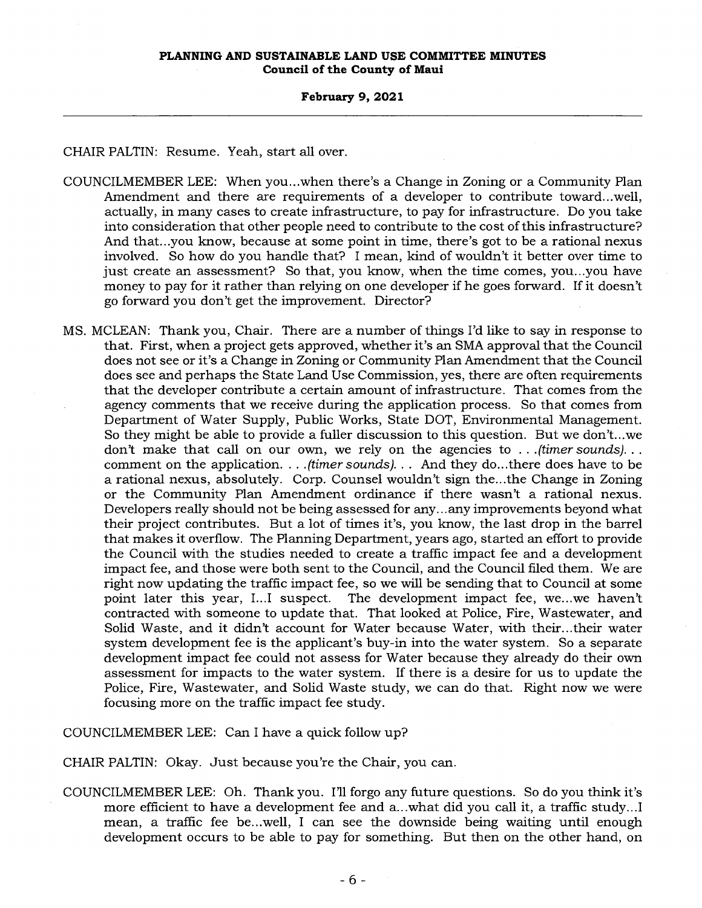CHAIR PALTIN: Resume. Yeah, start all over.

COUNCILMEMBER LEE: When you...when there's a Change in Zoning or a Community Plan Amendment and there are requirements of a developer to contribute toward...well, actually, in many cases to create infrastructure, to pay for infrastructure. Do you take into consideration that other people need to contribute to the cost of this infrastructure? And that...you know, because at some point in time, there's got to be a rational nexus involved. So how do you handle that? I mean, kind of wouldn't it better over time to just create an assessment? So that, you know, when the time comes, you...you have money to pay for it rather than relying on one developer if he goes forward. If it doesn't go forward you don't get the improvement. Director?

MS. MCLEAN: Thank you, Chair. There are a number of things I'd like to say in response to that. First, when a project gets approved, whether it's an SMA approval that the Council does not see or it's a Change in Zoning or Community Plan Amendment that the Council does see and perhaps the State Land Use Commission, yes, there are often requirements that the developer contribute a certain amount of infrastructure. That comes from the agency comments that we receive during the application process. So that comes from Department of Water Supply, Public Works, State DOT, Environmental Management. So they might be able to provide a fuller discussion to this question. But we don't...we don't make that call on our own, we rely on the agencies to . . .*(timer sounds)*. . . comment on the application. . . .*(timer sounds)*. . . And they do...there does have to be a rational nexus, absolutely. Corp. Counsel wouldn't sign the...the Change in Zoning or the Community Plan Amendment ordinance if there wasn't a rational nexus. Developers really should not be being assessed for any...any improvements beyond what their project contributes. But a lot of times it's, you know, the last drop in the barrel that makes it overflow. The Planning Department, years ago, started an effort to provide the Council with the studies needed to create a traffic impact fee and a development impact fee, and those were both sent to the Council, and the Council filed them. We are right now updating the traffic impact fee, so we will be sending that to Council at some point later this year, I...I suspect. The development impact fee, we...we haven't contracted with someone to update that. That looked at Police, Fire, Wastewater, and Solid Waste, and it didn't account for Water because Water, with their...their water system development fee is the applicant's buy-in into the water system. So a separate development impact fee could not assess for Water because they already do their own assessment for impacts to the water system. If there is a desire for us to update the Police, Fire, Wastewater, and Solid Waste study, we can do that. Right now we were focusing more on the traffic impact fee study.

COUNCILMEMBER LEE: Can I have a quick follow up?

CHAIR PALTIN: Okay. Just because you're the Chair, you can.

COUNCILMEMBER LEE: Oh. Thank you. I'll forgo any future questions. So do you think it's more efficient to have a development fee and a...what did you call it, a traffic study...I mean, a traffic fee be...well, I can see the downside being waiting until enough development occurs to be able to pay for something. But then on the other hand, on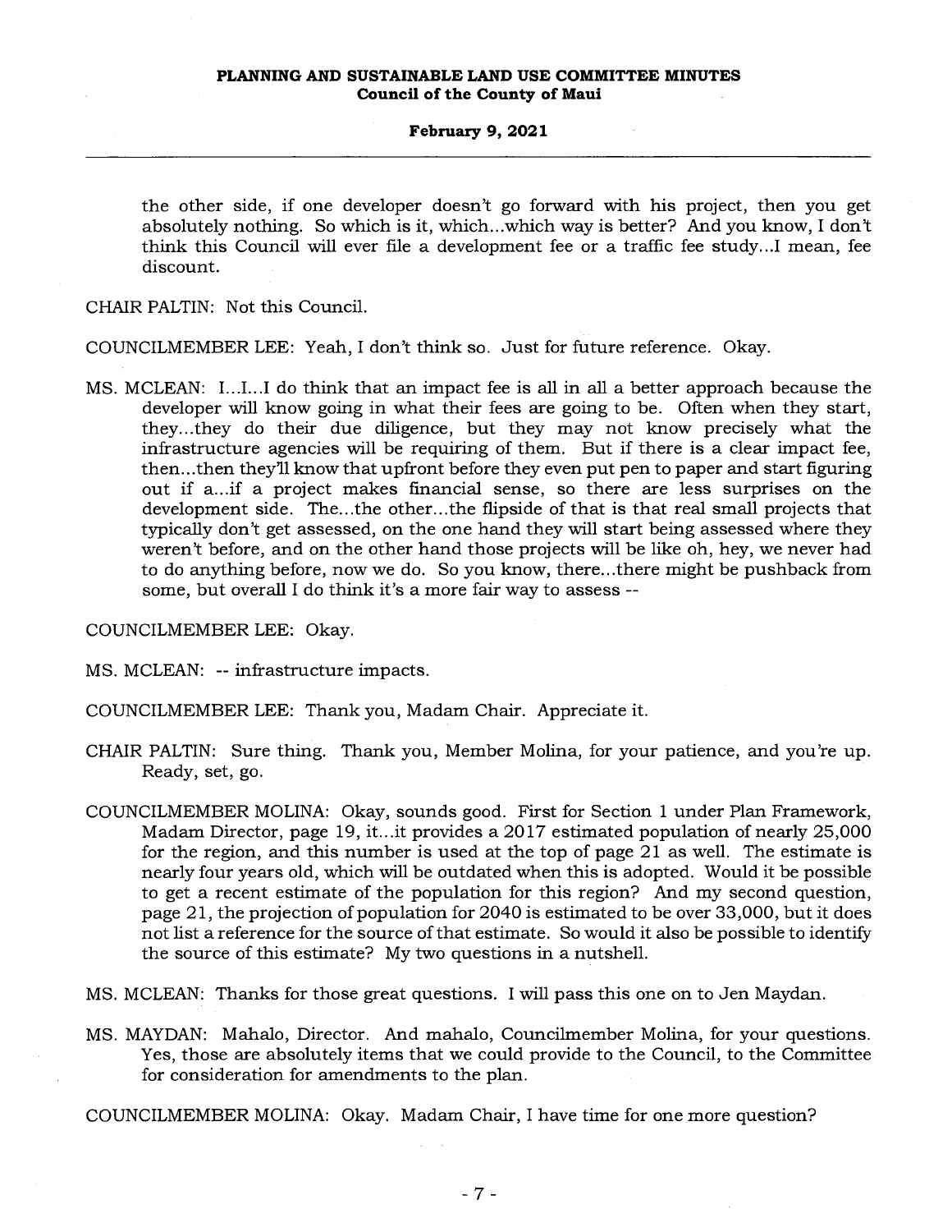the other side, if one developer doesn't go forward with his project, then you get absolutely nothing. So which is it, which...which way is better? And you know, I don't think this Council will ever file a development fee or a traffic fee study...I mean, fee discount.

CHAIR PALTIN: Not this Council.

COUNCILMEMBER LEE: Yeah, I don't think so. Just for future reference. Okay.

MS. MCLEAN: I...I...I do think that an impact fee is all in all a better approach because the developer will know going in what their fees are going to be. Often when they start, they...they do their due diligence, but they may not know precisely what the infrastructure agencies will be requiring of them. But if there is a clear impact fee, then...then they'll know that upfront before they even put pen to paper and start figuring out if a...if a project makes financial sense, so there are less surprises on the development side. The...the other...the flipside of that is that real small projects that typically don't get assessed, on the one hand they will start being assessed where they weren't before, and on the other hand those projects will be like oh, hey, we never had to do anything before, now we do. So you know, there...there might be pushback from some, but overall I do think it's a more fair way to assess --

COUNCILMEMBER LEE: Okay.

MS. MCLEAN: -- infrastructure impacts.

COUNCILMEMBER LEE: Thank you, Madam Chair. Appreciate it.

CHAIR PALTIN: Sure thing. Thank you, Member Molina, for your patience, and you're up. Ready, set, go.

COUNCILMEMBER MOLINA: Okay, sounds good. First for Section 1 under Plan Framework, Madam Director, page 19, it...it provides a 2017 estimated population of nearly 25,000 for the region, and this number is used at the top of page 21 as well. The estimate is nearly four years old, which will be outdated when this is adopted. Would it be possible to get a recent estimate of the population for this region? And my second question, page 21, the projection of population for 2040 is estimated to be over 33,000, but it does not list a reference for the source of that estimate. So would it also be possible to identify the source of this estimate? My two questions in a nutshell.

MS. MCLEAN: Thanks for those great questions. I will pass this one on to Jen Maydan.

MS. MAYDAN: Mahalo, Director. And mahalo, Councilmember Molina, for your questions. Yes, those are absolutely items that we could provide to the Council, to the Committee for consideration for amendments to the plan.

COUNCILMEMBER MOLINA: Okay. Madam Chair, I have time for one more question?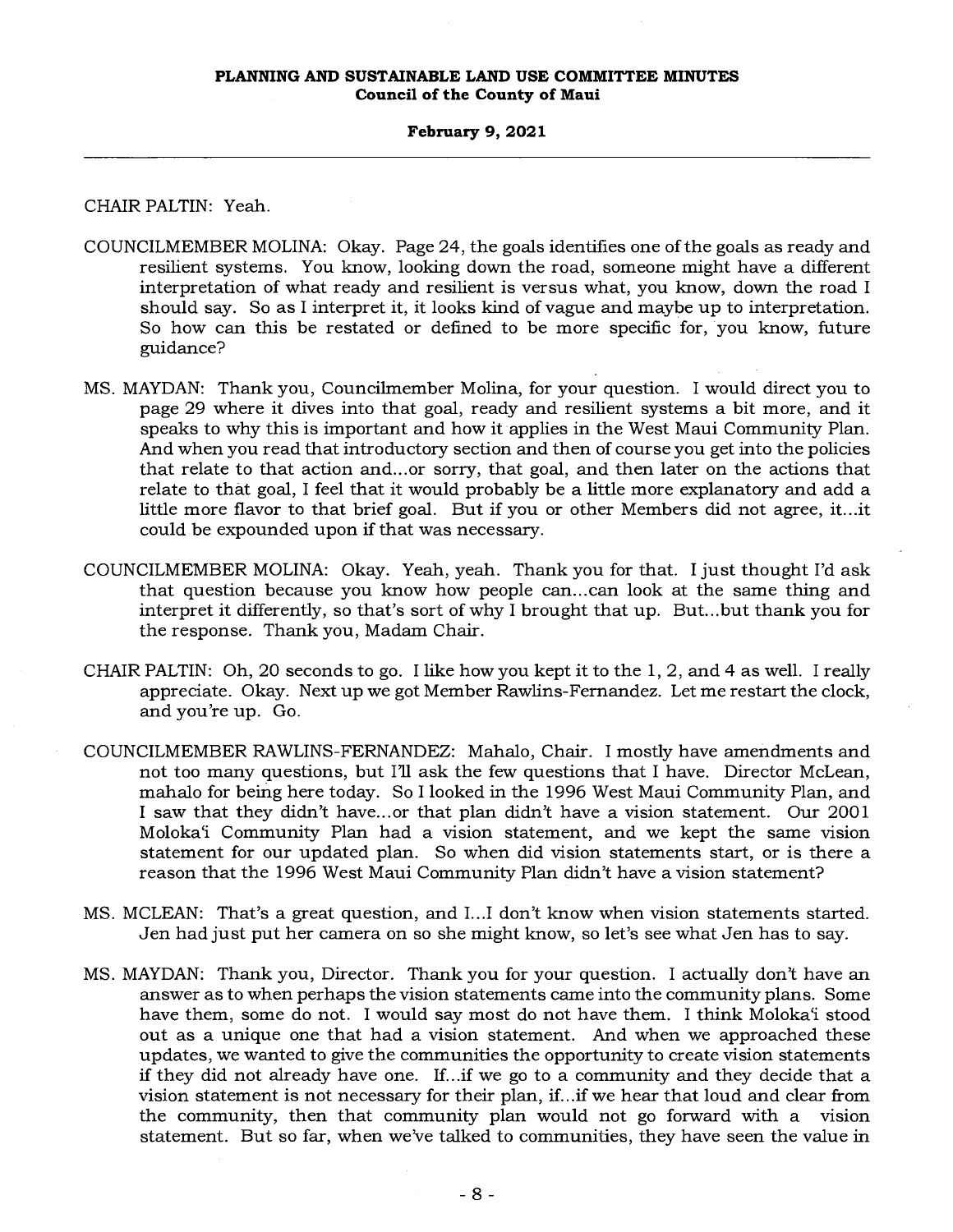CHAIR PALTIN: Yeah.

COUNCILMEMBER MOLINA: Okay. Page 24, the goals identifies one of the goals as ready and resilient systems. You know, looking down the road, someone might have a different interpretation of what ready and resilient is versus what, you know, down the road I should say. So as I interpret it, it looks kind of vague and maybe up to interpretation. So how can this be restated or defined to be more specific for, you know, future guidance?

MS. MAYDAN: Thank you, Councilmember Molina, for your question. I would direct you to page 29 where it dives into that goal, ready and resilient systems a bit more, and it speaks to why this is important and how it applies in the West Maui Community Plan. And when you read that introductory section and then of course you get into the policies that relate to that action and...or sorry, that goal, and then later on the actions that relate to that goal, I feel that it would probably be a little more explanatory and add a little more flavor to that brief goal. But if you or other Members did not agree, it...it could be expounded upon if that was necessary.

COUNCILMEMBER MOLINA: Okay. Yeah, yeah. Thank you for that. I just thought I'd ask that question because you know how people can...can look at the same thing and interpret it differently, so that's sort of why I brought that up. But...but thank you for the response. Thank you, Madam Chair.

CHAIR PALTIN: Oh, 20 seconds to go. I like how you kept it to the 1, 2, and 4 as well. I really appreciate. Okay. Next up we got Member Rawlins-Fernandez. Let me restart the clock, and you're up. Go.

COUNCILMEMBER RAWLINS-FERNANDEZ: Mahalo, Chair. I mostly have amendments and not too many questions, but I'll ask the few questions that I have. Director McLean, mahalo for being here today. So I looked in the 1996 West Maui Community Plan, and I saw that they didn't have...or that plan didn't have a vision statement. Our 2001 Molokaʻi Community Plan had a vision statement, and we kept the same vision statement for our updated plan. So when did vision statements start, or is there a reason that the 1996 West Maui Community Plan didn't have a vision statement?

MS. MCLEAN: That's a great question, and I...I don't know when vision statements started. Jen had just put her camera on so she might know, so let's see what Jen has to say.

MS. MAYDAN: Thank you, Director. Thank you for your question. I actually don't have an answer as to when perhaps the vision statements came into the community plans. Some have them, some do not. I would say most do not have them. I think Molokaʻi stood out as a unique one that had a vision statement. And when we approached these updates, we wanted to give the communities the opportunity to create vision statements if they did not already have one. If...if we go to a community and they decide that a vision statement is not necessary for their plan, if...if we hear that loud and clear from the community, then that community plan would not go forward with a vision statement. But so far, when we've talked to communities, they have seen the value in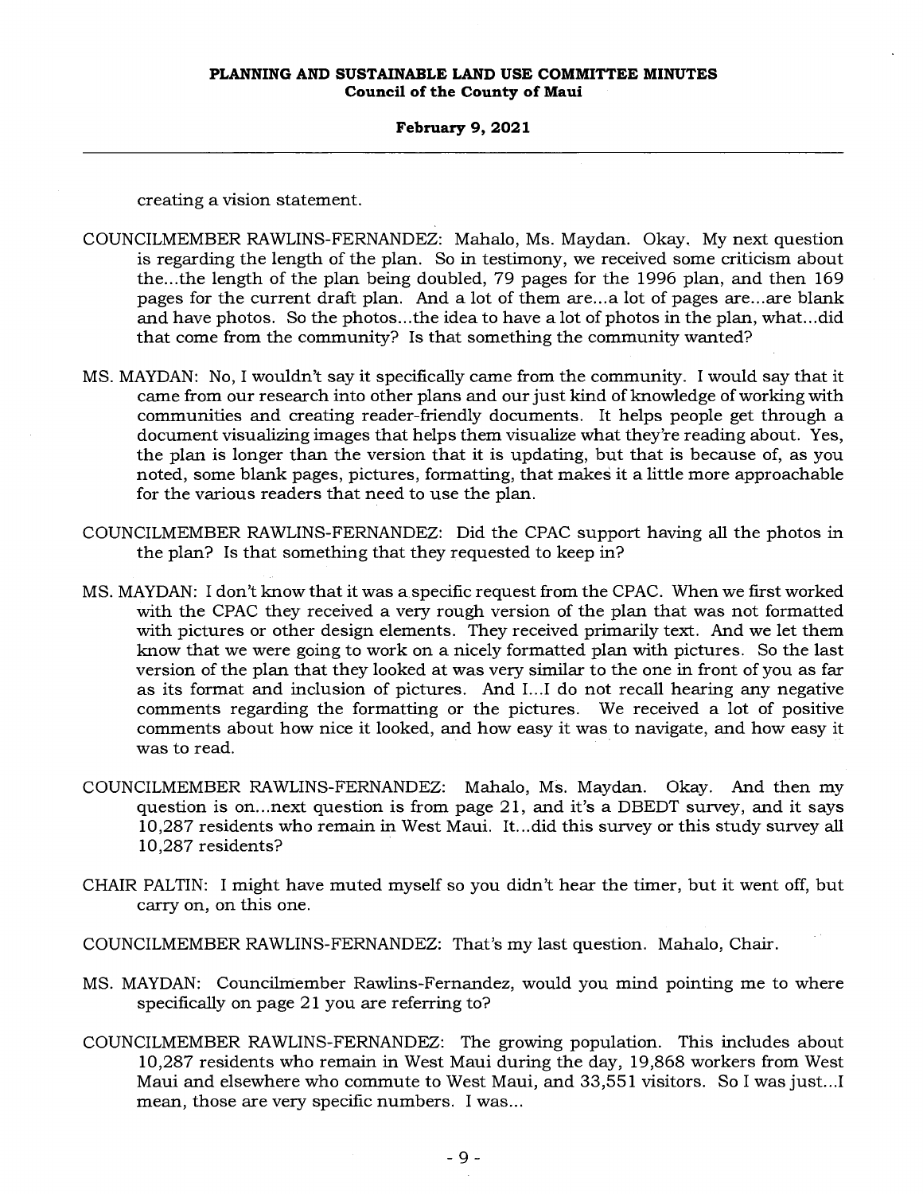creating a vision statement.

COUNCILMEMBER RAWLINS-FERNANDEZ: Mahalo, Ms. Maydan. Okay. My next question is regarding the length of the plan. So in testimony, we received some criticism about the...the length of the plan being doubled, 79 pages for the 1996 plan, and then 169 pages for the current draft plan. And a lot of them are...a lot of pages are...are blank and have photos. So the photos...the idea to have a lot of photos in the plan, what...did that come from the community? Is that something the community wanted?

MS. MAYDAN: No, I wouldn't say it specifically came from the community. I would say that it came from our research into other plans and our just kind of knowledge of working with communities and creating reader-friendly documents. It helps people get through a document visualizing images that helps them visualize what they're reading about. Yes, the plan is longer than the version that it is updating, but that is because of, as you noted, some blank pages, pictures, formatting, that makes it a little more approachable for the various readers that need to use the plan.

COUNCILMEMBER RAWLINS-FERNANDEZ: Did the CPAC support having all the photos in the plan? Is that something that they requested to keep in?

MS. MAYDAN: I don't know that it was a specific request from the CPAC. When we first worked with the CPAC they received a very rough version of the plan that was not formatted with pictures or other design elements. They received primarily text. And we let them know that we were going to work on a nicely formatted plan with pictures. So the last version of the plan that they looked at was very similar to the one in front of you as far as its format and inclusion of pictures. And I...I do not recall hearing any negative comments regarding the formatting or the pictures. We received a lot of positive comments about how nice it looked, and how easy it was to navigate, and how easy it was to read.

COUNCILMEMBER RAWLINS-FERNANDEZ: Mahalo, Ms. Maydan. Okay. And then my question is on...next question is from page 21, and it's a DBEDT survey, and it says 10,287 residents who remain in West Maui. It...did this survey or this study survey all 10,287 residents?

CHAIR PALTIN: I might have muted myself so you didn't hear the timer, but it went off, but carry on, on this one.

COUNCILMEMBER RAWLINS-FERNANDEZ: That's my last question. Mahalo, Chair.

MS. MAYDAN: Councilmember Rawlins-Fernandez, would you mind pointing me to where specifically on page 21 you are referring to?

COUNCILMEMBER RAWLINS-FERNANDEZ: The growing population. This includes about 10,287 residents who remain in West Maui during the day, 19,868 workers from West Maui and elsewhere who commute to West Maui, and 33,551 visitors. So I was just...I mean, those are very specific numbers. I was...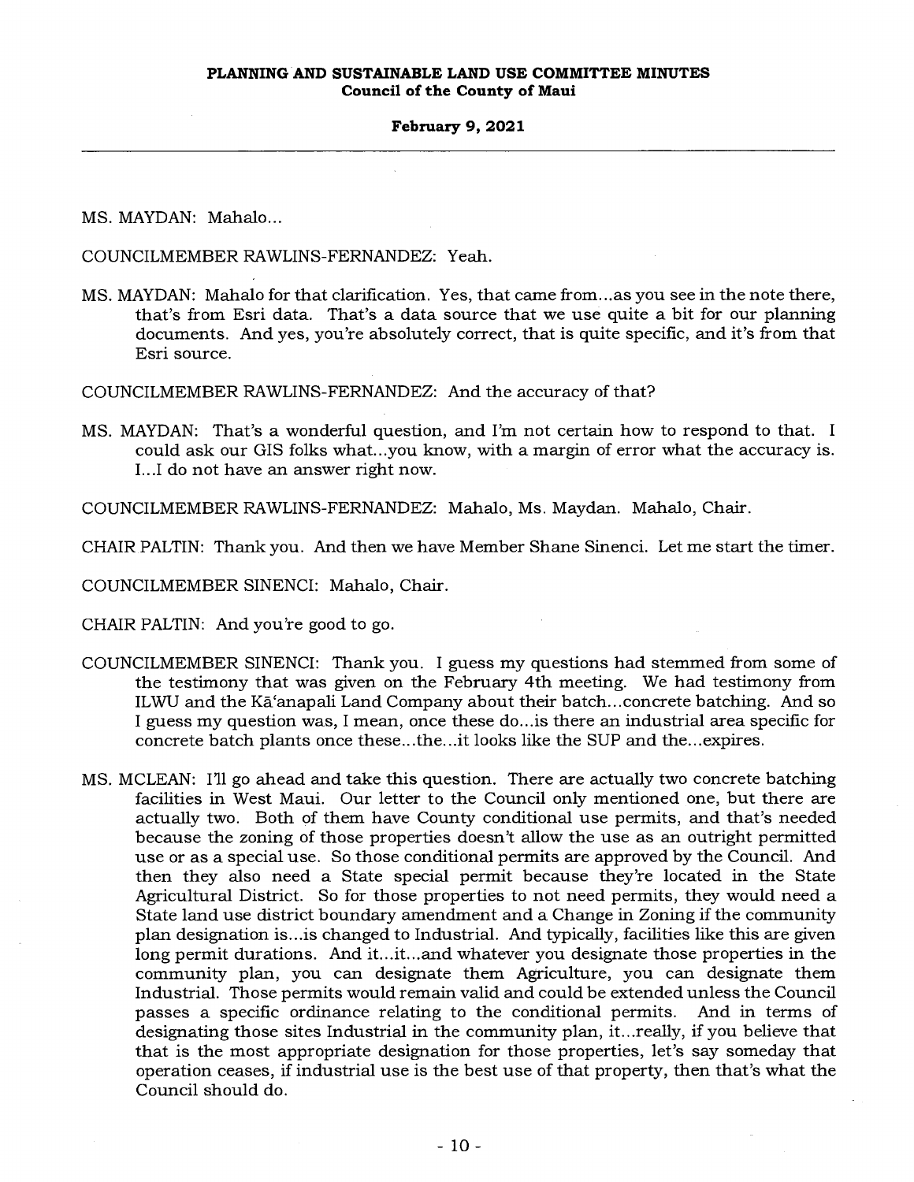MS. MAYDAN: Mahalo...

COUNCILMEMBER RAWLINS-FERNANDEZ: Yeah.

MS. MAYDAN: Mahalo for that clarification. Yes, that came from...as you see in the note there, that's from Esri data. That's a data source that we use quite a bit for our planning documents. And yes, you're absolutely correct, that is quite specific, and it's from that Esri source.

COUNCILMEMBER RAWLINS-FERNANDEZ: And the accuracy of that?

MS. MAYDAN: That's a wonderful question, and I'm not certain how to respond to that. I could ask our GIS folks what...you know, with a margin of error what the accuracy is. I...I do not have an answer right now.

COUNCILMEMBER RAWLINS-FERNANDEZ: Mahalo, Ms. Maydan. Mahalo, Chair.

CHAIR PALTIN: Thank you. And then we have Member Shane Sinenci. Let me start the timer.

COUNCILMEMBER SINENCI: Mahalo, Chair.

CHAIR PALTIN: And you're good to go.

COUNCILMEMBER SINENCI: Thank you. I guess my questions had stemmed from some of the testimony that was given on the February 4th meeting. We had testimony from ILWU and the Kā'anapali Land Company about their batch...concrete batching. And so I guess my question was, I mean, once these do...is there an industrial area specific for concrete batch plants once these...the...it looks like the SUP and the...expires.

MS. MCLEAN: I'll go ahead and take this question. There are actually two concrete batching facilities in West Maui. Our letter to the Council only mentioned one, but there are actually two. Both of them have County conditional use permits, and that's needed because the zoning of those properties doesn't allow the use as an outright permitted use or as a special use. So those conditional permits are approved by the Council. And then they also need a State special permit because they're located in the State Agricultural District. So for those properties to not need permits, they would need a State land use district boundary amendment and a Change in Zoning if the community plan designation is...is changed to Industrial. And typically, facilities like this are given long permit durations. And it...it...and whatever you designate those properties in the community plan, you can designate them Agriculture, you can designate them Industrial. Those permits would remain valid and could be extended unless the Council passes a specific ordinance relating to the conditional permits. And in terms of designating those sites Industrial in the community plan, it...really, if you believe that that is the most appropriate designation for those properties, let's say someday that operation ceases, if industrial use is the best use of that property, then that's what the Council should do.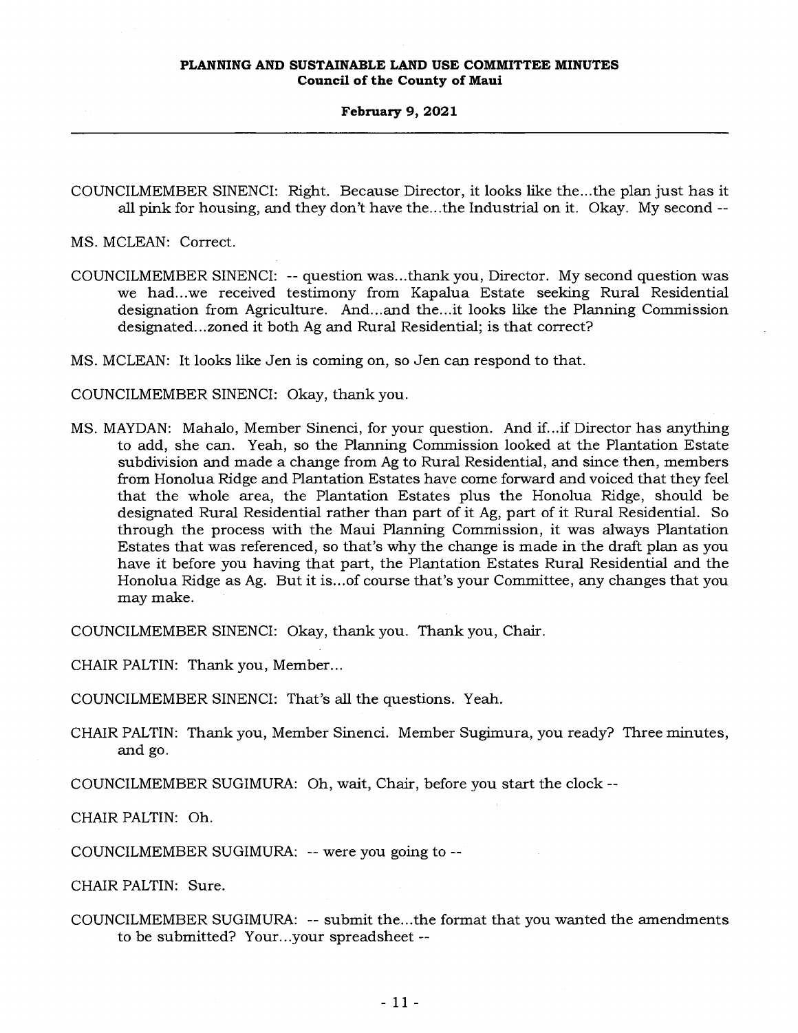COUNCILMEMBER SINENCI: Right. Because Director, it looks like the...the plan just has it all pink for housing, and they don't have the...the Industrial on it. Okay. My second --

MS. MCLEAN: Correct.

COUNCILMEMBER SINENCI: -- question was...thank you, Director. My second question was we had...we received testimony from Kapalua Estate seeking Rural Residential designation from Agriculture. And...and the...it looks like the Planning Commission designated...zoned it both Ag and Rural Residential; is that correct?

MS. MCLEAN: It looks like Jen is coming on, so Jen can respond to that.

COUNCILMEMBER SINENCI: Okay, thank you.

MS. MAYDAN: Mahalo, Member Sinenci, for your question. And if...if Director has anything to add, she can. Yeah, so the Planning Commission looked at the Plantation Estate subdivision and made a change from Ag to Rural Residential, and since then, members from Honolua Ridge and Plantation Estates have come forward and voiced that they feel that the whole area, the Plantation Estates plus the Honolua Ridge, should be designated Rural Residential rather than part of it Ag, part of it Rural Residential. So through the process with the Maui Planning Commission, it was always Plantation Estates that was referenced, so that's why the change is made in the draft plan as you have it before you having that part, the Plantation Estates Rural Residential and the Honolua Ridge as Ag. But it is...of course that's your Committee, any changes that you may make.

COUNCILMEMBER SINENCI: Okay, thank you. Thank you, Chair.

CHAIR PALTIN: Thank you, Member...

COUNCILMEMBER SINENCI: That's all the questions. Yeah.

CHAIR PALTIN: Thank you, Member Sinenci. Member Sugimura, you ready? Three minutes, and go.

COUNCILMEMBER SUGIMURA: Oh, wait, Chair, before you start the clock --

CHAIR PALTIN: Oh.

COUNCILMEMBER SUGIMURA: -- were you going to --

CHAIR PALTIN: Sure.

COUNCILMEMBER SUGIMURA: -- submit the...the format that you wanted the amendments to be submitted? Your...your spreadsheet --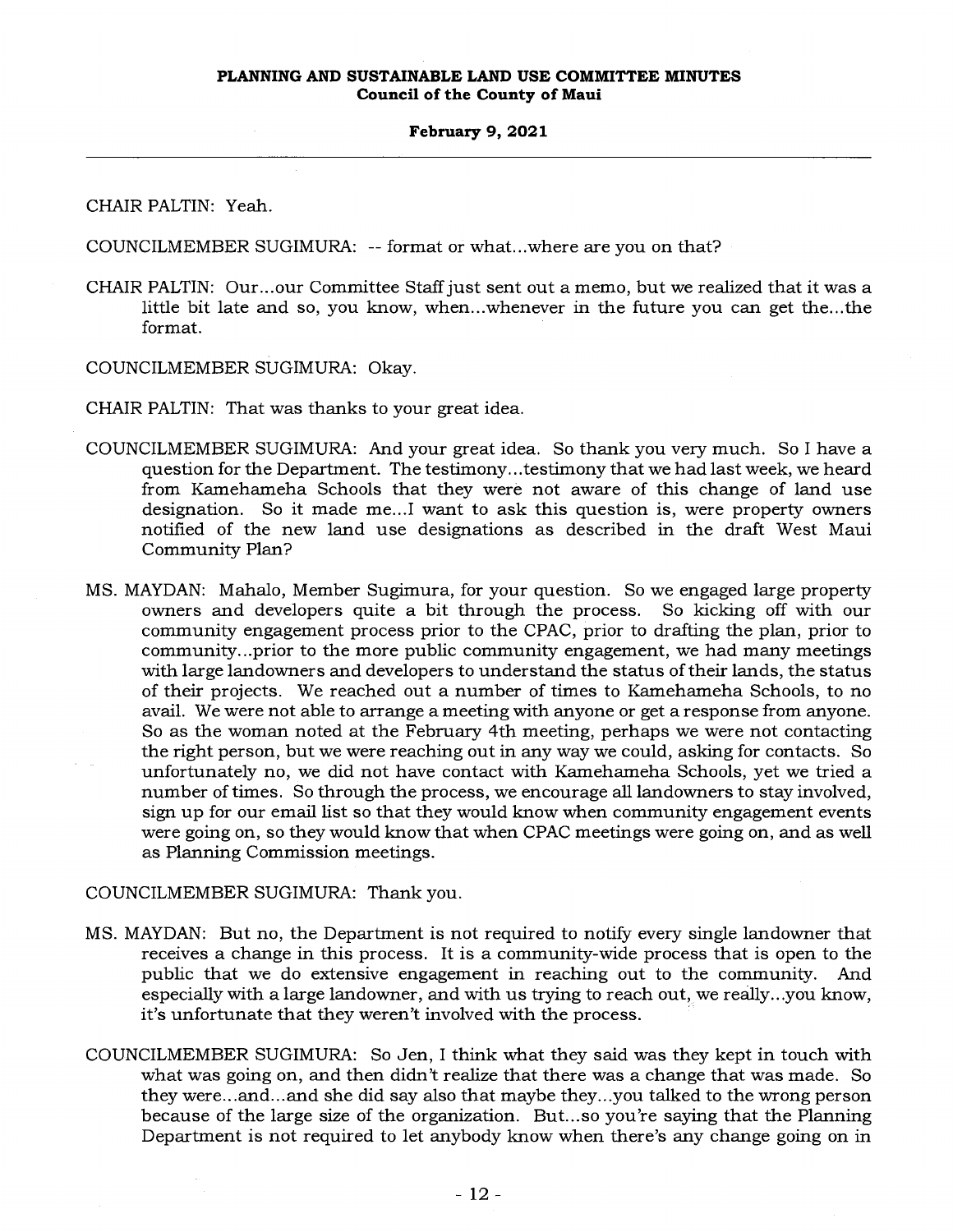CHAIR PALTIN: Yeah.

COUNCILMEMBER SUGIMURA: -- format or what...where are you on that?

CHAIR PALTIN: Our...our Committee Staff just sent out a memo, but we realized that it was a little bit late and so, you know, when...whenever in the future you can get the...the format.

COUNCILMEMBER SUGIMURA: Okay.

CHAIR PALTIN: That was thanks to your great idea.

COUNCILMEMBER SUGIMURA: And your great idea. So thank you very much. So I have a question for the Department. The testimony...testimony that we had last week, we heard from Kamehameha Schools that they were not aware of this change of land use designation. So it made me...I want to ask this question is, were property owners notified of the new land use designations as described in the draft West Maui Community Plan?

MS. MAYDAN: Mahalo, Member Sugimura, for your question. So we engaged large property owners and developers quite a bit through the process. So kicking off with our community engagement process prior to the CPAC, prior to drafting the plan, prior to community...prior to the more public community engagement, we had many meetings with large landowners and developers to understand the status of their lands, the status of their projects. We reached out a number of times to Kamehameha Schools, to no avail. We were not able to arrange a meeting with anyone or get a response from anyone. So as the woman noted at the February 4th meeting, perhaps we were not contacting the right person, but we were reaching out in any way we could, asking for contacts. So unfortunately no, we did not have contact with Kamehameha Schools, yet we tried a number of times. So through the process, we encourage all landowners to stay involved, sign up for our email list so that they would know when community engagement events were going on, so they would know that when CPAC meetings were going on, and as well as Planning Commission meetings.

COUNCILMEMBER SUGIMURA: Thank you.

MS. MAYDAN: But no, the Department is not required to notify every single landowner that receives a change in this process. It is a community-wide process that is open to the public that we do extensive engagement in reaching out to the community. And especially with a large landowner, and with us trying to reach out, we really...you know, it's unfortunate that they weren't involved with the process.

COUNCILMEMBER SUGIMURA: So Jen, I think what they said was they kept in touch with what was going on, and then didn't realize that there was a change that was made. So they were...and...and she did say also that maybe they...you talked to the wrong person because of the large size of the organization. But...so you're saying that the Planning Department is not required to let anybody know when there's any change going on in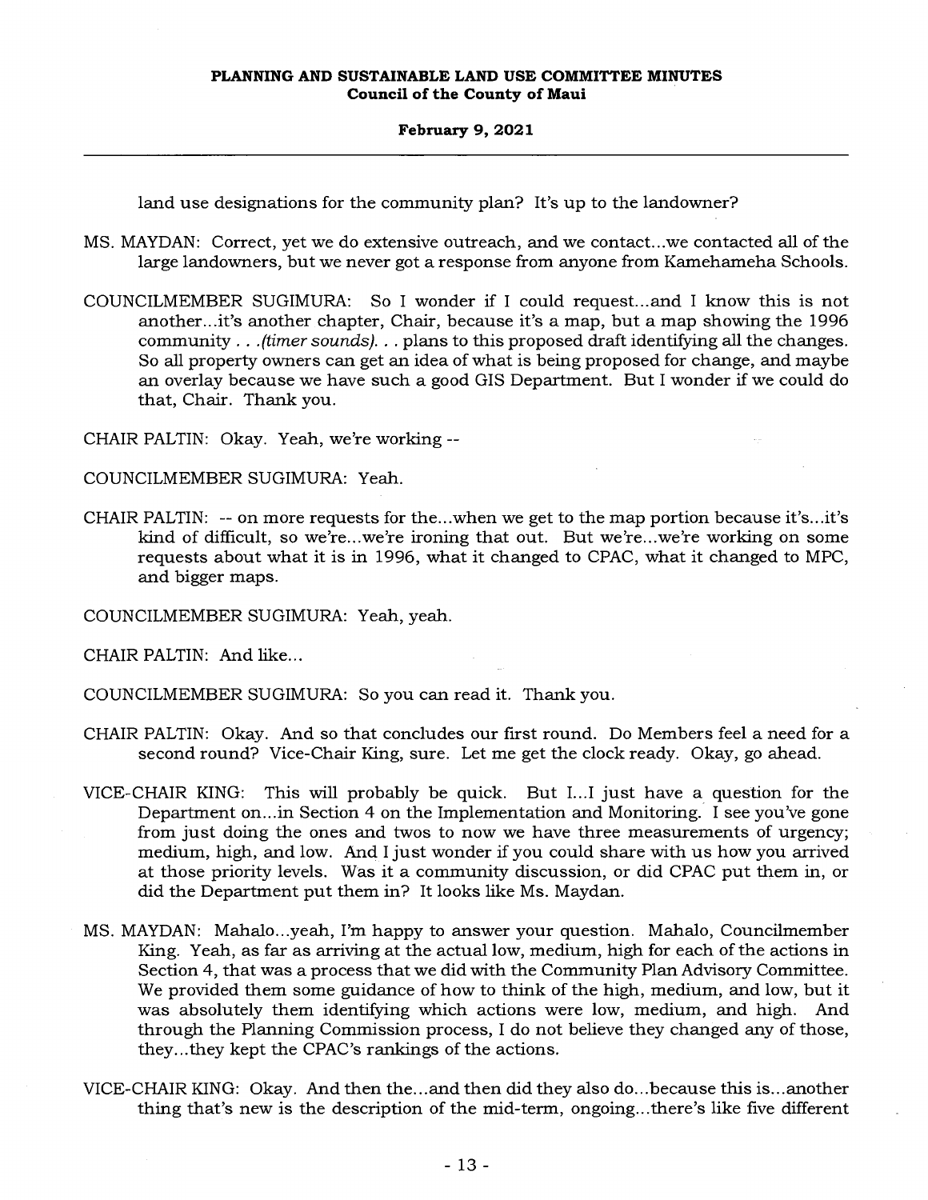land use designations for the community plan? It's up to the landowner?

MS. MAYDAN: Correct, yet we do extensive outreach, and we contact...we contacted all of the large landowners, but we never got a response from anyone from Kamehameha Schools.

COUNCILMEMBER SUGIMURA: So I wonder if I could request...and I know this is not another...it's another chapter, Chair, because it's a map, but a map showing the 1996 community . . .*(timer sounds)*. . . plans to this proposed draft identifying all the changes. So all property owners can get an idea of what is being proposed for change, and maybe an overlay because we have such a good GIS Department. But I wonder if we could do that, Chair. Thank you.

CHAIR PALTIN: Okay. Yeah, we're working --

COUNCILMEMBER SUGIMURA: Yeah.

CHAIR PALTIN: -- on more requests for the...when we get to the map portion because it's...it's kind of difficult, so we're...we're ironing that out. But we're...we're working on some requests about what it is in 1996, what it changed to CPAC, what it changed to MPC, and bigger maps.

COUNCILMEMBER SUGIMURA: Yeah, yeah.

CHAIR PALTIN: And like...

COUNCILMEMBER SUGIMURA: So you can read it. Thank you.

CHAIR PALTIN: Okay. And so that concludes our first round. Do Members feel a need for a second round? Vice-Chair King, sure. Let me get the clock ready. Okay, go ahead.

VICE-CHAIR KING: This will probably be quick. But I...I just have a question for the Department on...in Section 4 on the Implementation and Monitoring. I see you've gone from just doing the ones and twos to now we have three measurements of urgency; medium, high, and low. And I just wonder if you could share with us how you arrived at those priority levels. Was it a community discussion, or did CPAC put them in, or did the Department put them in? It looks like Ms. Maydan.

MS. MAYDAN: Mahalo...yeah, I'm happy to answer your question. Mahalo, Councilmember King. Yeah, as far as arriving at the actual low, medium, high for each of the actions in Section 4, that was a process that we did with the Community Plan Advisory Committee. We provided them some guidance of how to think of the high, medium, and low, but it was absolutely them identifying which actions were low, medium, and high. And through the Planning Commission process, I do not believe they changed any of those, they...they kept the CPAC's rankings of the actions.

VICE-CHAIR KING: Okay. And then the...and then did they also do...because this is...another thing that's new is the description of the mid-term, ongoing...there's like five different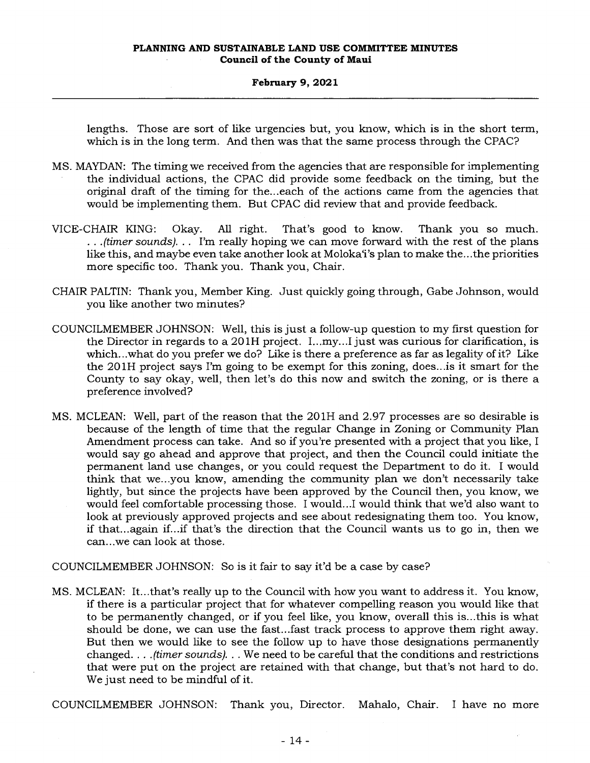lengths. Those are sort of like urgencies but, you know, which is in the short term, which is in the long term. And then was that the same process through the CPAC?

MS. MAYDAN: The timing we received from the agencies that are responsible for implementing the individual actions, the CPAC did provide some feedback on the timing, but the original draft of the timing for the...each of the actions came from the agencies that would be implementing them. But CPAC did review that and provide feedback.

VICE-CHAIR KING: Okay. All right. That's good to know. Thank you so much. . . .*(timer sounds)*. . . I'm really hoping we can move forward with the rest of the plans like this, and maybe even take another look at Moloka'i's plan to make the...the priorities more specific too. Thank you. Thank you, Chair.

CHAIR PALTIN: Thank you, Member King. Just quickly going through, Gabe Johnson, would you like another two minutes?

COUNCILMEMBER JOHNSON: Well, this is just a follow-up question to my first question for the Director in regards to a 201H project. I...my...I just was curious for clarification, is which...what do you prefer we do? Like is there a preference as far as legality of it? Like the 201H project says I'm going to be exempt for this zoning, does...is it smart for the County to say okay, well, then let's do this now and switch the zoning, or is there a preference involved?

MS. MCLEAN: Well, part of the reason that the 201H and 2.97 processes are so desirable is because of the length of time that the regular Change in Zoning or Community Plan Amendment process can take. And so if you're presented with a project that you like, I would say go ahead and approve that project, and then the Council could initiate the permanent land use changes, or you could request the Department to do it. I would think that we...you know, amending the community plan we don't necessarily take lightly, but since the projects have been approved by the Council then, you know, we would feel comfortable processing those. I would...I would think that we'd also want to look at previously approved projects and see about redesignating them too. You know, if that...again if...if that's the direction that the Council wants us to go in, then we can...we can look at those.

COUNCILMEMBER JOHNSON: So is it fair to say it'd be a case by case?

MS. MCLEAN: It...that's really up to the Council with how you want to address it. You know, if there is a particular project that for whatever compelling reason you would like that to be permanently changed, or if you feel like, you know, overall this is...this is what should be done, we can use the fast...fast track process to approve them right away. But then we would like to see the follow up to have those designations permanently changed. . . .*(timer sounds)*. . . We need to be careful that the conditions and restrictions that were put on the project are retained with that change, but that's not hard to do. We just need to be mindful of it.

COUNCILMEMBER JOHNSON: Thank you, Director. Mahalo, Chair. I have no more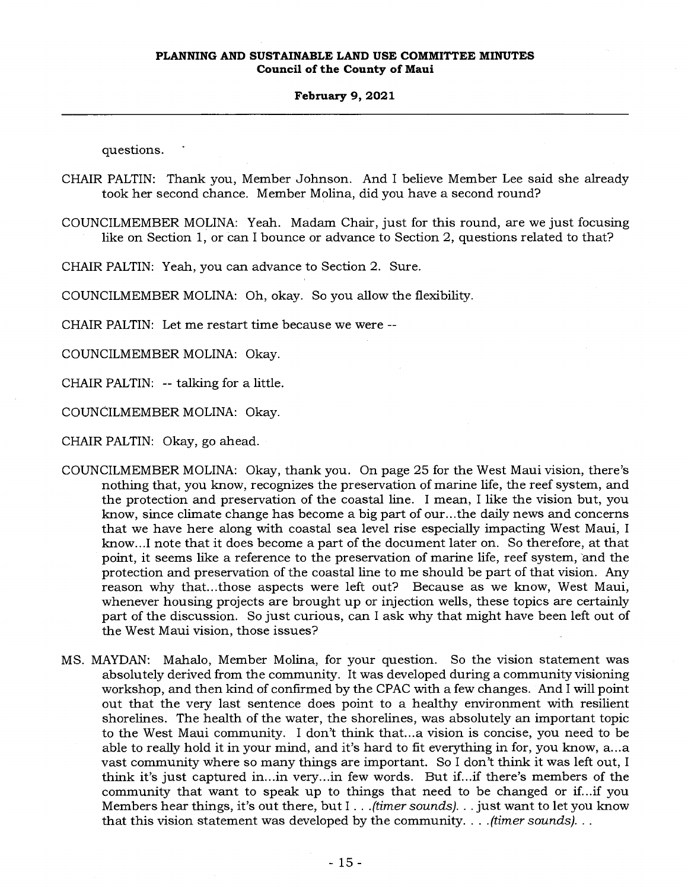questions.

CHAIR PALTIN: Thank you, Member Johnson. And I believe Member Lee said she already took her second chance. Member Molina, did you have a second round?

COUNCILMEMBER MOLINA: Yeah. Madam Chair, just for this round, are we just focusing like on Section 1, or can I bounce or advance to Section 2, questions related to that?

CHAIR PALTIN: Yeah, you can advance to Section 2. Sure.

COUNCILMEMBER MOLINA: Oh, okay. So you allow the flexibility.

CHAIR PALTIN: Let me restart time because we were --

COUNCILMEMBER MOLINA: Okay.

CHAIR PALTIN: -- talking for a little.

COUNCILMEMBER MOLINA: Okay.

CHAIR PALTIN: Okay, go ahead.

COUNCILMEMBER MOLINA: Okay, thank you. On page 25 for the West Maui vision, there's nothing that, you know, recognizes the preservation of marine life, the reef system, and the protection and preservation of the coastal line. I mean, I like the vision but, you know, since climate change has become a big part of our...the daily news and concerns that we have here along with coastal sea level rise especially impacting West Maui, I know...I note that it does become a part of the document later on. So therefore, at that point, it seems like a reference to the preservation of marine life, reef system, and the protection and preservation of the coastal line to me should be part of that vision. Any reason why that...those aspects were left out? Because as we know, West Maui, whenever housing projects are brought up or injection wells, these topics are certainly part of the discussion. So just curious, can I ask why that might have been left out of the West Maui vision, those issues?

MS. MAYDAN: Mahalo, Member Molina, for your question. So the vision statement was absolutely derived from the community. It was developed during a community visioning workshop, and then kind of confirmed by the CPAC with a few changes. And I will point out that the very last sentence does point to a healthy environment with resilient shorelines. The health of the water, the shorelines, was absolutely an important topic to the West Maui community. I don't think that...a vision is concise, you need to be able to really hold it in your mind, and it's hard to fit everything in for, you know, a...a vast community where so many things are important. So I don't think it was left out, I think it's just captured in...in very...in few words. But if...if there's members of the community that want to speak up to things that need to be changed or if...if you Members hear things, it's out there, but I . . .*(timer sounds)*. . . just want to let you know that this vision statement was developed by the community. . . .*(timer sounds)*. . .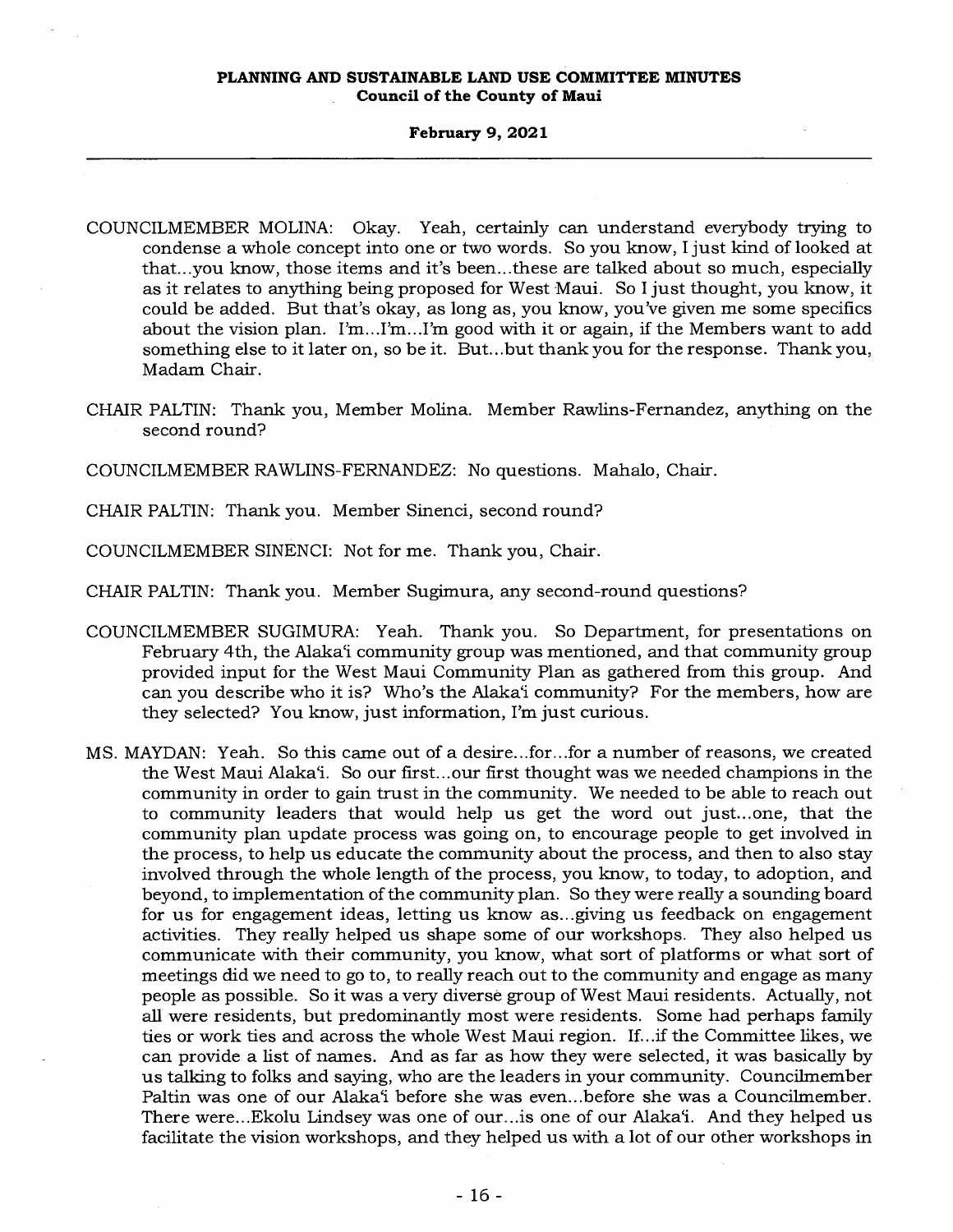COUNCILMEMBER MOLINA: Okay. Yeah, certainly can understand everybody trying to condense a whole concept into one or two words. So you know, I just kind of looked at that...you know, those items and it's been...these are talked about so much, especially as it relates to anything being proposed for West Maui. So I just thought, you know, it could be added. But that's okay, as long as, you know, you've given me some specifics about the vision plan. I'm...I'm...I'm good with it or again, if the Members want to add something else to it later on, so be it. But...but thank you for the response. Thank you, Madam Chair.

CHAIR PALTIN: Thank you, Member Molina. Member Rawlins-Fernandez, anything on the second round?

COUNCILMEMBER RAWLINS-FERNANDEZ: No questions. Mahalo, Chair.

CHAIR PALTIN: Thank you. Member Sinenci, second round?

COUNCILMEMBER SINENCI: Not for me. Thank you, Chair.

CHAIR PALTIN: Thank you. Member Sugimura, any second-round questions?

COUNCILMEMBER SUGIMURA: Yeah. Thank you. So Department, for presentations on February 4th, the Alakaʻi community group was mentioned, and that community group provided input for the West Maui Community Plan as gathered from this group. And can you describe who it is? Who's the Alakaʻi community? For the members, how are they selected? You know, just information, I'm just curious.

MS. MAYDAN: Yeah. So this came out of a desire...for...for a number of reasons, we created the West Maui Alakaʻi. So our first...our first thought was we needed champions in the community in order to gain trust in the community. We needed to be able to reach out to community leaders that would help us get the word out just...one, that the community plan update process was going on, to encourage people to get involved in the process, to help us educate the community about the process, and then to also stay involved through the whole length of the process, you know, to today, to adoption, and beyond, to implementation of the community plan. So they were really a sounding board for us for engagement ideas, letting us know as...giving us feedback on engagement activities. They really helped us shape some of our workshops. They also helped us communicate with their community, you know, what sort of platforms or what sort of meetings did we need to go to, to really reach out to the community and engage as many people as possible. So it was a very diverse group of West Maui residents. Actually, not all were residents, but predominantly most were residents. Some had perhaps family ties or work ties and across the whole West Maui region. If...if the Committee likes, we can provide a list of names. And as far as how they were selected, it was basically by us talking to folks and saying, who are the leaders in your community. Councilmember Paltin was one of our Alakaʻi before she was even...before she was a Councilmember. There were...Ekolu Lindsey was one of our...is one of our Alakaʻi. And they helped us facilitate the vision workshops, and they helped us with a lot of our other workshops in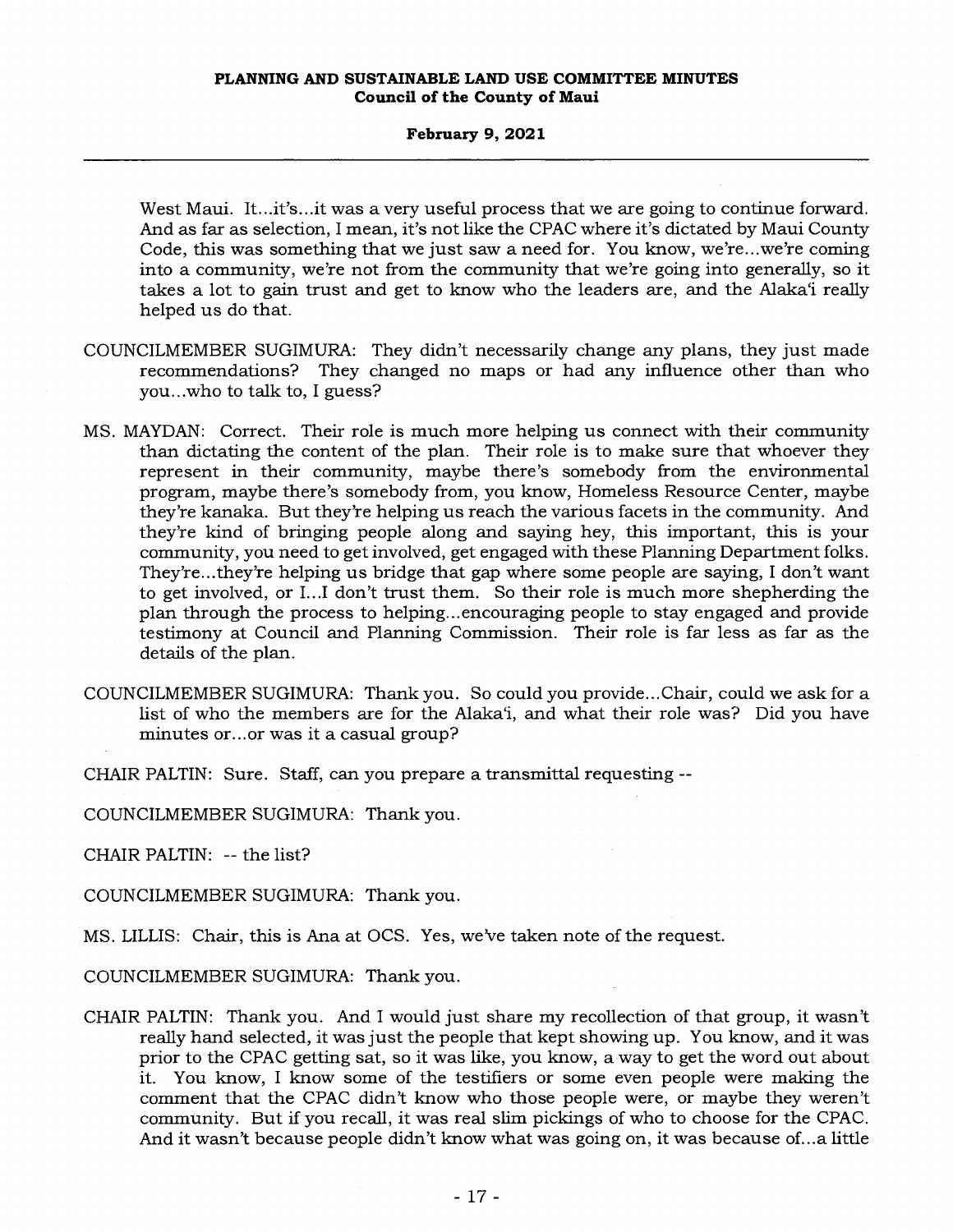West Maui. It...it's...it was a very useful process that we are going to continue forward. And as far as selection, I mean, it's not like the CPAC where it's dictated by Maui County Code, this was something that we just saw a need for. You know, we're...we're coming into a community, we're not from the community that we're going into generally, so it takes a lot to gain trust and get to know who the leaders are, and the Alaka'i really helped us do that.

COUNCILMEMBER SUGIMURA: They didn't necessarily change any plans, they just made recommendations? They changed no maps or had any influence other than who you...who to talk to, I guess?

MS. MAYDAN: Correct. Their role is much more helping us connect with their community than dictating the content of the plan. Their role is to make sure that whoever they represent in their community, maybe there's somebody from the environmental program, maybe there's somebody from, you know, Homeless Resource Center, maybe they're kanaka. But they're helping us reach the various facets in the community. And they're kind of bringing people along and saying hey, this important, this is your community, you need to get involved, get engaged with these Planning Department folks. They're...they're helping us bridge that gap where some people are saying, I don't want to get involved, or I...I don't trust them. So their role is much more shepherding the plan through the process to helping...encouraging people to stay engaged and provide testimony at Council and Planning Commission. Their role is far less as far as the details of the plan.

COUNCILMEMBER SUGIMURA: Thank you. So could you provide...Chair, could we ask for a list of who the members are for the Alaka'i, and what their role was? Did you have minutes or...or was it a casual group?

CHAIR PALTIN: Sure. Staff, can you prepare a transmittal requesting --

COUNCILMEMBER SUGIMURA: Thank you.

CHAIR PALTIN: -- the list?

COUNCILMEMBER SUGIMURA: Thank you.

MS. LILLIS: Chair, this is Ana at OCS. Yes, we've taken note of the request.

COUNCILMEMBER SUGIMURA: Thank you.

CHAIR PALTIN: Thank you. And I would just share my recollection of that group, it wasn't really hand selected, it was just the people that kept showing up. You know, and it was prior to the CPAC getting sat, so it was like, you know, a way to get the word out about it. You know, I know some of the testifiers or some even people were making the comment that the CPAC didn't know who those people were, or maybe they weren't community. But if you recall, it was real slim pickings of who to choose for the CPAC. And it wasn't because people didn't know what was going on, it was because of...a little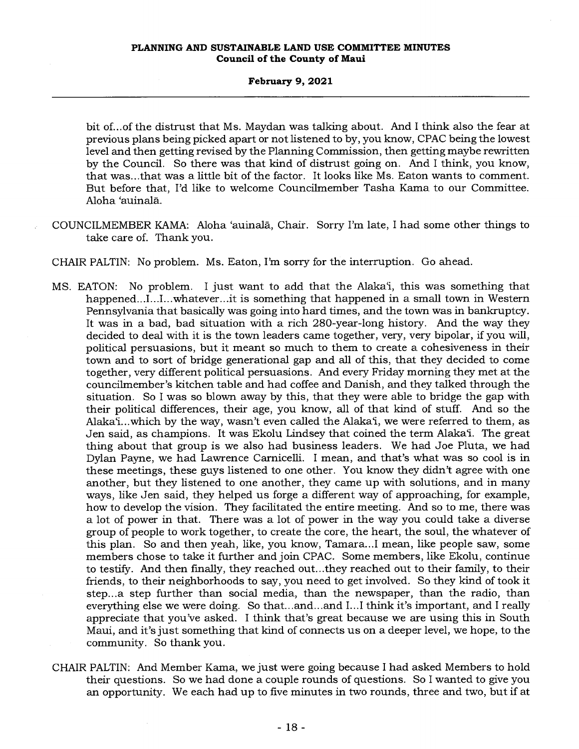bit of...of the distrust that Ms. Maydan was talking about. And I think also the fear at previous plans being picked apart or not listened to by, you know, CPAC being the lowest level and then getting revised by the Planning Commission, then getting maybe rewritten by the Council. So there was that kind of distrust going on. And I think, you know, that was...that was a little bit of the factor. It looks like Ms. Eaton wants to comment. But before that, I'd like to welcome Councilmember Tasha Kama to our Committee. Aloha ʻauinalā.

COUNCILMEMBER KAMA: Aloha ʻauinalā, Chair. Sorry I'm late, I had some other things to take care of. Thank you.

CHAIR PALTIN: No problem. Ms. Eaton, I'm sorry for the interruption. Go ahead.

MS. EATON: No problem. I just want to add that the Alakaʻi, this was something that happened...I...I...whatever...it is something that happened in a small town in Western Pennsylvania that basically was going into hard times, and the town was in bankruptcy. It was in a bad, bad situation with a rich 280-year-long history. And the way they decided to deal with it is the town leaders came together, very, very bipolar, if you will, political persuasions, but it meant so much to them to create a cohesiveness in their town and to sort of bridge generational gap and all of this, that they decided to come together, very different political persuasions. And every Friday morning they met at the councilmember's kitchen table and had coffee and Danish, and they talked through the situation. So I was so blown away by this, that they were able to bridge the gap with their political differences, their age, you know, all of that kind of stuff. And so the Alakaʻi...which by the way, wasn't even called the Alakaʻi, we were referred to them, as Jen said, as champions. It was Ekolu Lindsey that coined the term Alakaʻi. The great thing about that group is we also had business leaders. We had Joe Pluta, we had Dylan Payne, we had Lawrence Carnicelli. I mean, and that's what was so cool is in these meetings, these guys listened to one other. You know they didn't agree with one another, but they listened to one another, they came up with solutions, and in many ways, like Jen said, they helped us forge a different way of approaching, for example, how to develop the vision. They facilitated the entire meeting. And so to me, there was a lot of power in that. There was a lot of power in the way you could take a diverse group of people to work together, to create the core, the heart, the soul, the whatever of this plan. So and then yeah, like, you know, Tamara...I mean, like people saw, some members chose to take it further and join CPAC. Some members, like Ekolu, continue to testify. And then finally, they reached out...they reached out to their family, to their friends, to their neighborhoods to say, you need to get involved. So they kind of took it step...a step further than social media, than the newspaper, than the radio, than everything else we were doing. So that...and...and I...I think it's important, and I really appreciate that you've asked. I think that's great because we are using this in South Maui, and it's just something that kind of connects us on a deeper level, we hope, to the community. So thank you.

CHAIR PALTIN: And Member Kama, we just were going because I had asked Members to hold their questions. So we had done a couple rounds of questions. So I wanted to give you an opportunity. We each had up to five minutes in two rounds, three and two, but if at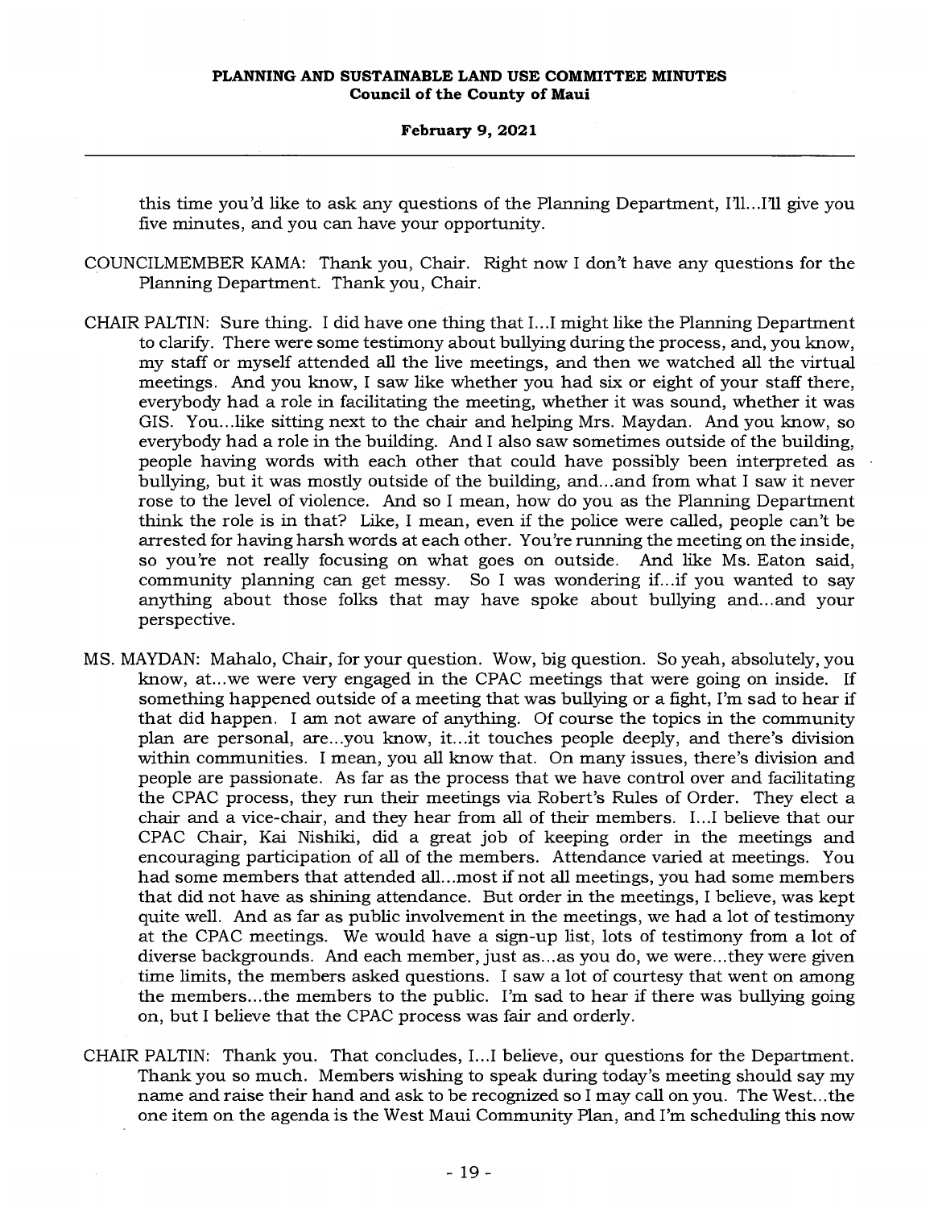this time you'd like to ask any questions of the Planning Department, I'll...I'll give you five minutes, and you can have your opportunity.

COUNCILMEMBER KAMA: Thank you, Chair. Right now I don't have any questions for the Planning Department. Thank you, Chair.

CHAIR PALTIN: Sure thing. I did have one thing that I...I might like the Planning Department to clarify. There were some testimony about bullying during the process, and, you know, my staff or myself attended all the live meetings, and then we watched all the virtual meetings. And you know, I saw like whether you had six or eight of your staff there, everybody had a role in facilitating the meeting, whether it was sound, whether it was GIS. You...like sitting next to the chair and helping Mrs. Maydan. And you know, so everybody had a role in the building. And I also saw sometimes outside of the building, people having words with each other that could have possibly been interpreted as bullying, but it was mostly outside of the building, and...and from what I saw it never rose to the level of violence. And so I mean, how do you as the Planning Department think the role is in that? Like, I mean, even if the police were called, people can't be arrested for having harsh words at each other. You're running the meeting on the inside, so you're not really focusing on what goes on outside. And like Ms. Eaton said, community planning can get messy. So I was wondering if...if you wanted to say anything about those folks that may have spoke about bullying and...and your perspective.

MS. MAYDAN: Mahalo, Chair, for your question. Wow, big question. So yeah, absolutely, you know, at...we were very engaged in the CPAC meetings that were going on inside. If something happened outside of a meeting that was bullying or a fight, I'm sad to hear if that did happen. I am not aware of anything. Of course the topics in the community plan are personal, are...you know, it...it touches people deeply, and there's division within communities. I mean, you all know that. On many issues, there's division and people are passionate. As far as the process that we have control over and facilitating the CPAC process, they run their meetings via Robert's Rules of Order. They elect a chair and a vice-chair, and they hear from all of their members. I...I believe that our CPAC Chair, Kai Nishiki, did a great job of keeping order in the meetings and encouraging participation of all of the members. Attendance varied at meetings. You had some members that attended all...most if not all meetings, you had some members that did not have as shining attendance. But order in the meetings, I believe, was kept quite well. And as far as public involvement in the meetings, we had a lot of testimony at the CPAC meetings. We would have a sign-up list, lots of testimony from a lot of diverse backgrounds. And each member, just as...as you do, we were...they were given time limits, the members asked questions. I saw a lot of courtesy that went on among the members...the members to the public. I'm sad to hear if there was bullying going on, but I believe that the CPAC process was fair and orderly.

CHAIR PALTIN: Thank you. That concludes, I...I believe, our questions for the Department. Thank you so much. Members wishing to speak during today's meeting should say my name and raise their hand and ask to be recognized so I may call on you. The West...the one item on the agenda is the West Maui Community Plan, and I'm scheduling this now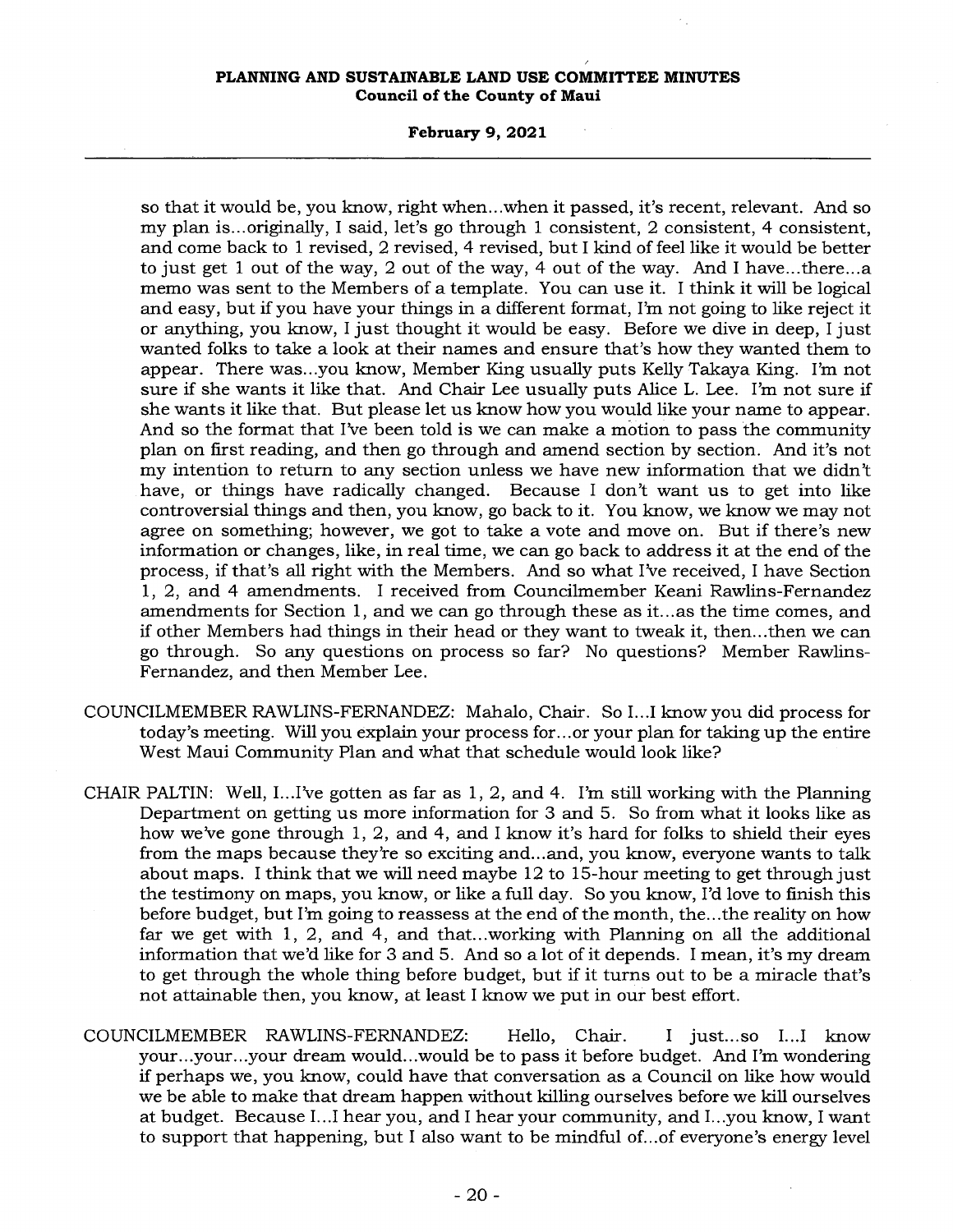so that it would be, you know, right when...when it passed, it's recent, relevant. And so my plan is...originally, I said, let's go through 1 consistent, 2 consistent, 4 consistent, and come back to 1 revised, 2 revised, 4 revised, but I kind of feel like it would be better to just get 1 out of the way, 2 out of the way, 4 out of the way. And I have...there...a memo was sent to the Members of a template. You can use it. I think it will be logical and easy, but if you have your things in a different format, I'm not going to like reject it or anything, you know, I just thought it would be easy. Before we dive in deep, I just wanted folks to take a look at their names and ensure that's how they wanted them to appear. There was...you know, Member King usually puts Kelly Takaya King. I'm not sure if she wants it like that. And Chair Lee usually puts Alice L. Lee. I'm not sure if she wants it like that. But please let us know how you would like your name to appear. And so the format that I've been told is we can make a motion to pass the community plan on first reading, and then go through and amend section by section. And it's not my intention to return to any section unless we have new information that we didn't have, or things have radically changed. Because I don't want us to get into like controversial things and then, you know, go back to it. You know, we know we may not agree on something; however, we got to take a vote and move on. But if there's new information or changes, like, in real time, we can go back to address it at the end of the process, if that's all right with the Members. And so what I've received, I have Section 1, 2, and 4 amendments. I received from Councilmember Keani Rawlins-Fernandez amendments for Section 1, and we can go through these as it...as the time comes, and if other Members had things in their head or they want to tweak it, then...then we can go through. So any questions on process so far? No questions? Member Rawlins-Fernandez, and then Member Lee.

COUNCILMEMBER RAWLINS-FERNANDEZ: Mahalo, Chair. So I...I know you did process for today's meeting. Will you explain your process for...or your plan for taking up the entire West Maui Community Plan and what that schedule would look like?

CHAIR PALTIN: Well, I...I've gotten as far as 1, 2, and 4. I'm still working with the Planning Department on getting us more information for 3 and 5. So from what it looks like as how we've gone through 1, 2, and 4, and I know it's hard for folks to shield their eyes from the maps because they're so exciting and...and, you know, everyone wants to talk about maps. I think that we will need maybe 12 to 15-hour meeting to get through just the testimony on maps, you know, or like a full day. So you know, I'd love to finish this before budget, but I'm going to reassess at the end of the month, the...the reality on how far we get with 1, 2, and 4, and that...working with Planning on all the additional information that we'd like for 3 and 5. And so a lot of it depends. I mean, it's my dream to get through the whole thing before budget, but if it turns out to be a miracle that's not attainable then, you know, at least I know we put in our best effort.

COUNCILMEMBER RAWLINS-FERNANDEZ: Hello, Chair. I just...so I...I know your...your...your dream would...would be to pass it before budget. And I'm wondering if perhaps we, you know, could have that conversation as a Council on like how would we be able to make that dream happen without killing ourselves before we kill ourselves at budget. Because I...I hear you, and I hear your community, and I...you know, I want to support that happening, but I also want to be mindful of...of everyone's energy level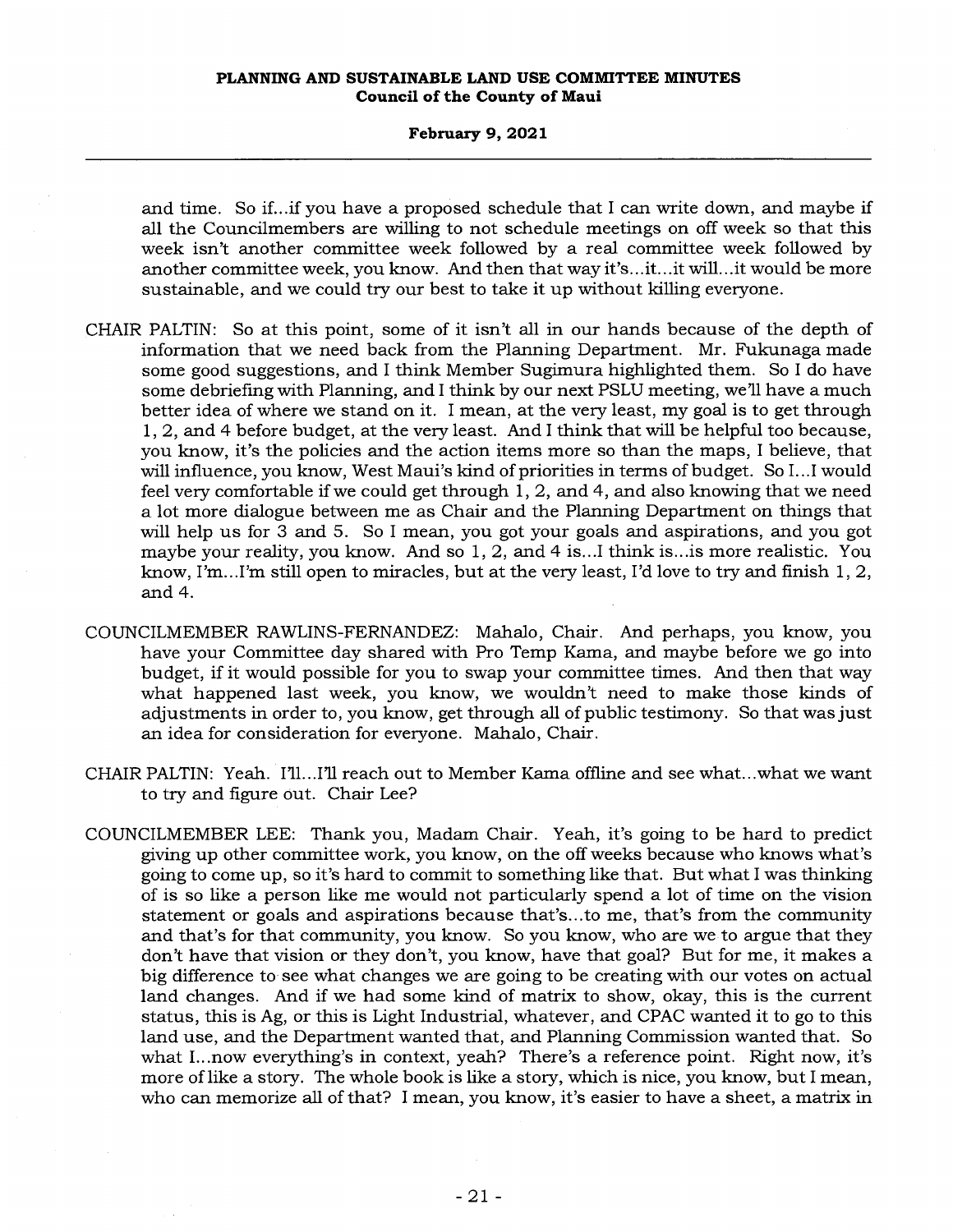and time. So if...if you have a proposed schedule that I can write down, and maybe if all the Councilmembers are willing to not schedule meetings on off week so that this week isn't another committee week followed by a real committee week followed by another committee week, you know. And then that way it's...it...it will...it would be more sustainable, and we could try our best to take it up without killing everyone.

CHAIR PALTIN: So at this point, some of it isn't all in our hands because of the depth of information that we need back from the Planning Department. Mr. Fukunaga made some good suggestions, and I think Member Sugimura highlighted them. So I do have some debriefing with Planning, and I think by our next PSLU meeting, we'll have a much better idea of where we stand on it. I mean, at the very least, my goal is to get through 1, 2, and 4 before budget, at the very least. And I think that will be helpful too because, you know, it's the policies and the action items more so than the maps, I believe, that will influence, you know, West Maui's kind of priorities in terms of budget. So I...I would feel very comfortable if we could get through 1, 2, and 4, and also knowing that we need a lot more dialogue between me as Chair and the Planning Department on things that will help us for 3 and 5. So I mean, you got your goals and aspirations, and you got maybe your reality, you know. And so 1, 2, and 4 is...I think is...is more realistic. You know, I'm...I'm still open to miracles, but at the very least, I'd love to try and finish 1, 2, and 4.

COUNCILMEMBER RAWLINS-FERNANDEZ: Mahalo, Chair. And perhaps, you know, you have your Committee day shared with Pro Temp Kama, and maybe before we go into budget, if it would possible for you to swap your committee times. And then that way what happened last week, you know, we wouldn't need to make those kinds of adjustments in order to, you know, get through all of public testimony. So that was just an idea for consideration for everyone. Mahalo, Chair.

CHAIR PALTIN: Yeah. I'll...I'll reach out to Member Kama offline and see what...what we want to try and figure out. Chair Lee?

COUNCILMEMBER LEE: Thank you, Madam Chair. Yeah, it's going to be hard to predict giving up other committee work, you know, on the off weeks because who knows what's going to come up, so it's hard to commit to something like that. But what I was thinking of is so like a person like me would not particularly spend a lot of time on the vision statement or goals and aspirations because that's...to me, that's from the community and that's for that community, you know. So you know, who are we to argue that they don't have that vision or they don't, you know, have that goal? But for me, it makes a big difference to see what changes we are going to be creating with our votes on actual land changes. And if we had some kind of matrix to show, okay, this is the current status, this is Ag, or this is Light Industrial, whatever, and CPAC wanted it to go to this land use, and the Department wanted that, and Planning Commission wanted that. So what I...now everything's in context, yeah? There's a reference point. Right now, it's more of like a story. The whole book is like a story, which is nice, you know, but I mean, who can memorize all of that? I mean, you know, it's easier to have a sheet, a matrix in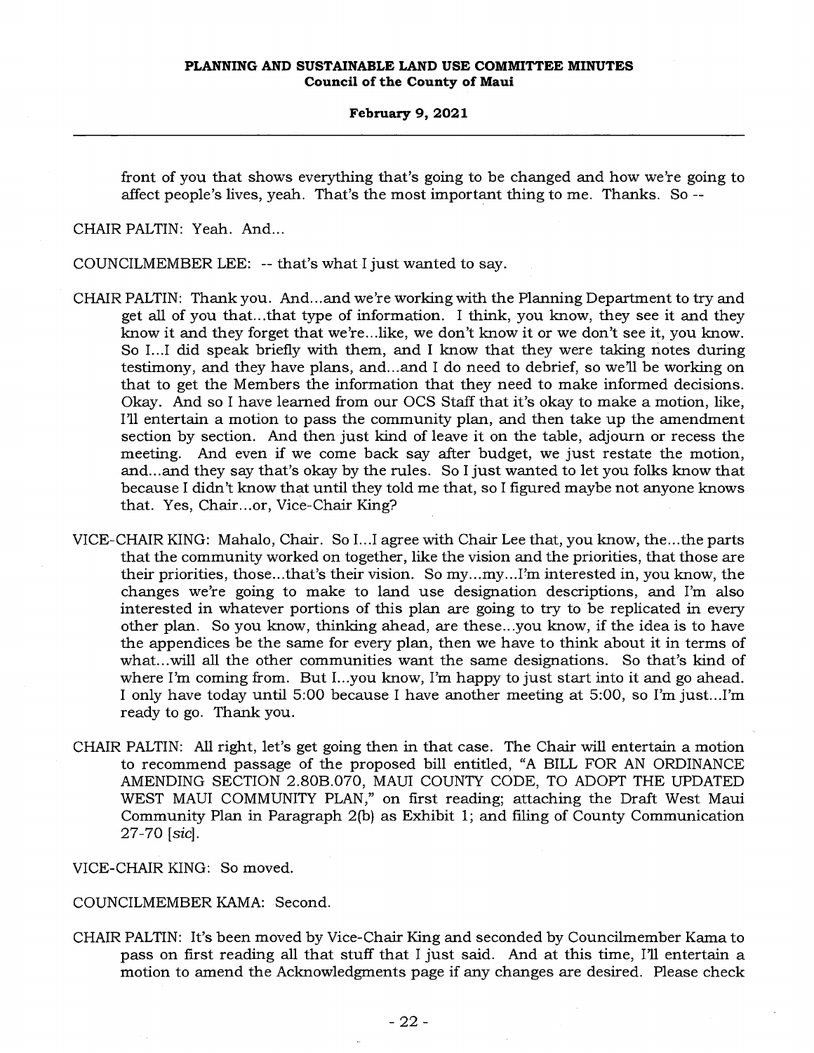front of you that shows everything that's going to be changed and how we're going to affect people's lives, yeah. That's the most important thing to me. Thanks. So --

CHAIR PALTIN: Yeah. And...

COUNCILMEMBER LEE: -- that's what I just wanted to say.

CHAIR PALTIN: Thank you. And...and we're working with the Planning Department to try and get all of you that...that type of information. I think, you know, they see it and they know it and they forget that we're...like, we don't know it or we don't see it, you know. So I...I did speak briefly with them, and I know that they were taking notes during testimony, and they have plans, and...and I do need to debrief, so we'll be working on that to get the Members the information that they need to make informed decisions. Okay. And so I have learned from our OCS Staff that it's okay to make a motion, like, I'll entertain a motion to pass the community plan, and then take up the amendment section by section. And then just kind of leave it on the table, adjourn or recess the meeting. And even if we come back say after budget, we just restate the motion, and...and they say that's okay by the rules. So I just wanted to let you folks know that because I didn't know that until they told me that, so I figured maybe not anyone knows that. Yes, Chair...or, Vice-Chair King?

VICE-CHAIR KING: Mahalo, Chair. So I...I agree with Chair Lee that, you know, the...the parts that the community worked on together, like the vision and the priorities, that those are their priorities, those...that's their vision. So my...my...I'm interested in, you know, the changes we're going to make to land use designation descriptions, and I'm also interested in whatever portions of this plan are going to try to be replicated in every other plan. So you know, thinking ahead, are these...you know, if the idea is to have the appendices be the same for every plan, then we have to think about it in terms of what...will all the other communities want the same designations. So that's kind of where I'm coming from. But I...you know, I'm happy to just start into it and go ahead. I only have today until 5:00 because I have another meeting at 5:00, so I'm just...I'm ready to go. Thank you.

CHAIR PALTIN: All right, let's get going then in that case. The Chair will entertain a motion to recommend passage of the proposed bill entitled, "A BILL FOR AN ORDINANCE AMENDING SECTION 2.80B.070, MAUI COUNTY CODE, TO ADOPT THE UPDATED WEST MAUI COMMUNITY PLAN," on first reading; attaching the Draft West Maui Community Plan in Paragraph 2(b) as Exhibit 1; and filing of County Communication 27-70 [*sic*].

VICE-CHAIR KING: So moved.

COUNCILMEMBER KAMA: Second.

CHAIR PALTIN: It's been moved by Vice-Chair King and seconded by Councilmember Kama to pass on first reading all that stuff that I just said. And at this time, I'll entertain a motion to amend the Acknowledgments page if any changes are desired. Please check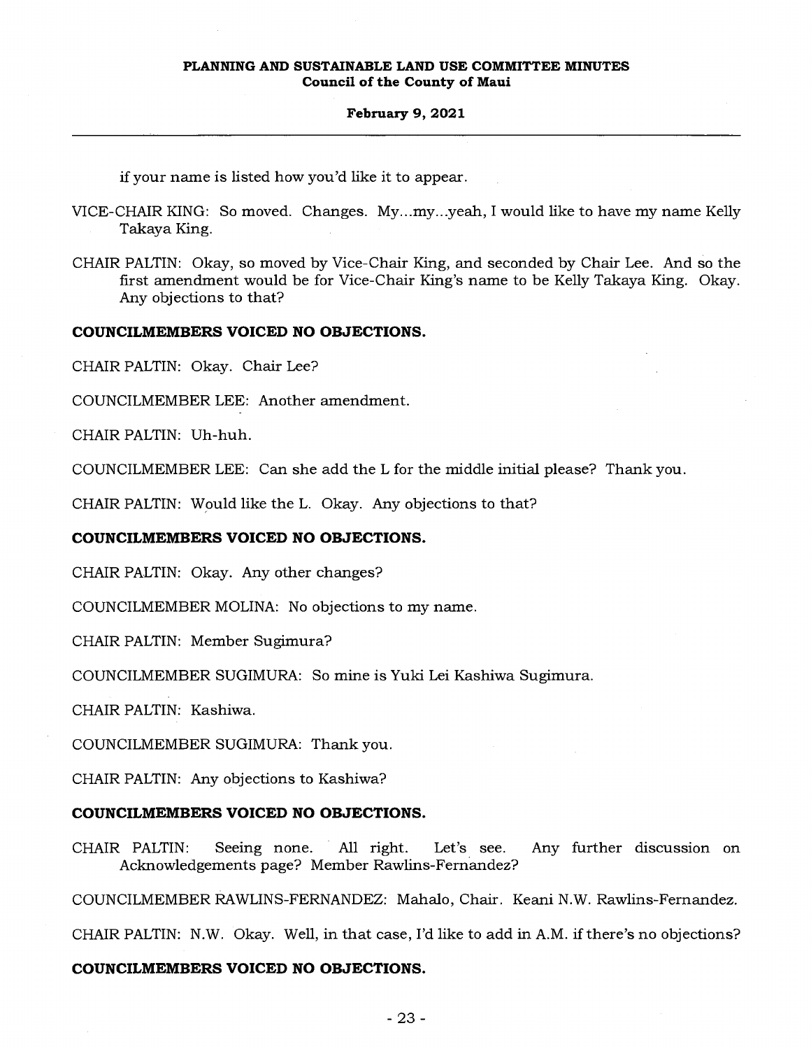if your name is listed how you'd like it to appear.

VICE-CHAIR KING: So moved. Changes. My...my...yeah, I would like to have my name Kelly Takaya King.

CHAIR PALTIN: Okay, so moved by Vice-Chair King, and seconded by Chair Lee. And so the first amendment would be for Vice-Chair King's name to be Kelly Takaya King. Okay. Any objections to that?

**COUNCILMEMBERS VOICED NO OBJECTIONS.**

CHAIR PALTIN: Okay. Chair Lee?

COUNCILMEMBER LEE: Another amendment.

CHAIR PALTIN: Uh-huh.

COUNCILMEMBER LEE: Can she add the L for the middle initial please? Thank you.

CHAIR PALTIN: Would like the L. Okay. Any objections to that?

**COUNCILMEMBERS VOICED NO OBJECTIONS.**

CHAIR PALTIN: Okay. Any other changes?

COUNCILMEMBER MOLINA: No objections to my name.

CHAIR PALTIN: Member Sugimura?

COUNCILMEMBER SUGIMURA: So mine is Yuki Lei Kashiwa Sugimura.

CHAIR PALTIN: Kashiwa.

COUNCILMEMBER SUGIMURA: Thank you.

CHAIR PALTIN: Any objections to Kashiwa?

**COUNCILMEMBERS VOICED NO OBJECTIONS.**

CHAIR PALTIN: Seeing none. All right. Let's see. Any further discussion on Acknowledgements page? Member Rawlins-Fernandez?

COUNCILMEMBER RAWLINS-FERNANDEZ: Mahalo, Chair. Keani N.W. Rawlins-Fernandez.

CHAIR PALTIN: N.W. Okay. Well, in that case, I'd like to add in A.M. if there's no objections?

**COUNCILMEMBERS VOICED NO OBJECTIONS.**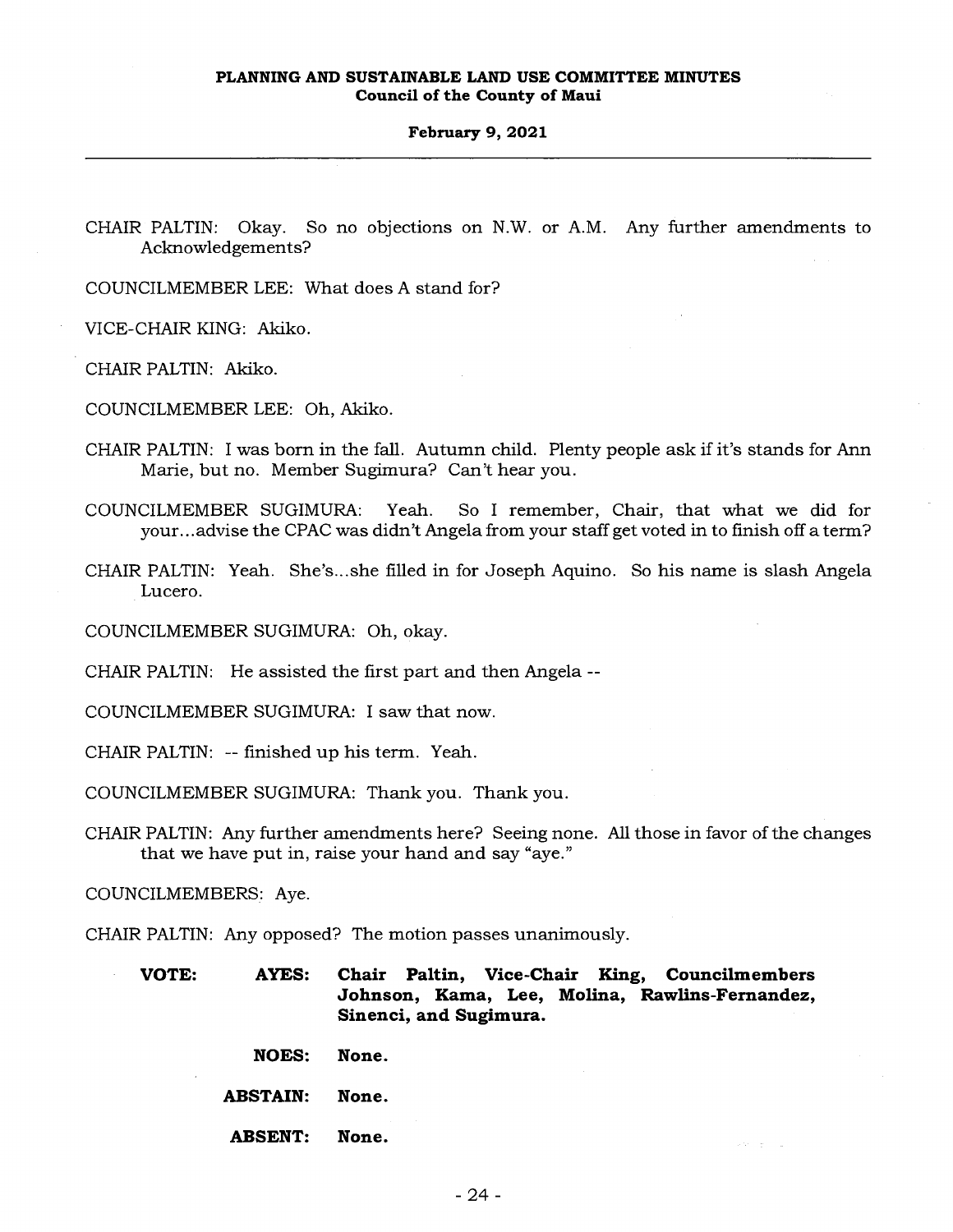CHAIR PALTIN: Okay. So no objections on N.W. or A.M. Any further amendments to Acknowledgements?

COUNCILMEMBER LEE: What does A stand for?

VICE-CHAIR KING: Akiko.

CHAIR PALTIN: Akiko.

COUNCILMEMBER LEE: Oh, Akiko.

CHAIR PALTIN: I was born in the fall. Autumn child. Plenty people ask if it's stands for Ann Marie, but no. Member Sugimura? Can't hear you.

COUNCILMEMBER SUGIMURA: Yeah. So I remember, Chair, that what we did for your...advise the CPAC was didn't Angela from your staff get voted in to finish off a term?

CHAIR PALTIN: Yeah. She's...she filled in for Joseph Aquino. So his name is slash Angela Lucero.

COUNCILMEMBER SUGIMURA: Oh, okay.

CHAIR PALTIN: He assisted the first part and then Angela --

COUNCILMEMBER SUGIMURA: I saw that now.

CHAIR PALTIN: -- finished up his term. Yeah.

COUNCILMEMBER SUGIMURA: Thank you. Thank you.

CHAIR PALTIN: Any further amendments here? Seeing none. All those in favor of the changes that we have put in, raise your hand and say "aye."

COUNCILMEMBERS: Aye.

CHAIR PALTIN: Any opposed? The motion passes unanimously.

**VOTE:** **AYES:** **Chair Paltin, Vice-Chair King, Councilmembers Johnson, Kama, Lee, Molina, Rawlins-Fernandez, Sinenci, and Sugimura.**

**NOES:** **None.**

**ABSTAIN:** **None.**

**ABSENT:** **None.**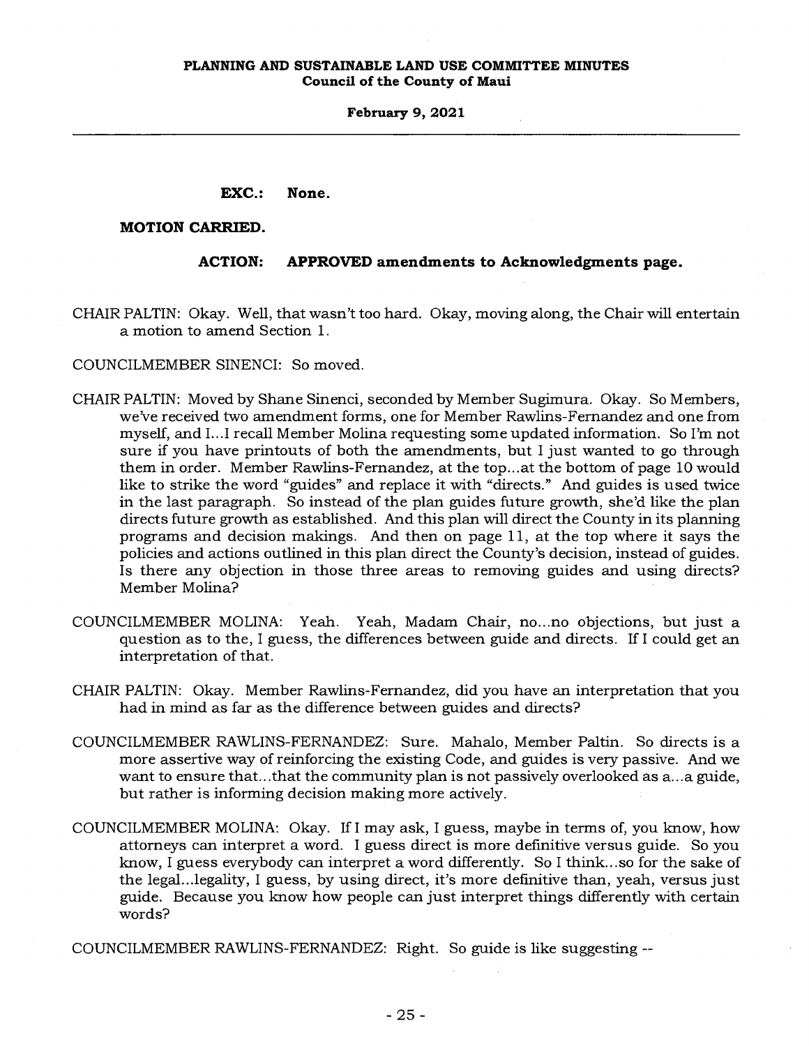**EXC.: None.**

**MOTION CARRIED.**

**ACTION: APPROVED amendments to Acknowledgments page.**

CHAIR PALTIN: Okay. Well, that wasn't too hard. Okay, moving along, the Chair will entertain a motion to amend Section 1.

COUNCILMEMBER SINENCI: So moved.

CHAIR PALTIN: Moved by Shane Sinenci, seconded by Member Sugimura. Okay. So Members, we've received two amendment forms, one for Member Rawlins-Fernandez and one from myself, and I...I recall Member Molina requesting some updated information. So I'm not sure if you have printouts of both the amendments, but I just wanted to go through them in order. Member Rawlins-Fernandez, at the top...at the bottom of page 10 would like to strike the word "guides" and replace it with "directs." And guides is used twice in the last paragraph. So instead of the plan guides future growth, she'd like the plan directs future growth as established. And this plan will direct the County in its planning programs and decision makings. And then on page 11, at the top where it says the policies and actions outlined in this plan direct the County's decision, instead of guides. Is there any objection in those three areas to removing guides and using directs? Member Molina?

COUNCILMEMBER MOLINA: Yeah. Yeah, Madam Chair, no...no objections, but just a question as to the, I guess, the differences between guide and directs. If I could get an interpretation of that.

CHAIR PALTIN: Okay. Member Rawlins-Fernandez, did you have an interpretation that you had in mind as far as the difference between guides and directs?

COUNCILMEMBER RAWLINS-FERNANDEZ: Sure. Mahalo, Member Paltin. So directs is a more assertive way of reinforcing the existing Code, and guides is very passive. And we want to ensure that...that the community plan is not passively overlooked as a...a guide, but rather is informing decision making more actively.

COUNCILMEMBER MOLINA: Okay. If I may ask, I guess, maybe in terms of, you know, how attorneys can interpret a word. I guess direct is more definitive versus guide. So you know, I guess everybody can interpret a word differently. So I think...so for the sake of the legal...legality, I guess, by using direct, it's more definitive than, yeah, versus just guide. Because you know how people can just interpret things differently with certain words?

COUNCILMEMBER RAWLINS-FERNANDEZ: Right. So guide is like suggesting --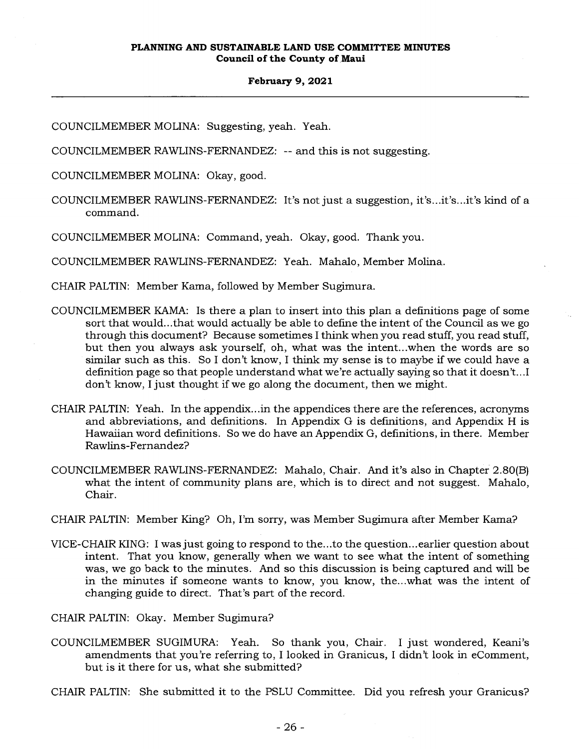COUNCILMEMBER MOLINA: Suggesting, yeah. Yeah.

COUNCILMEMBER RAWLINS-FERNANDEZ: -- and this is not suggesting.

COUNCILMEMBER MOLINA: Okay, good.

COUNCILMEMBER RAWLINS-FERNANDEZ: It's not just a suggestion, it's...it's...it's kind of a command.

COUNCILMEMBER MOLINA: Command, yeah. Okay, good. Thank you.

COUNCILMEMBER RAWLINS-FERNANDEZ: Yeah. Mahalo, Member Molina.

CHAIR PALTIN: Member Kama, followed by Member Sugimura.

COUNCILMEMBER KAMA: Is there a plan to insert into this plan a definitions page of some sort that would...that would actually be able to define the intent of the Council as we go through this document? Because sometimes I think when you read stuff, you read stuff, but then you always ask yourself, oh, what was the intent...when the words are so similar such as this. So I don't know, I think my sense is to maybe if we could have a definition page so that people understand what we're actually saying so that it doesn't...I don't know, I just thought if we go along the document, then we might.

CHAIR PALTIN: Yeah. In the appendix...in the appendices there are the references, acronyms and abbreviations, and definitions. In Appendix G is definitions, and Appendix H is Hawaiian word definitions. So we do have an Appendix G, definitions, in there. Member Rawlins-Fernandez?

COUNCILMEMBER RAWLINS-FERNANDEZ: Mahalo, Chair. And it's also in Chapter 2.80(B) what the intent of community plans are, which is to direct and not suggest. Mahalo, Chair.

CHAIR PALTIN: Member King? Oh, I'm sorry, was Member Sugimura after Member Kama?

VICE-CHAIR KING: I was just going to respond to the...to the question...earlier question about intent. That you know, generally when we want to see what the intent of something was, we go back to the minutes. And so this discussion is being captured and will be in the minutes if someone wants to know, you know, the...what was the intent of changing guide to direct. That's part of the record.

CHAIR PALTIN: Okay. Member Sugimura?

COUNCILMEMBER SUGIMURA: Yeah. So thank you, Chair. I just wondered, Keani's amendments that you're referring to, I looked in Granicus, I didn't look in eComment, but is it there for us, what she submitted?

CHAIR PALTIN: She submitted it to the PSLU Committee. Did you refresh your Granicus?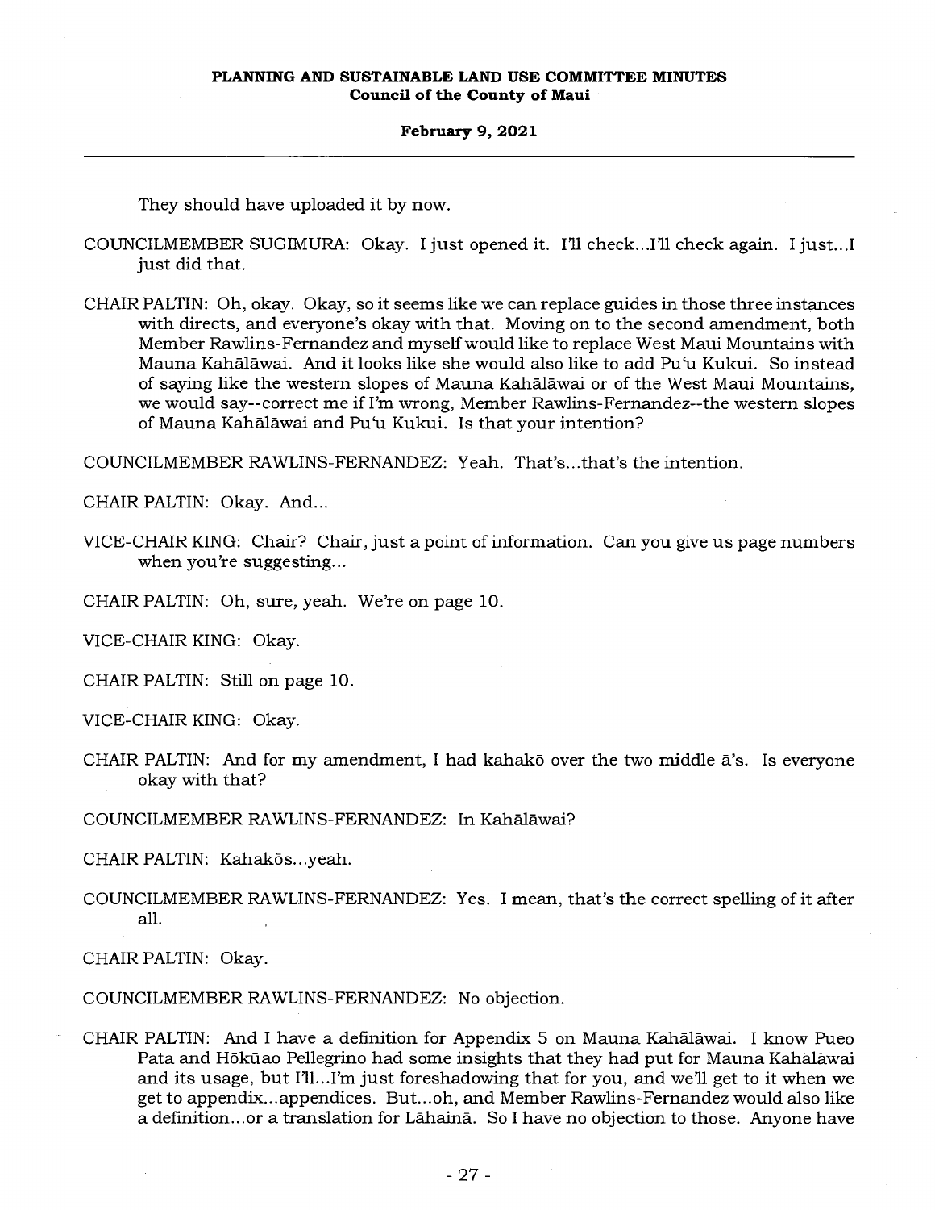They should have uploaded it by now.

COUNCILMEMBER SUGIMURA: Okay. I just opened it. I'll check...I'll check again. I just...I just did that.

CHAIR PALTIN: Oh, okay. Okay, so it seems like we can replace guides in those three instances with directs, and everyone's okay with that. Moving on to the second amendment, both Member Rawlins-Fernandez and myself would like to replace West Maui Mountains with Mauna Kahālāwai. And it looks like she would also like to add Puʻu Kukui. So instead of saying like the western slopes of Mauna Kahālāwai or of the West Maui Mountains, we would say--correct me if I'm wrong, Member Rawlins-Fernandez--the western slopes of Mauna Kahālāwai and Puʻu Kukui. Is that your intention?

COUNCILMEMBER RAWLINS-FERNANDEZ: Yeah. That's...that's the intention.

CHAIR PALTIN: Okay. And...

VICE-CHAIR KING: Chair? Chair, just a point of information. Can you give us page numbers when you're suggesting...

CHAIR PALTIN: Oh, sure, yeah. We're on page 10.

VICE-CHAIR KING: Okay.

CHAIR PALTIN: Still on page 10.

VICE-CHAIR KING: Okay.

CHAIR PALTIN: And for my amendment, I had kahakō over the two middle ā's. Is everyone okay with that?

COUNCILMEMBER RAWLINS-FERNANDEZ: In Kahālāwai?

CHAIR PALTIN: Kahakōs...yeah.

COUNCILMEMBER RAWLINS-FERNANDEZ: Yes. I mean, that's the correct spelling of it after all.

CHAIR PALTIN: Okay.

COUNCILMEMBER RAWLINS-FERNANDEZ: No objection.

CHAIR PALTIN: And I have a definition for Appendix 5 on Mauna Kahālāwai. I know Pueo Pata and Hōkūao Pellegrino had some insights that they had put for Mauna Kahālāwai and its usage, but I'll...I'm just foreshadowing that for you, and we'll get to it when we get to appendix...appendices. But...oh, and Member Rawlins-Fernandez would also like a definition...or a translation for Lāhainā. So I have no objection to those. Anyone have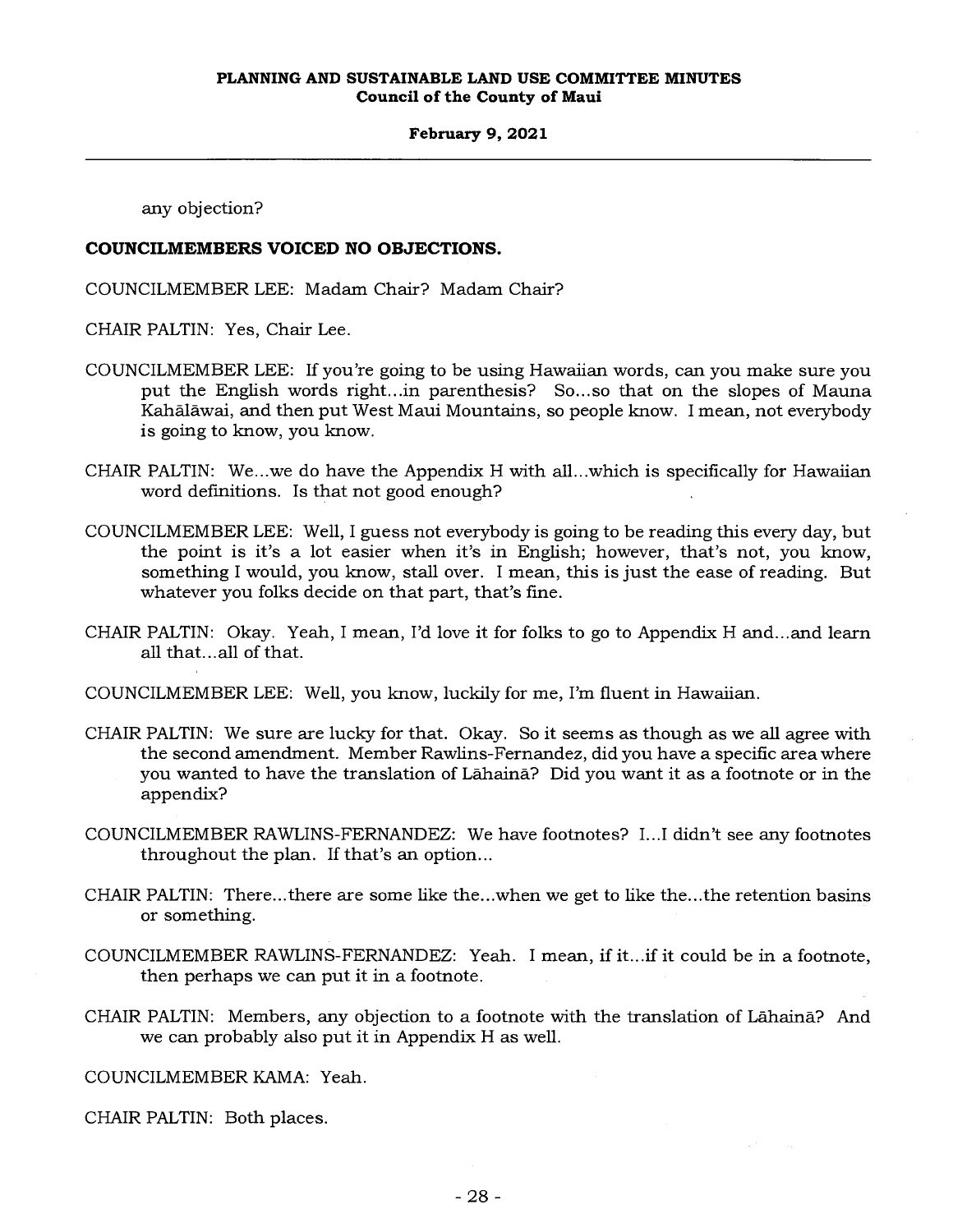any objection?

**COUNCILMEMBERS VOICED NO OBJECTIONS.**

COUNCILMEMBER LEE: Madam Chair? Madam Chair?

CHAIR PALTIN: Yes, Chair Lee.

COUNCILMEMBER LEE: If you're going to be using Hawaiian words, can you make sure you put the English words right...in parenthesis? So...so that on the slopes of Mauna Kahālāwai, and then put West Maui Mountains, so people know. I mean, not everybody is going to know, you know.

CHAIR PALTIN: We...we do have the Appendix H with all...which is specifically for Hawaiian word definitions. Is that not good enough?

COUNCILMEMBER LEE: Well, I guess not everybody is going to be reading this every day, but the point is it's a lot easier when it's in English; however, that's not, you know, something I would, you know, stall over. I mean, this is just the ease of reading. But whatever you folks decide on that part, that's fine.

CHAIR PALTIN: Okay. Yeah, I mean, I'd love it for folks to go to Appendix H and...and learn all that...all of that.

COUNCILMEMBER LEE: Well, you know, luckily for me, I'm fluent in Hawaiian.

CHAIR PALTIN: We sure are lucky for that. Okay. So it seems as though as we all agree with the second amendment. Member Rawlins-Fernandez, did you have a specific area where you wanted to have the translation of Lāhainā? Did you want it as a footnote or in the appendix?

COUNCILMEMBER RAWLINS-FERNANDEZ: We have footnotes? I...I didn't see any footnotes throughout the plan. If that's an option...

CHAIR PALTIN: There...there are some like the...when we get to like the...the retention basins or something.

COUNCILMEMBER RAWLINS-FERNANDEZ: Yeah. I mean, if it...if it could be in a footnote, then perhaps we can put it in a footnote.

CHAIR PALTIN: Members, any objection to a footnote with the translation of Lāhainā? And we can probably also put it in Appendix H as well.

COUNCILMEMBER KAMA: Yeah.

CHAIR PALTIN: Both places.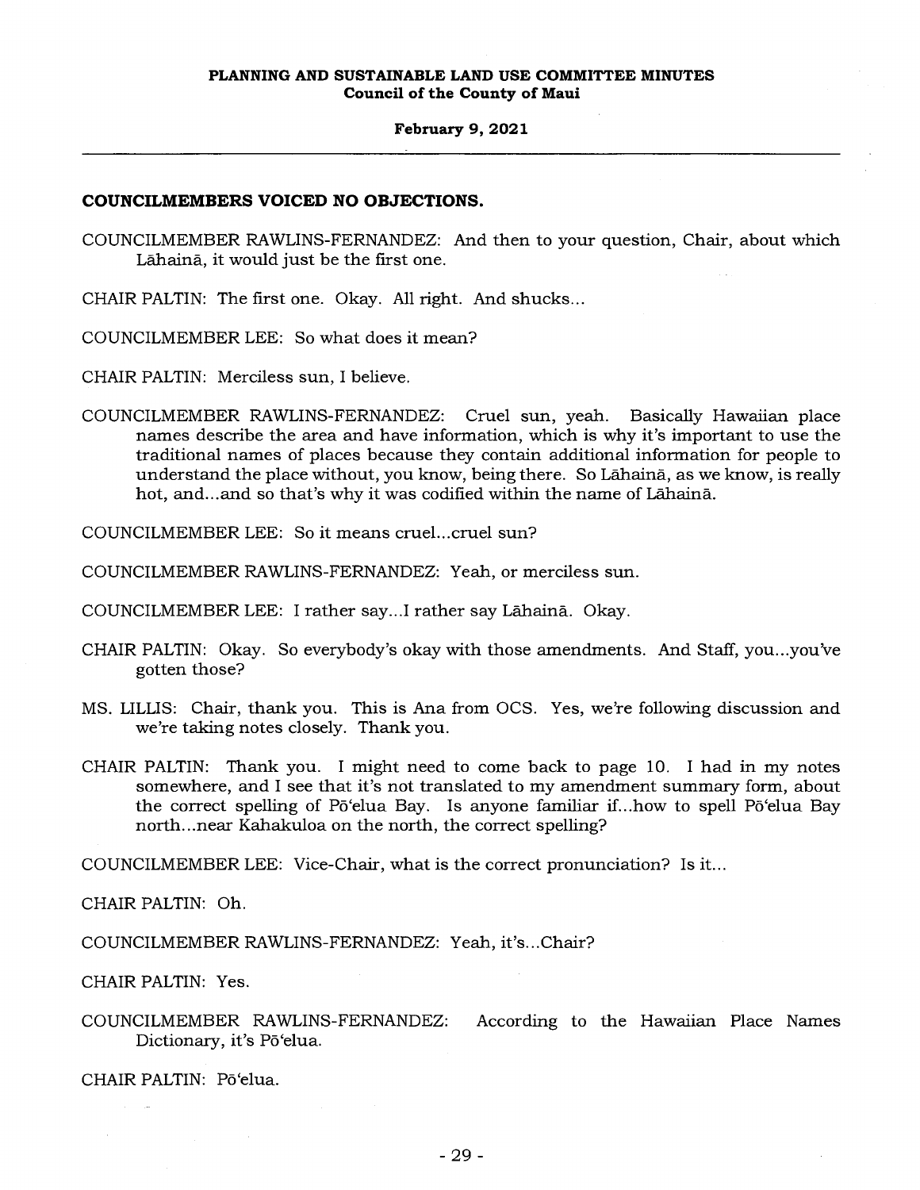**COUNCILMEMBERS VOICED NO OBJECTIONS.**

COUNCILMEMBER RAWLINS-FERNANDEZ: And then to your question, Chair, about which Lāhainā, it would just be the first one.

CHAIR PALTIN: The first one. Okay. All right. And shucks...

COUNCILMEMBER LEE: So what does it mean?

CHAIR PALTIN: Merciless sun, I believe.

COUNCILMEMBER RAWLINS-FERNANDEZ: Cruel sun, yeah. Basically Hawaiian place names describe the area and have information, which is why it's important to use the traditional names of places because they contain additional information for people to understand the place without, you know, being there. So Lāhainā, as we know, is really hot, and...and so that's why it was codified within the name of Lāhainā.

COUNCILMEMBER LEE: So it means cruel...cruel sun?

COUNCILMEMBER RAWLINS-FERNANDEZ: Yeah, or merciless sun.

COUNCILMEMBER LEE: I rather say...I rather say Lāhainā. Okay.

CHAIR PALTIN: Okay. So everybody's okay with those amendments. And Staff, you...you've gotten those?

MS. LILLIS: Chair, thank you. This is Ana from OCS. Yes, we're following discussion and we're taking notes closely. Thank you.

CHAIR PALTIN: Thank you. I might need to come back to page 10. I had in my notes somewhere, and I see that it's not translated to my amendment summary form, about the correct spelling of Pō'elua Bay. Is anyone familiar if...how to spell Pō'elua Bay north...near Kahakuloa on the north, the correct spelling?

COUNCILMEMBER LEE: Vice-Chair, what is the correct pronunciation? Is it...

CHAIR PALTIN: Oh.

COUNCILMEMBER RAWLINS-FERNANDEZ: Yeah, it's...Chair?

CHAIR PALTIN: Yes.

COUNCILMEMBER RAWLINS-FERNANDEZ: According to the Hawaiian Place Names Dictionary, it's Pō'elua.

CHAIR PALTIN: Pō'elua.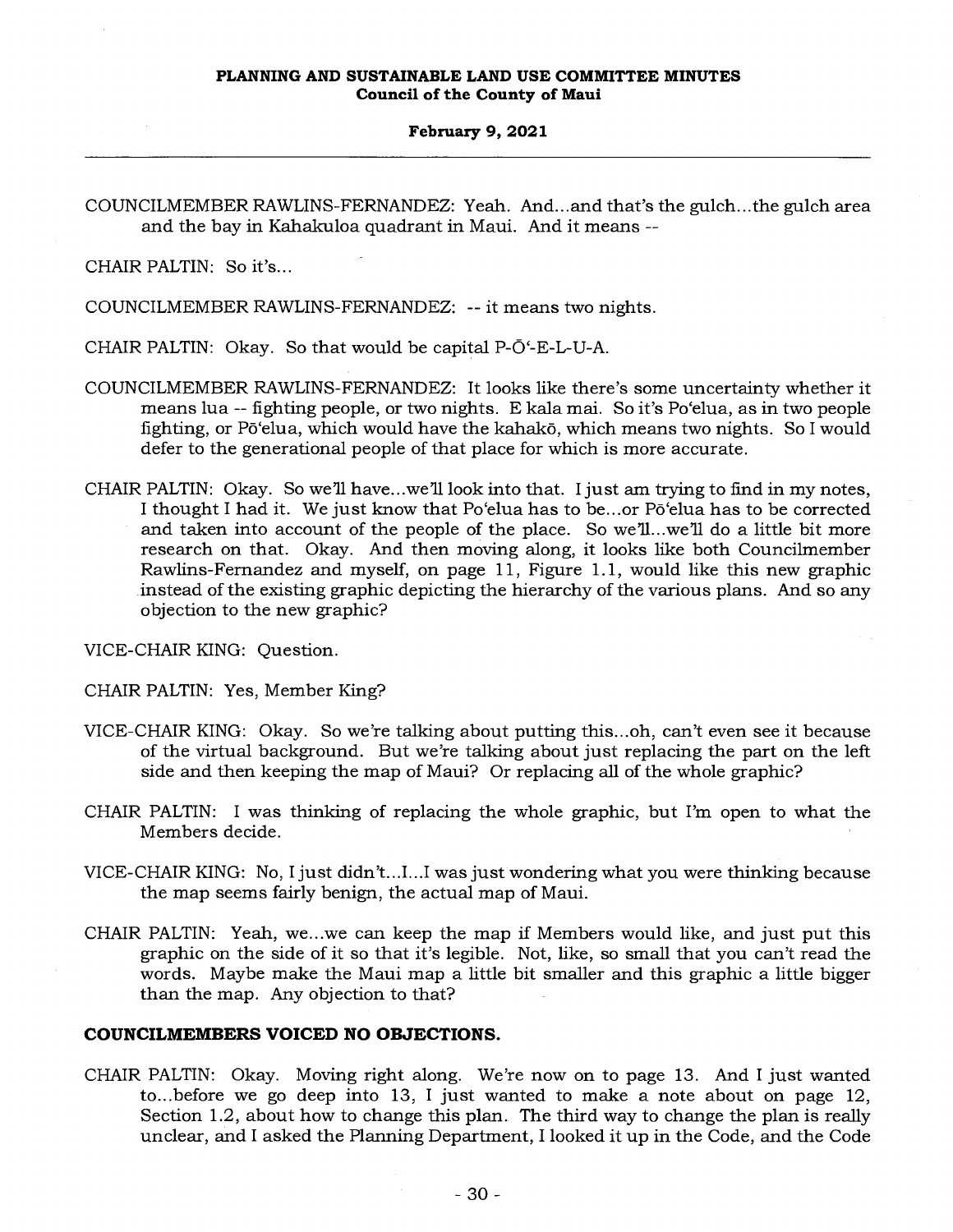COUNCILMEMBER RAWLINS-FERNANDEZ: Yeah. And...and that's the gulch...the gulch area and the bay in Kahakuloa quadrant in Maui. And it means --

CHAIR PALTIN: So it's...

COUNCILMEMBER RAWLINS-FERNANDEZ: -- it means two nights.

CHAIR PALTIN: Okay. So that would be capital P-Ō'-E-L-U-A.

COUNCILMEMBER RAWLINS-FERNANDEZ: It looks like there's some uncertainty whether it means lua -- fighting people, or two nights. E kala mai. So it's Po'elua, as in two people fighting, or Pō'elua, which would have the kahakō, which means two nights. So I would defer to the generational people of that place for which is more accurate.

CHAIR PALTIN: Okay. So we'll have...we'll look into that. I just am trying to find in my notes, I thought I had it. We just know that Po'elua has to be...or Pō'elua has to be corrected and taken into account of the people of the place. So we'll...we'll do a little bit more research on that. Okay. And then moving along, it looks like both Councilmember Rawlins-Fernandez and myself, on page 11, Figure 1.1, would like this new graphic instead of the existing graphic depicting the hierarchy of the various plans. And so any objection to the new graphic?

VICE-CHAIR KING: Question.

CHAIR PALTIN: Yes, Member King?

VICE-CHAIR KING: Okay. So we're talking about putting this...oh, can't even see it because of the virtual background. But we're talking about just replacing the part on the left side and then keeping the map of Maui? Or replacing all of the whole graphic?

CHAIR PALTIN: I was thinking of replacing the whole graphic, but I'm open to what the Members decide.

VICE-CHAIR KING: No, I just didn't...I...I was just wondering what you were thinking because the map seems fairly benign, the actual map of Maui.

CHAIR PALTIN: Yeah, we...we can keep the map if Members would like, and just put this graphic on the side of it so that it's legible. Not, like, so small that you can't read the words. Maybe make the Maui map a little bit smaller and this graphic a little bigger than the map. Any objection to that?

**COUNCILMEMBERS VOICED NO OBJECTIONS.**

CHAIR PALTIN: Okay. Moving right along. We're now on to page 13. And I just wanted to...before we go deep into 13, I just wanted to make a note about on page 12, Section 1.2, about how to change this plan. The third way to change the plan is really unclear, and I asked the Planning Department, I looked it up in the Code, and the Code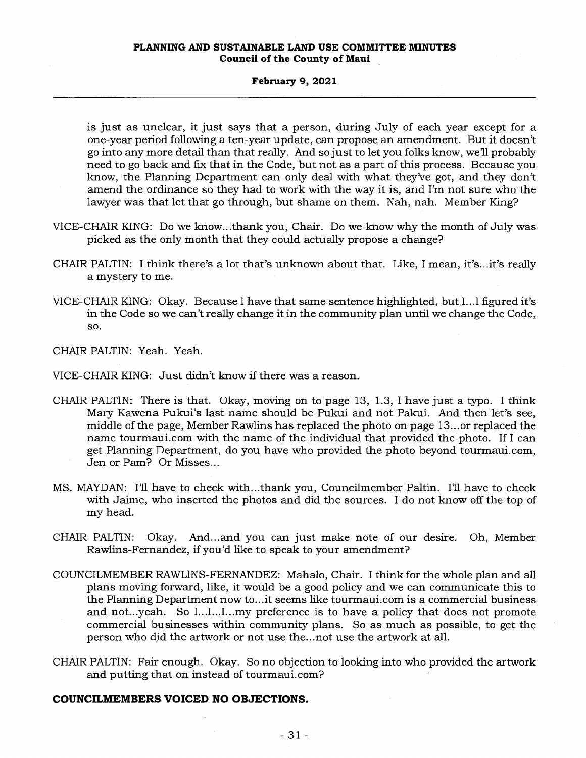is just as unclear, it just says that a person, during July of each year except for a one-year period following a ten-year update, can propose an amendment. But it doesn't go into any more detail than that really. And so just to let you folks know, we'll probably need to go back and fix that in the Code, but not as a part of this process. Because you know, the Planning Department can only deal with what they've got, and they don't amend the ordinance so they had to work with the way it is, and I'm not sure who the lawyer was that let that go through, but shame on them. Nah, nah. Member King?

VICE-CHAIR KING: Do we know...thank you, Chair. Do we know why the month of July was picked as the only month that they could actually propose a change?

CHAIR PALTIN: I think there's a lot that's unknown about that. Like, I mean, it's...it's really a mystery to me.

VICE-CHAIR KING: Okay. Because I have that same sentence highlighted, but I...I figured it's in the Code so we can't really change it in the community plan until we change the Code, so.

CHAIR PALTIN: Yeah. Yeah.

VICE-CHAIR KING: Just didn't know if there was a reason.

CHAIR PALTIN: There is that. Okay, moving on to page 13, 1.3, I have just a typo. I think Mary Kawena Pukui's last name should be Pukui and not Pakui. And then let's see, middle of the page, Member Rawlins has replaced the photo on page 13...or replaced the name tourmaui.com with the name of the individual that provided the photo. If I can get Planning Department, do you have who provided the photo beyond tourmaui.com, Jen or Pam? Or Misses...

MS. MAYDAN: I'll have to check with...thank you, Councilmember Paltin. I'll have to check with Jaime, who inserted the photos and did the sources. I do not know off the top of my head.

CHAIR PALTIN: Okay. And...and you can just make note of our desire. Oh, Member Rawlins-Fernandez, if you'd like to speak to your amendment?

COUNCILMEMBER RAWLINS-FERNANDEZ: Mahalo, Chair. I think for the whole plan and all plans moving forward, like, it would be a good policy and we can communicate this to the Planning Department now to...it seems like tourmaui.com is a commercial business and not...yeah. So I...I...I...my preference is to have a policy that does not promote commercial businesses within community plans. So as much as possible, to get the person who did the artwork or not use the...not use the artwork at all.

CHAIR PALTIN: Fair enough. Okay. So no objection to looking into who provided the artwork and putting that on instead of tourmaui.com?

**COUNCILMEMBERS VOICED NO OBJECTIONS.**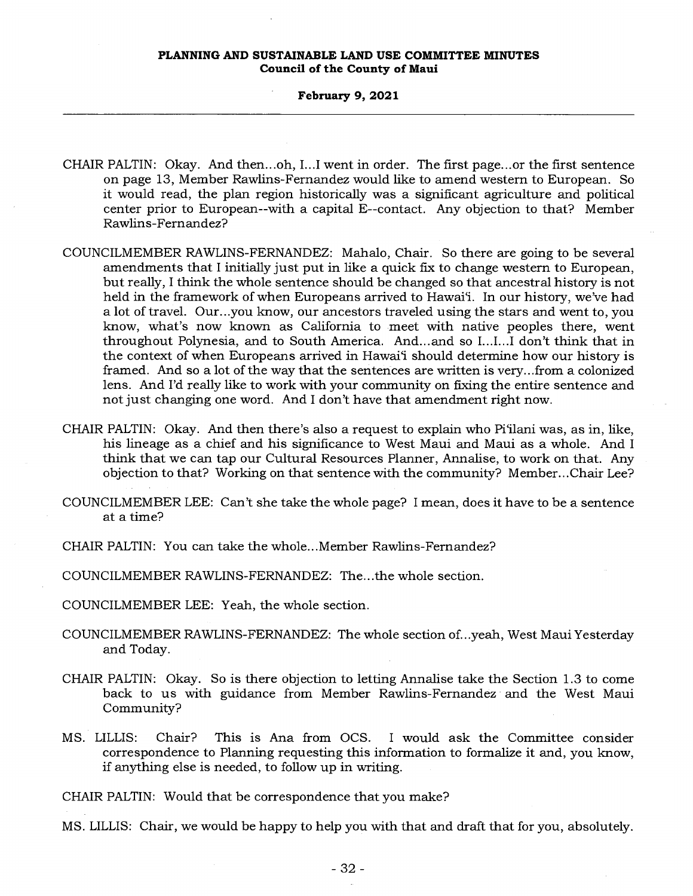CHAIR PALTIN: Okay. And then...oh, I...I went in order. The first page...or the first sentence on page 13, Member Rawlins-Fernandez would like to amend western to European. So it would read, the plan region historically was a significant agriculture and political center prior to European--with a capital E--contact. Any objection to that? Member Rawlins-Fernandez?

COUNCILMEMBER RAWLINS-FERNANDEZ: Mahalo, Chair. So there are going to be several amendments that I initially just put in like a quick fix to change western to European, but really, I think the whole sentence should be changed so that ancestral history is not held in the framework of when Europeans arrived to Hawai'i. In our history, we've had a lot of travel. Our...you know, our ancestors traveled using the stars and went to, you know, what's now known as California to meet with native peoples there, went throughout Polynesia, and to South America. And...and so I...I...I don't think that in the context of when Europeans arrived in Hawai'i should determine how our history is framed. And so a lot of the way that the sentences are written is very...from a colonized lens. And I'd really like to work with your community on fixing the entire sentence and not just changing one word. And I don't have that amendment right now.

CHAIR PALTIN: Okay. And then there's also a request to explain who Pi'ilani was, as in, like, his lineage as a chief and his significance to West Maui and Maui as a whole. And I think that we can tap our Cultural Resources Planner, Annalise, to work on that. Any objection to that? Working on that sentence with the community? Member...Chair Lee?

COUNCILMEMBER LEE: Can't she take the whole page? I mean, does it have to be a sentence at a time?

CHAIR PALTIN: You can take the whole...Member Rawlins-Fernandez?

COUNCILMEMBER RAWLINS-FERNANDEZ: The...the whole section.

COUNCILMEMBER LEE: Yeah, the whole section.

COUNCILMEMBER RAWLINS-FERNANDEZ: The whole section of...yeah, West Maui Yesterday and Today.

CHAIR PALTIN: Okay. So is there objection to letting Annalise take the Section 1.3 to come back to us with guidance from Member Rawlins-Fernandez and the West Maui Community?

MS. LILLIS: Chair? This is Ana from OCS. I would ask the Committee consider correspondence to Planning requesting this information to formalize it and, you know, if anything else is needed, to follow up in writing.

CHAIR PALTIN: Would that be correspondence that you make?

MS. LILLIS: Chair, we would be happy to help you with that and draft that for you, absolutely.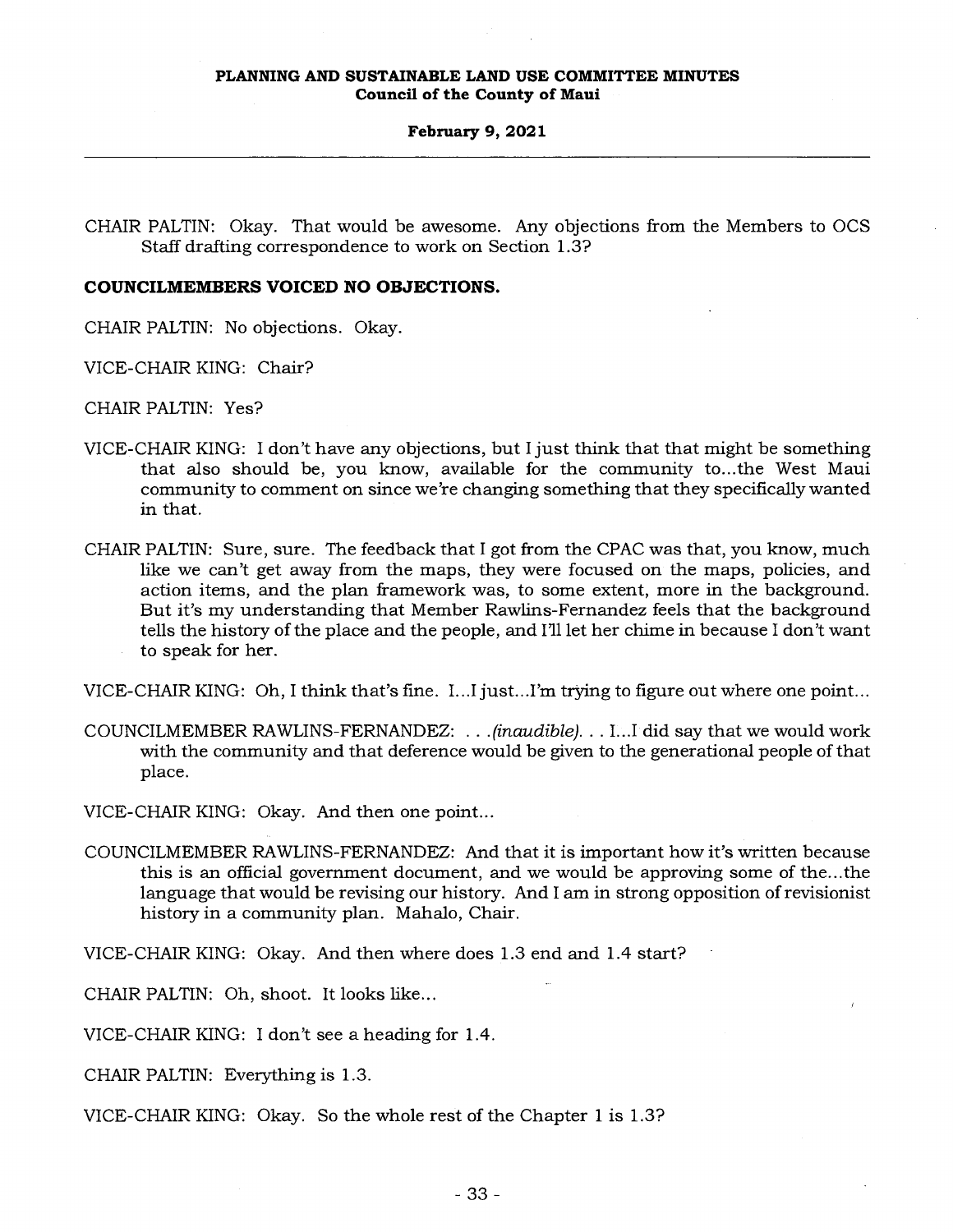CHAIR PALTIN: Okay. That would be awesome. Any objections from the Members to OCS Staff drafting correspondence to work on Section 1.3?

**COUNCILMEMBERS VOICED NO OBJECTIONS.**

CHAIR PALTIN: No objections. Okay.

VICE-CHAIR KING: Chair?

CHAIR PALTIN: Yes?

VICE-CHAIR KING: I don't have any objections, but I just think that that might be something that also should be, you know, available for the community to...the West Maui community to comment on since we're changing something that they specifically wanted in that.

CHAIR PALTIN: Sure, sure. The feedback that I got from the CPAC was that, you know, much like we can't get away from the maps, they were focused on the maps, policies, and action items, and the plan framework was, to some extent, more in the background. But it's my understanding that Member Rawlins-Fernandez feels that the background tells the history of the place and the people, and I'll let her chime in because I don't want to speak for her.

VICE-CHAIR KING: Oh, I think that's fine. I...I just...I'm trying to figure out where one point...

COUNCILMEMBER RAWLINS-FERNANDEZ: . . .*(inaudible)*. . . I...I did say that we would work with the community and that deference would be given to the generational people of that place.

VICE-CHAIR KING: Okay. And then one point...

COUNCILMEMBER RAWLINS-FERNANDEZ: And that it is important how it's written because this is an official government document, and we would be approving some of the...the language that would be revising our history. And I am in strong opposition of revisionist history in a community plan. Mahalo, Chair.

VICE-CHAIR KING: Okay. And then where does 1.3 end and 1.4 start?

CHAIR PALTIN: Oh, shoot. It looks like...

VICE-CHAIR KING: I don't see a heading for 1.4.

CHAIR PALTIN: Everything is 1.3.

VICE-CHAIR KING: Okay. So the whole rest of the Chapter 1 is 1.3?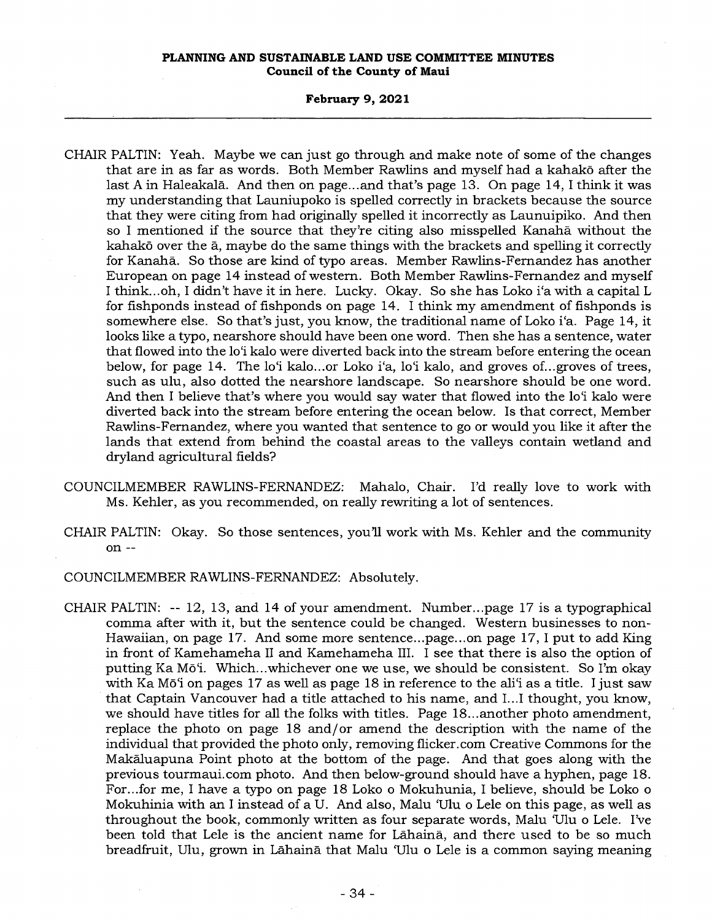CHAIR PALTIN: Yeah. Maybe we can just go through and make note of some of the changes that are in as far as words. Both Member Rawlins and myself had a kahakō after the last A in Haleakalā. And then on page...and that's page 13. On page 14, I think it was my understanding that Launiupoko is spelled correctly in brackets because the source that they were citing from had originally spelled it incorrectly as Launuipiko. And then so I mentioned if the source that they're citing also misspelled Kanahā without the kahakō over the ā, maybe do the same things with the brackets and spelling it correctly for Kanahā. So those are kind of typo areas. Member Rawlins-Fernandez has another European on page 14 instead of western. Both Member Rawlins-Fernandez and myself I think...oh, I didn't have it in here. Lucky. Okay. So she has Loko i'a with a capital L for fishponds instead of fishponds on page 14. I think my amendment of fishponds is somewhere else. So that's just, you know, the traditional name of Loko i'a. Page 14, it looks like a typo, nearshore should have been one word. Then she has a sentence, water that flowed into the lo'i kalo were diverted back into the stream before entering the ocean below, for page 14. The lo'i kalo...or Loko i'a, lo'i kalo, and groves of...groves of trees, such as ulu, also dotted the nearshore landscape. So nearshore should be one word. And then I believe that's where you would say water that flowed into the lo'i kalo were diverted back into the stream before entering the ocean below. Is that correct, Member Rawlins-Fernandez, where you wanted that sentence to go or would you like it after the lands that extend from behind the coastal areas to the valleys contain wetland and dryland agricultural fields?

COUNCILMEMBER RAWLINS-FERNANDEZ: Mahalo, Chair. I'd really love to work with Ms. Kehler, as you recommended, on really rewriting a lot of sentences.

CHAIR PALTIN: Okay. So those sentences, you'll work with Ms. Kehler and the community on --

COUNCILMEMBER RAWLINS-FERNANDEZ: Absolutely.

CHAIR PALTIN: -- 12, 13, and 14 of your amendment. Number...page 17 is a typographical comma after with it, but the sentence could be changed. Western businesses to non-Hawaiian, on page 17. And some more sentence...page...on page 17, I put to add King in front of Kamehameha II and Kamehameha III. I see that there is also the option of putting Ka Mō'ī. Which...whichever one we use, we should be consistent. So I'm okay with Ka Mō'ī on pages 17 as well as page 18 in reference to the ali'i as a title. I just saw that Captain Vancouver had a title attached to his name, and I...I thought, you know, we should have titles for all the folks with titles. Page 18...another photo amendment, replace the photo on page 18 and/or amend the description with the name of the individual that provided the photo only, removing flicker.com Creative Commons for the Makāluapuna Point photo at the bottom of the page. And that goes along with the previous tourmaui.com photo. And then below-ground should have a hyphen, page 18. For...for me, I have a typo on page 18 Loko o Mokuhunia, I believe, should be Loko o Mokuhinia with an I instead of a U. And also, Malu 'Ulu o Lele on this page, as well as throughout the book, commonly written as four separate words, Malu 'Ulu o Lele. I've been told that Lele is the ancient name for Lāhainā, and there used to be so much breadfruit, Ulu, grown in Lāhainā that Malu 'Ulu o Lele is a common saying meaning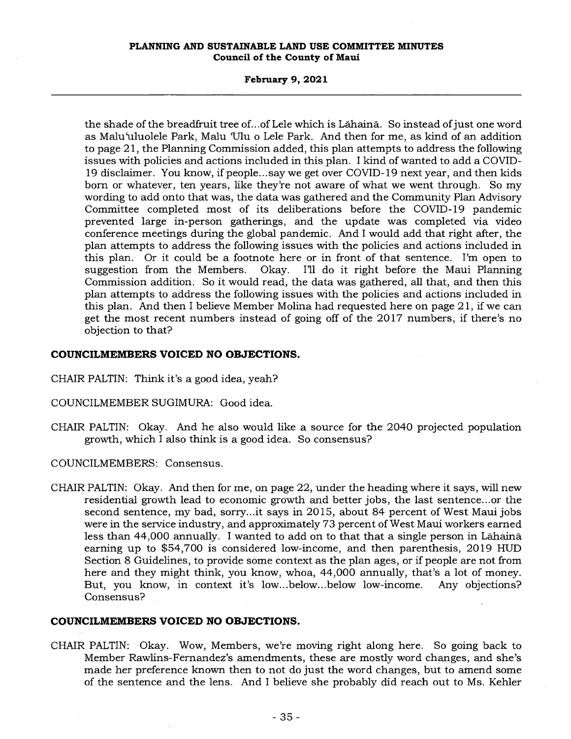the shade of the breadfruit tree of...of Lele which is Lāhainā. So instead of just one word as Malu'uluolele Park, Malu 'Ulu o Lele Park. And then for me, as kind of an addition to page 21, the Planning Commission added, this plan attempts to address the following issues with policies and actions included in this plan. I kind of wanted to add a COVID-19 disclaimer. You know, if people...say we get over COVID-19 next year, and then kids born or whatever, ten years, like they're not aware of what we went through. So my wording to add onto that was, the data was gathered and the Community Plan Advisory Committee completed most of its deliberations before the COVID-19 pandemic prevented large in-person gatherings, and the update was completed via video conference meetings during the global pandemic. And I would add that right after, the plan attempts to address the following issues with the policies and actions included in this plan. Or it could be a footnote here or in front of that sentence. I'm open to suggestion from the Members. Okay. I'll do it right before the Maui Planning Commission addition. So it would read, the data was gathered, all that, and then this plan attempts to address the following issues with the policies and actions included in this plan. And then I believe Member Molina had requested here on page 21, if we can get the most recent numbers instead of going off of the 2017 numbers, if there's no objection to that?

**COUNCILMEMBERS VOICED NO OBJECTIONS.**

CHAIR PALTIN: Think it's a good idea, yeah?

COUNCILMEMBER SUGIMURA: Good idea.

CHAIR PALTIN: Okay. And he also would like a source for the 2040 projected population growth, which I also think is a good idea. So consensus?

COUNCILMEMBERS: Consensus.

CHAIR PALTIN: Okay. And then for me, on page 22, under the heading where it says, will new residential growth lead to economic growth and better jobs, the last sentence...or the second sentence, my bad, sorry...it says in 2015, about 84 percent of West Maui jobs were in the service industry, and approximately 73 percent of West Maui workers earned less than 44,000 annually. I wanted to add on to that that a single person in Lāhainā earning up to $54,700 is considered low-income, and then parenthesis, 2019 HUD Section 8 Guidelines, to provide some context as the plan ages, or if people are not from here and they might think, you know, whoa, 44,000 annually, that's a lot of money. But, you know, in context it's low...below...below low-income. Any objections? Consensus?

**COUNCILMEMBERS VOICED NO OBJECTIONS.**

CHAIR PALTIN: Okay. Wow, Members, we're moving right along here. So going back to Member Rawlins-Fernandez's amendments, these are mostly word changes, and she's made her preference known then to not do just the word changes, but to amend some of the sentence and the lens. And I believe she probably did reach out to Ms. Kehler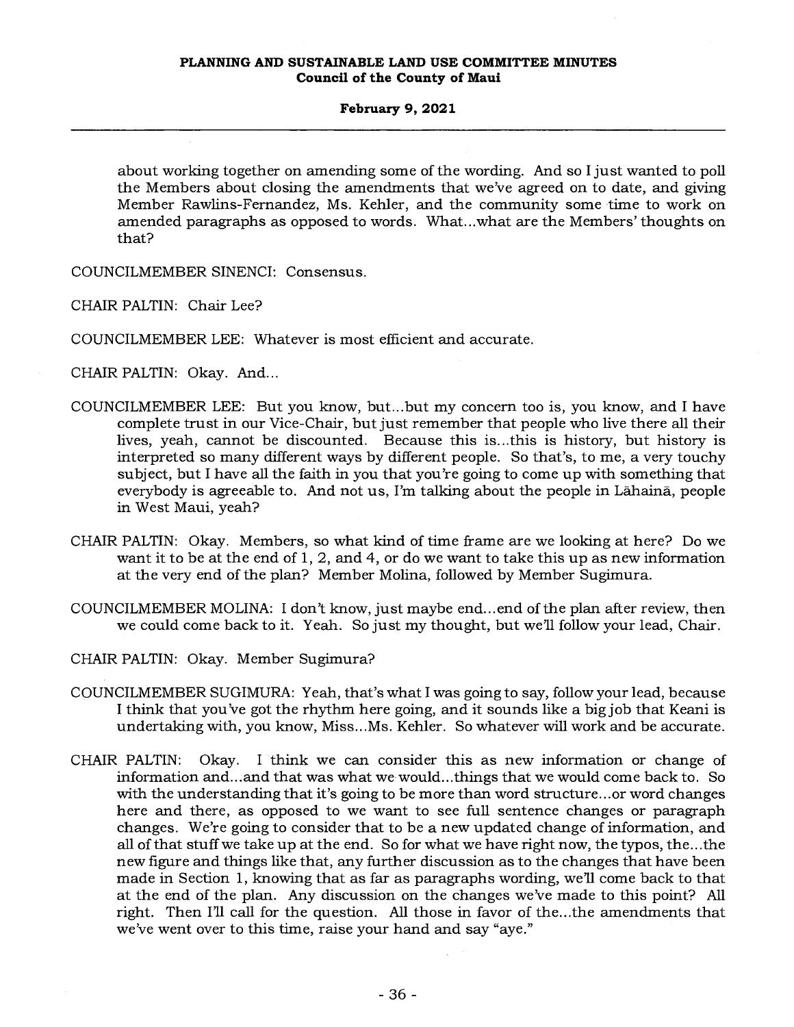about working together on amending some of the wording. And so I just wanted to poll the Members about closing the amendments that we've agreed on to date, and giving Member Rawlins-Fernandez, Ms. Kehler, and the community some time to work on amended paragraphs as opposed to words. What...what are the Members' thoughts on that?

COUNCILMEMBER SINENCI: Consensus.

CHAIR PALTIN: Chair Lee?

COUNCILMEMBER LEE: Whatever is most efficient and accurate.

CHAIR PALTIN: Okay. And...

COUNCILMEMBER LEE: But you know, but...but my concern too is, you know, and I have complete trust in our Vice-Chair, but just remember that people who live there all their lives, yeah, cannot be discounted. Because this is...this is history, but history is interpreted so many different ways by different people. So that's, to me, a very touchy subject, but I have all the faith in you that you're going to come up with something that everybody is agreeable to. And not us, I'm talking about the people in Lāhainā, people in West Maui, yeah?

CHAIR PALTIN: Okay. Members, so what kind of time frame are we looking at here? Do we want it to be at the end of 1, 2, and 4, or do we want to take this up as new information at the very end of the plan? Member Molina, followed by Member Sugimura.

COUNCILMEMBER MOLINA: I don't know, just maybe end...end of the plan after review, then we could come back to it. Yeah. So just my thought, but we'll follow your lead, Chair.

CHAIR PALTIN: Okay. Member Sugimura?

COUNCILMEMBER SUGIMURA: Yeah, that's what I was going to say, follow your lead, because I think that you've got the rhythm here going, and it sounds like a big job that Keani is undertaking with, you know, Miss...Ms. Kehler. So whatever will work and be accurate.

CHAIR PALTIN: Okay. I think we can consider this as new information or change of information and...and that was what we would...things that we would come back to. So with the understanding that it's going to be more than word structure...or word changes here and there, as opposed to we want to see full sentence changes or paragraph changes. We're going to consider that to be a new updated change of information, and all of that stuff we take up at the end. So for what we have right now, the typos, the...the new figure and things like that, any further discussion as to the changes that have been made in Section 1, knowing that as far as paragraphs wording, we'll come back to that at the end of the plan. Any discussion on the changes we've made to this point? All right. Then I'll call for the question. All those in favor of the...the amendments that we've went over to this time, raise your hand and say "aye."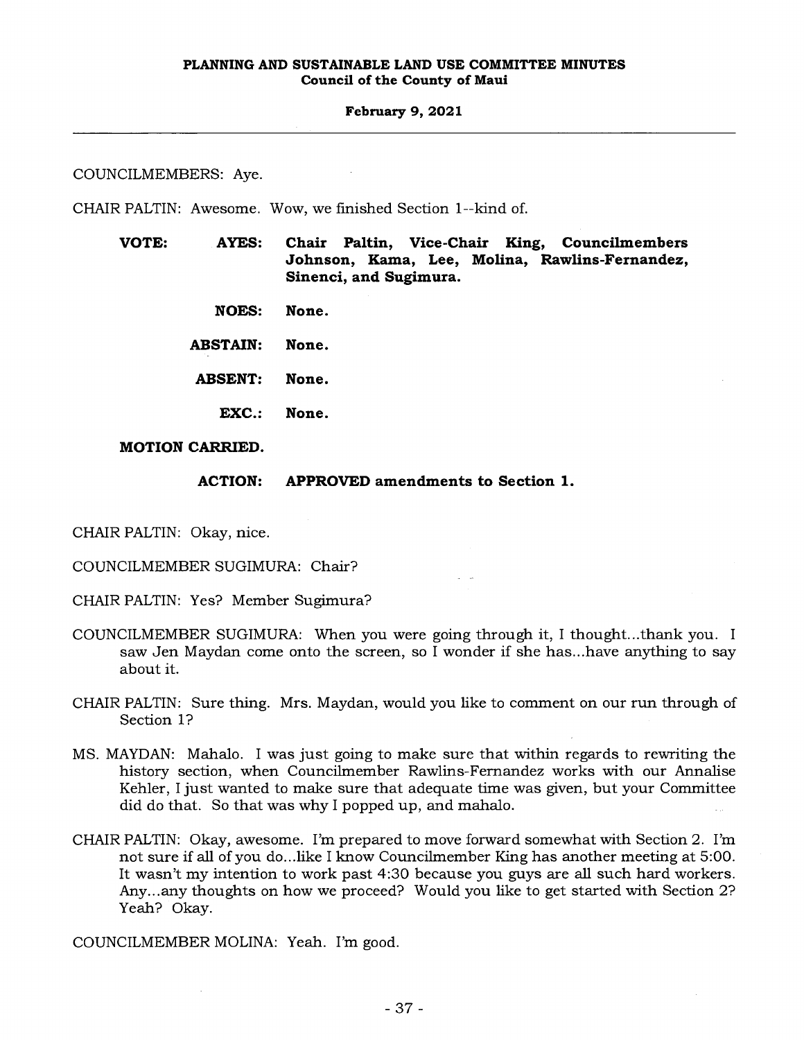COUNCILMEMBERS: Aye.

CHAIR PALTIN: Awesome. Wow, we finished Section 1--kind of.

**VOTE:** **AYES:** **Chair Paltin, Vice-Chair King, Councilmembers Johnson, Kama, Lee, Molina, Rawlins-Fernandez, Sinenci, and Sugimura.**

**NOES:** **None.**

**ABSTAIN:** **None.**

**ABSENT:** **None.**

**EXC.:** **None.**

**MOTION CARRIED.**

**ACTION:** **APPROVED amendments to Section 1.**

CHAIR PALTIN: Okay, nice.

COUNCILMEMBER SUGIMURA: Chair?

CHAIR PALTIN: Yes? Member Sugimura?

COUNCILMEMBER SUGIMURA: When you were going through it, I thought...thank you. I saw Jen Maydan come onto the screen, so I wonder if she has...have anything to say about it.

CHAIR PALTIN: Sure thing. Mrs. Maydan, would you like to comment on our run through of Section 1?

MS. MAYDAN: Mahalo. I was just going to make sure that within regards to rewriting the history section, when Councilmember Rawlins-Fernandez works with our Annalise Kehler, I just wanted to make sure that adequate time was given, but your Committee did do that. So that was why I popped up, and mahalo.

CHAIR PALTIN: Okay, awesome. I'm prepared to move forward somewhat with Section 2. I'm not sure if all of you do...like I know Councilmember King has another meeting at 5:00. It wasn't my intention to work past 4:30 because you guys are all such hard workers. Any...any thoughts on how we proceed? Would you like to get started with Section 2? Yeah? Okay.

COUNCILMEMBER MOLINA: Yeah. I'm good.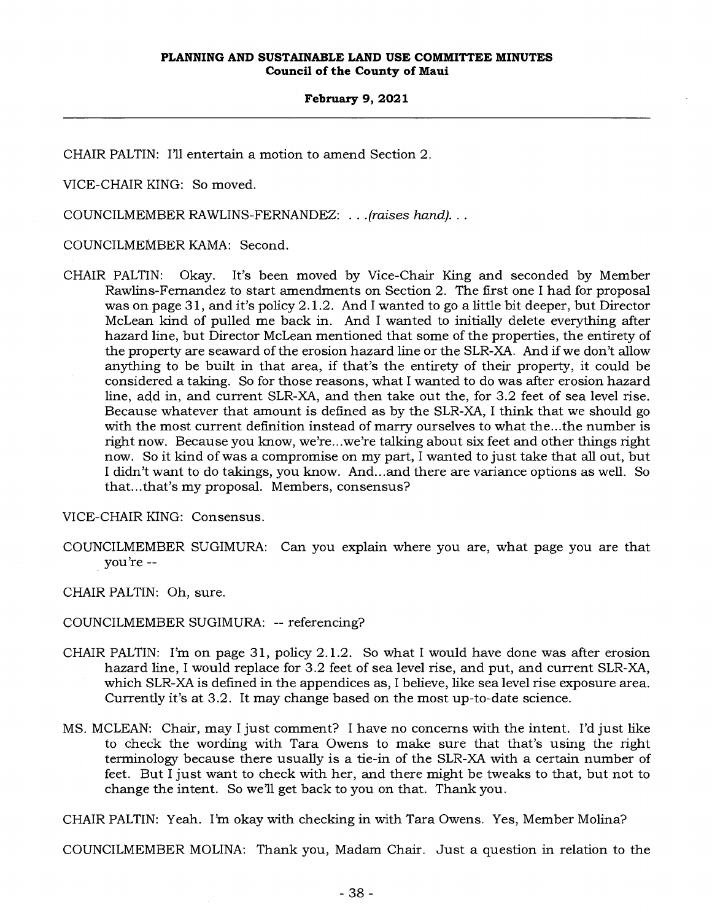CHAIR PALTIN: I'll entertain a motion to amend Section 2.

VICE-CHAIR KING: So moved.

COUNCILMEMBER RAWLINS-FERNANDEZ: . . .*(raises hand)*. . .

COUNCILMEMBER KAMA: Second.

CHAIR PALTIN: Okay. It's been moved by Vice-Chair King and seconded by Member Rawlins-Fernandez to start amendments on Section 2. The first one I had for proposal was on page 31, and it's policy 2.1.2. And I wanted to go a little bit deeper, but Director McLean kind of pulled me back in. And I wanted to initially delete everything after hazard line, but Director McLean mentioned that some of the properties, the entirety of the property are seaward of the erosion hazard line or the SLR-XA. And if we don't allow anything to be built in that area, if that's the entirety of their property, it could be considered a taking. So for those reasons, what I wanted to do was after erosion hazard line, add in, and current SLR-XA, and then take out the, for 3.2 feet of sea level rise. Because whatever that amount is defined as by the SLR-XA, I think that we should go with the most current definition instead of marry ourselves to what the...the number is right now. Because you know, we're...we're talking about six feet and other things right now. So it kind of was a compromise on my part, I wanted to just take that all out, but I didn't want to do takings, you know. And...and there are variance options as well. So that...that's my proposal. Members, consensus?

VICE-CHAIR KING: Consensus.

COUNCILMEMBER SUGIMURA: Can you explain where you are, what page you are that you're --

CHAIR PALTIN: Oh, sure.

COUNCILMEMBER SUGIMURA: -- referencing?

CHAIR PALTIN: I'm on page 31, policy 2.1.2. So what I would have done was after erosion hazard line, I would replace for 3.2 feet of sea level rise, and put, and current SLR-XA, which SLR-XA is defined in the appendices as, I believe, like sea level rise exposure area. Currently it's at 3.2. It may change based on the most up-to-date science.

MS. MCLEAN: Chair, may I just comment? I have no concerns with the intent. I'd just like to check the wording with Tara Owens to make sure that that's using the right terminology because there usually is a tie-in of the SLR-XA with a certain number of feet. But I just want to check with her, and there might be tweaks to that, but not to change the intent. So we'll get back to you on that. Thank you.

CHAIR PALTIN: Yeah. I'm okay with checking in with Tara Owens. Yes, Member Molina?

COUNCILMEMBER MOLINA: Thank you, Madam Chair. Just a question in relation to the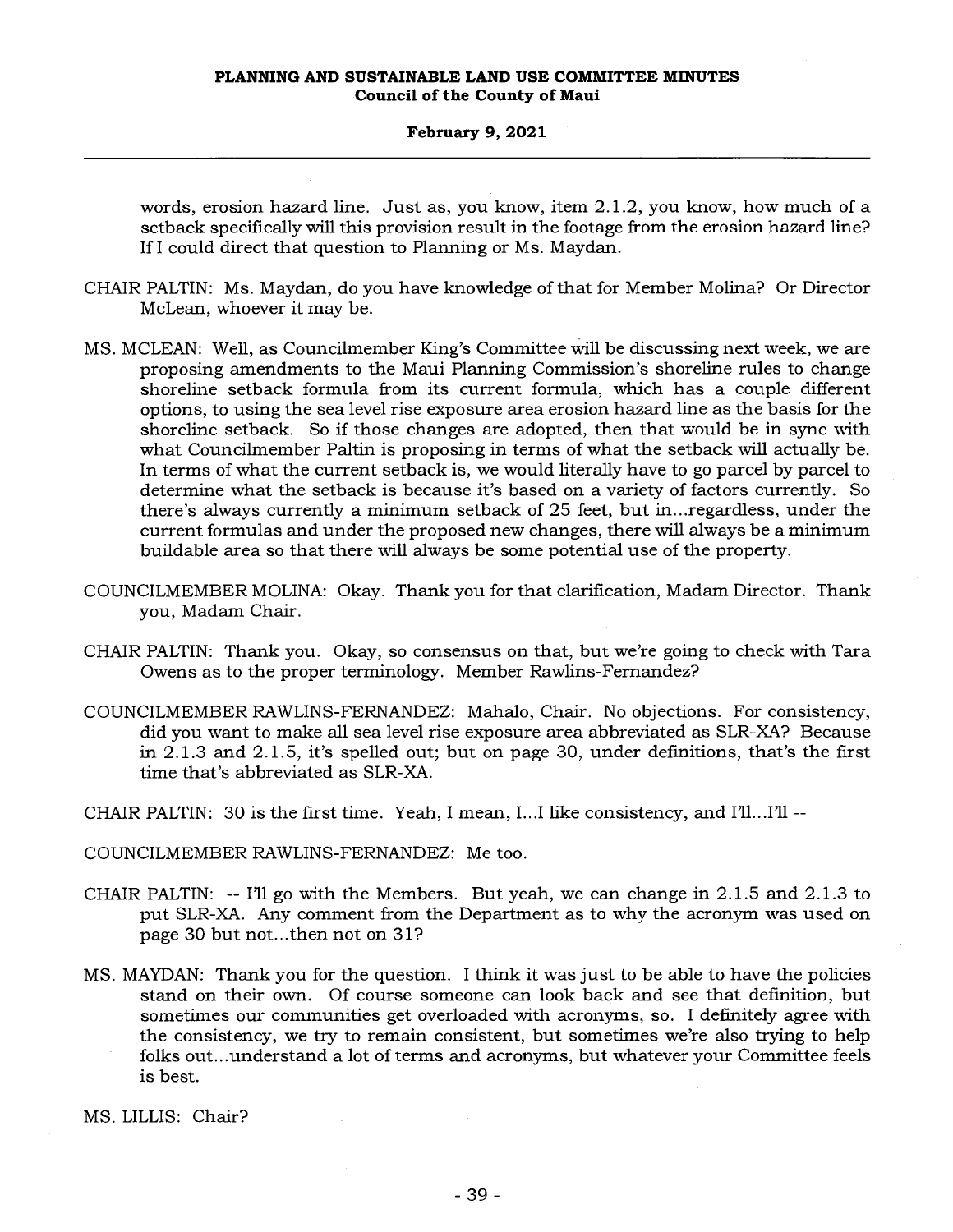words, erosion hazard line. Just as, you know, item 2.1.2, you know, how much of a setback specifically will this provision result in the footage from the erosion hazard line? If I could direct that question to Planning or Ms. Maydan.

CHAIR PALTIN: Ms. Maydan, do you have knowledge of that for Member Molina? Or Director McLean, whoever it may be.

MS. MCLEAN: Well, as Councilmember King's Committee will be discussing next week, we are proposing amendments to the Maui Planning Commission's shoreline rules to change shoreline setback formula from its current formula, which has a couple different options, to using the sea level rise exposure area erosion hazard line as the basis for the shoreline setback. So if those changes are adopted, then that would be in sync with what Councilmember Paltin is proposing in terms of what the setback will actually be. In terms of what the current setback is, we would literally have to go parcel by parcel to determine what the setback is because it's based on a variety of factors currently. So there's always currently a minimum setback of 25 feet, but in...regardless, under the current formulas and under the proposed new changes, there will always be a minimum buildable area so that there will always be some potential use of the property.

COUNCILMEMBER MOLINA: Okay. Thank you for that clarification, Madam Director. Thank you, Madam Chair.

CHAIR PALTIN: Thank you. Okay, so consensus on that, but we're going to check with Tara Owens as to the proper terminology. Member Rawlins-Fernandez?

COUNCILMEMBER RAWLINS-FERNANDEZ: Mahalo, Chair. No objections. For consistency, did you want to make all sea level rise exposure area abbreviated as SLR-XA? Because in 2.1.3 and 2.1.5, it's spelled out; but on page 30, under definitions, that's the first time that's abbreviated as SLR-XA.

CHAIR PALTIN: 30 is the first time. Yeah, I mean, I...I like consistency, and I'll...I'll --

COUNCILMEMBER RAWLINS-FERNANDEZ: Me too.

CHAIR PALTIN: -- I'll go with the Members. But yeah, we can change in 2.1.5 and 2.1.3 to put SLR-XA. Any comment from the Department as to why the acronym was used on page 30 but not...then not on 31?

MS. MAYDAN: Thank you for the question. I think it was just to be able to have the policies stand on their own. Of course someone can look back and see that definition, but sometimes our communities get overloaded with acronyms, so. I definitely agree with the consistency, we try to remain consistent, but sometimes we're also trying to help folks out...understand a lot of terms and acronyms, but whatever your Committee feels is best.

MS. LILLIS: Chair?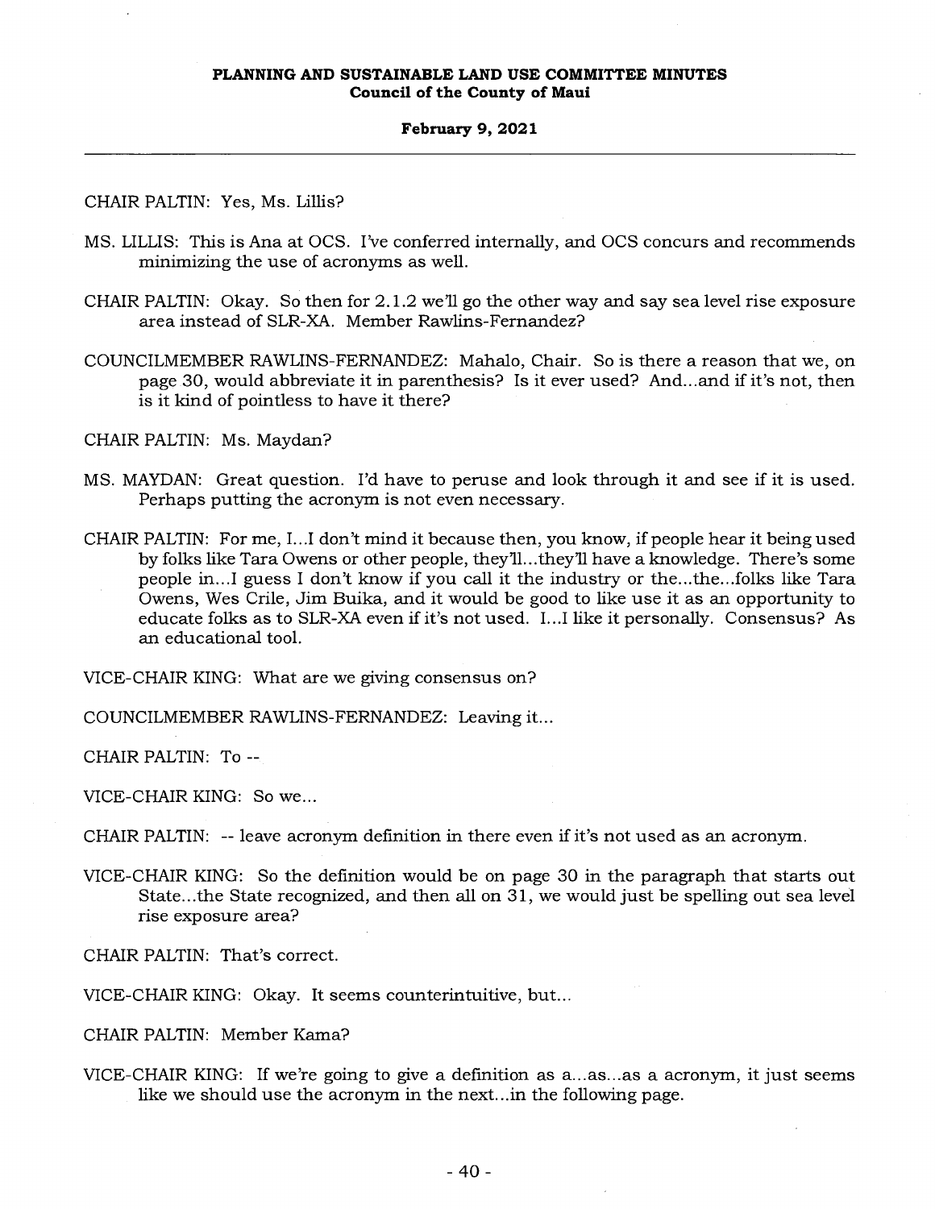CHAIR PALTIN: Yes, Ms. Lillis?

MS. LILLIS: This is Ana at OCS. I've conferred internally, and OCS concurs and recommends minimizing the use of acronyms as well.

CHAIR PALTIN: Okay. So then for 2.1.2 we'll go the other way and say sea level rise exposure area instead of SLR-XA. Member Rawlins-Fernandez?

COUNCILMEMBER RAWLINS-FERNANDEZ: Mahalo, Chair. So is there a reason that we, on page 30, would abbreviate it in parenthesis? Is it ever used? And...and if it's not, then is it kind of pointless to have it there?

CHAIR PALTIN: Ms. Maydan?

MS. MAYDAN: Great question. I'd have to peruse and look through it and see if it is used. Perhaps putting the acronym is not even necessary.

CHAIR PALTIN: For me, I...I don't mind it because then, you know, if people hear it being used by folks like Tara Owens or other people, they'll...they'll have a knowledge. There's some people in...I guess I don't know if you call it the industry or the...the...folks like Tara Owens, Wes Crile, Jim Buika, and it would be good to like use it as an opportunity to educate folks as to SLR-XA even if it's not used. I...I like it personally. Consensus? As an educational tool.

VICE-CHAIR KING: What are we giving consensus on?

COUNCILMEMBER RAWLINS-FERNANDEZ: Leaving it...

CHAIR PALTIN: To --

VICE-CHAIR KING: So we...

CHAIR PALTIN: -- leave acronym definition in there even if it's not used as an acronym.

VICE-CHAIR KING: So the definition would be on page 30 in the paragraph that starts out State...the State recognized, and then all on 31, we would just be spelling out sea level rise exposure area?

CHAIR PALTIN: That's correct.

VICE-CHAIR KING: Okay. It seems counterintuitive, but...

CHAIR PALTIN: Member Kama?

VICE-CHAIR KING: If we're going to give a definition as a...as...as a acronym, it just seems like we should use the acronym in the next...in the following page.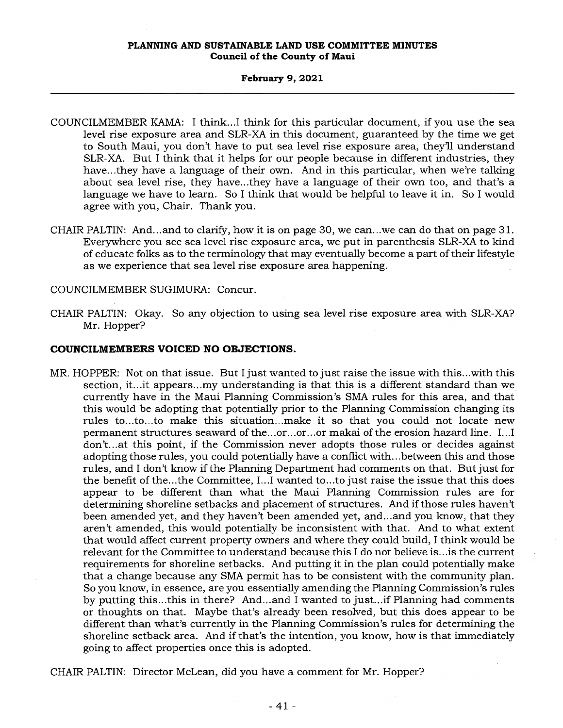COUNCILMEMBER KAMA: I think...I think for this particular document, if you use the sea level rise exposure area and SLR-XA in this document, guaranteed by the time we get to South Maui, you don't have to put sea level rise exposure area, they'll understand SLR-XA. But I think that it helps for our people because in different industries, they have...they have a language of their own. And in this particular, when we're talking about sea level rise, they have...they have a language of their own too, and that's a language we have to learn. So I think that would be helpful to leave it in. So I would agree with you, Chair. Thank you.

CHAIR PALTIN: And...and to clarify, how it is on page 30, we can...we can do that on page 31. Everywhere you see sea level rise exposure area, we put in parenthesis SLR-XA to kind of educate folks as to the terminology that may eventually become a part of their lifestyle as we experience that sea level rise exposure area happening.

COUNCILMEMBER SUGIMURA: Concur.

CHAIR PALTIN: Okay. So any objection to using sea level rise exposure area with SLR-XA? Mr. Hopper?

**COUNCILMEMBERS VOICED NO OBJECTIONS.**

MR. HOPPER: Not on that issue. But I just wanted to just raise the issue with this...with this section, it...it appears...my understanding is that this is a different standard than we currently have in the Maui Planning Commission's SMA rules for this area, and that this would be adopting that potentially prior to the Planning Commission changing its rules to...to...to make this situation...make it so that you could not locate new permanent structures seaward of the...or...or...or makai of the erosion hazard line. I...I don't...at this point, if the Commission never adopts those rules or decides against adopting those rules, you could potentially have a conflict with...between this and those rules, and I don't know if the Planning Department had comments on that. But just for the benefit of the...the Committee, I...I wanted to...to just raise the issue that this does appear to be different than what the Maui Planning Commission rules are for determining shoreline setbacks and placement of structures. And if those rules haven't been amended yet, and they haven't been amended yet, and...and you know, that they aren't amended, this would potentially be inconsistent with that. And to what extent that would affect current property owners and where they could build, I think would be relevant for the Committee to understand because this I do not believe is...is the current requirements for shoreline setbacks. And putting it in the plan could potentially make that a change because any SMA permit has to be consistent with the community plan. So you know, in essence, are you essentially amending the Planning Commission's rules by putting this...this in there? And...and I wanted to just...if Planning had comments or thoughts on that. Maybe that's already been resolved, but this does appear to be different than what's currently in the Planning Commission's rules for determining the shoreline setback area. And if that's the intention, you know, how is that immediately going to affect properties once this is adopted.

CHAIR PALTIN: Director McLean, did you have a comment for Mr. Hopper?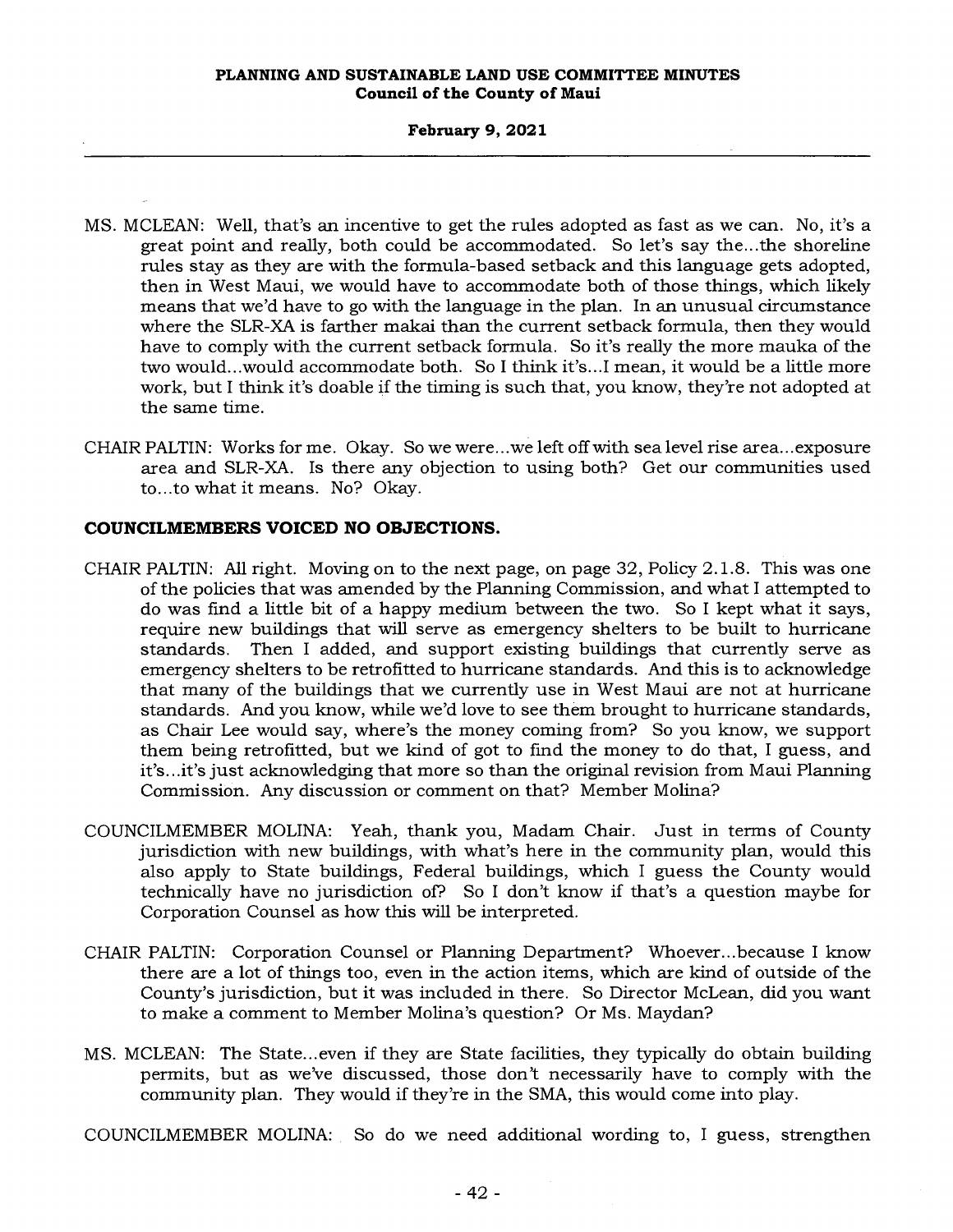MS. MCLEAN: Well, that's an incentive to get the rules adopted as fast as we can. No, it's a great point and really, both could be accommodated. So let's say the...the shoreline rules stay as they are with the formula-based setback and this language gets adopted, then in West Maui, we would have to accommodate both of those things, which likely means that we'd have to go with the language in the plan. In an unusual circumstance where the SLR-XA is farther makai than the current setback formula, then they would have to comply with the current setback formula. So it's really the more mauka of the two would...would accommodate both. So I think it's...I mean, it would be a little more work, but I think it's doable if the timing is such that, you know, they're not adopted at the same time.

CHAIR PALTIN: Works for me. Okay. So we were...we left off with sea level rise area...exposure area and SLR-XA. Is there any objection to using both? Get our communities used to...to what it means. No? Okay.

**COUNCILMEMBERS VOICED NO OBJECTIONS.**

CHAIR PALTIN: All right. Moving on to the next page, on page 32, Policy 2.1.8. This was one of the policies that was amended by the Planning Commission, and what I attempted to do was find a little bit of a happy medium between the two. So I kept what it says, require new buildings that will serve as emergency shelters to be built to hurricane standards. Then I added, and support existing buildings that currently serve as emergency shelters to be retrofitted to hurricane standards. And this is to acknowledge that many of the buildings that we currently use in West Maui are not at hurricane standards. And you know, while we'd love to see them brought to hurricane standards, as Chair Lee would say, where's the money coming from? So you know, we support them being retrofitted, but we kind of got to find the money to do that, I guess, and it's...it's just acknowledging that more so than the original revision from Maui Planning Commission. Any discussion or comment on that? Member Molina?

COUNCILMEMBER MOLINA: Yeah, thank you, Madam Chair. Just in terms of County jurisdiction with new buildings, with what's here in the community plan, would this also apply to State buildings, Federal buildings, which I guess the County would technically have no jurisdiction of? So I don't know if that's a question maybe for Corporation Counsel as how this will be interpreted.

CHAIR PALTIN: Corporation Counsel or Planning Department? Whoever...because I know there are a lot of things too, even in the action items, which are kind of outside of the County's jurisdiction, but it was included in there. So Director McLean, did you want to make a comment to Member Molina's question? Or Ms. Maydan?

MS. MCLEAN: The State...even if they are State facilities, they typically do obtain building permits, but as we've discussed, those don't necessarily have to comply with the community plan. They would if they're in the SMA, this would come into play.

COUNCILMEMBER MOLINA: So do we need additional wording to, I guess, strengthen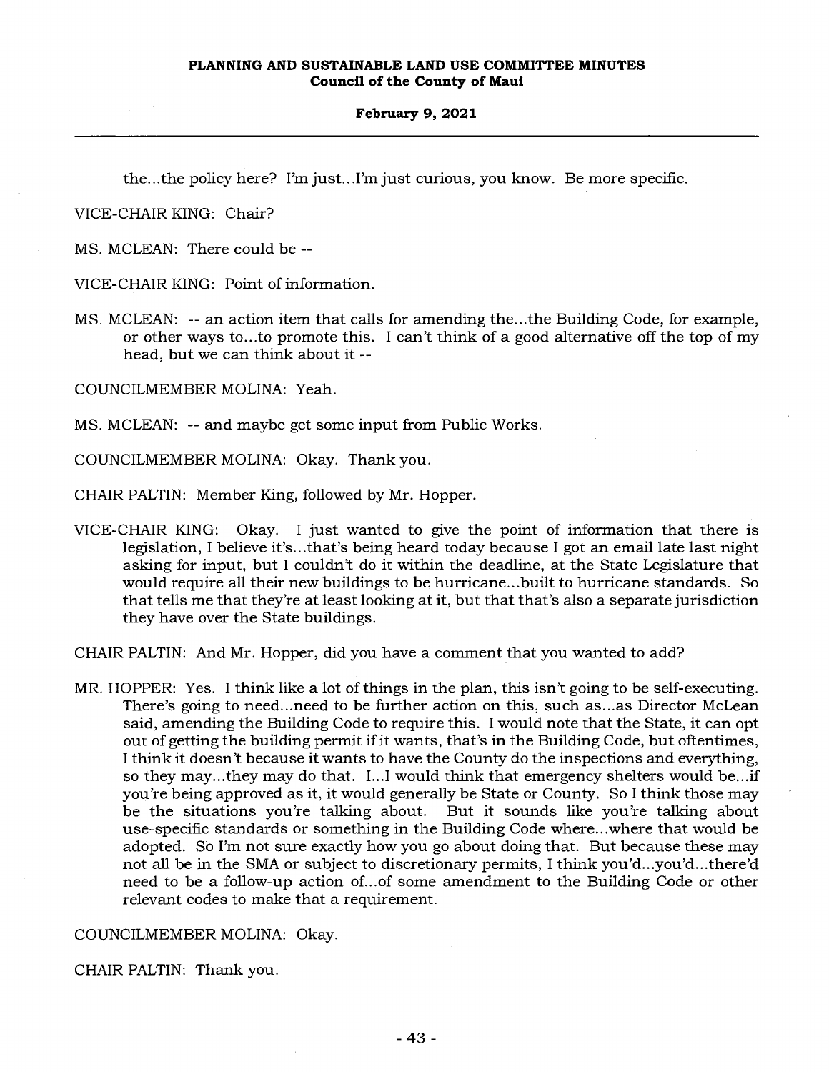the...the policy here? I'm just...I'm just curious, you know. Be more specific.

VICE-CHAIR KING: Chair?

MS. MCLEAN: There could be --

VICE-CHAIR KING: Point of information.

MS. MCLEAN: -- an action item that calls for amending the...the Building Code, for example, or other ways to...to promote this. I can't think of a good alternative off the top of my head, but we can think about it --

COUNCILMEMBER MOLINA: Yeah.

MS. MCLEAN: -- and maybe get some input from Public Works.

COUNCILMEMBER MOLINA: Okay. Thank you.

CHAIR PALTIN: Member King, followed by Mr. Hopper.

VICE-CHAIR KING: Okay. I just wanted to give the point of information that there is legislation, I believe it's...that's being heard today because I got an email late last night asking for input, but I couldn't do it within the deadline, at the State Legislature that would require all their new buildings to be hurricane...built to hurricane standards. So that tells me that they're at least looking at it, but that that's also a separate jurisdiction they have over the State buildings.

CHAIR PALTIN: And Mr. Hopper, did you have a comment that you wanted to add?

MR. HOPPER: Yes. I think like a lot of things in the plan, this isn't going to be self-executing. There's going to need...need to be further action on this, such as...as Director McLean said, amending the Building Code to require this. I would note that the State, it can opt out of getting the building permit if it wants, that's in the Building Code, but oftentimes, I think it doesn't because it wants to have the County do the inspections and everything, so they may...they may do that. I...I would think that emergency shelters would be...if you're being approved as it, it would generally be State or County. So I think those may be the situations you're talking about. But it sounds like you're talking about use-specific standards or something in the Building Code where...where that would be adopted. So I'm not sure exactly how you go about doing that. But because these may not all be in the SMA or subject to discretionary permits, I think you'd...you'd...there'd need to be a follow-up action of...of some amendment to the Building Code or other relevant codes to make that a requirement.

COUNCILMEMBER MOLINA: Okay.

CHAIR PALTIN: Thank you.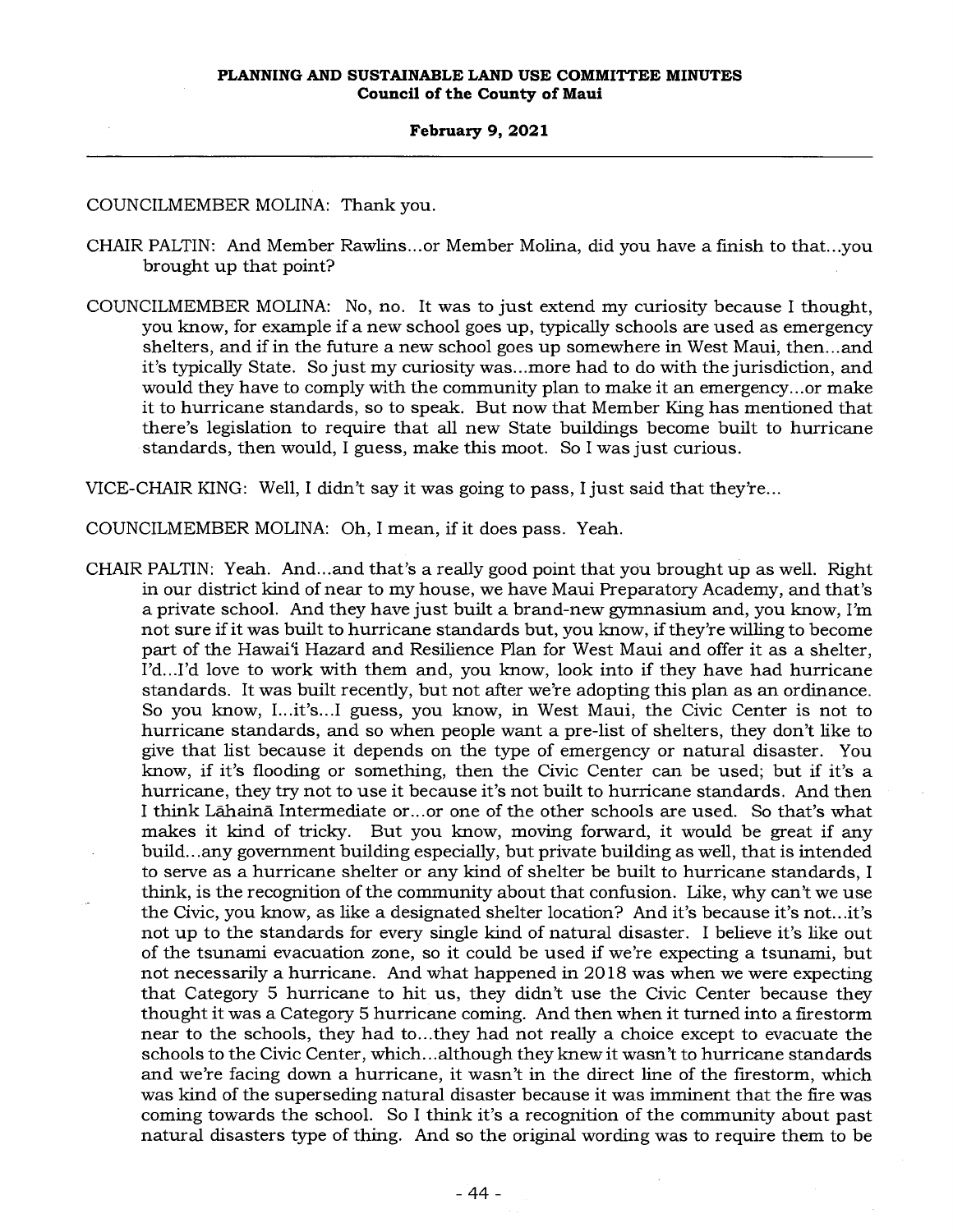COUNCILMEMBER MOLINA: Thank you.

CHAIR PALTIN: And Member Rawlins...or Member Molina, did you have a finish to that...you brought up that point?

COUNCILMEMBER MOLINA: No, no. It was to just extend my curiosity because I thought, you know, for example if a new school goes up, typically schools are used as emergency shelters, and if in the future a new school goes up somewhere in West Maui, then...and it's typically State. So just my curiosity was...more had to do with the jurisdiction, and would they have to comply with the community plan to make it an emergency...or make it to hurricane standards, so to speak. But now that Member King has mentioned that there's legislation to require that all new State buildings become built to hurricane standards, then would, I guess, make this moot. So I was just curious.

VICE-CHAIR KING: Well, I didn't say it was going to pass, I just said that they're...

COUNCILMEMBER MOLINA: Oh, I mean, if it does pass. Yeah.

CHAIR PALTIN: Yeah. And...and that's a really good point that you brought up as well. Right in our district kind of near to my house, we have Maui Preparatory Academy, and that's a private school. And they have just built a brand-new gymnasium and, you know, I'm not sure if it was built to hurricane standards but, you know, if they're willing to become part of the Hawaiʻi Hazard and Resilience Plan for West Maui and offer it as a shelter, I'd...I'd love to work with them and, you know, look into if they have had hurricane standards. It was built recently, but not after we're adopting this plan as an ordinance. So you know, I...it's...I guess, you know, in West Maui, the Civic Center is not to hurricane standards, and so when people want a pre-list of shelters, they don't like to give that list because it depends on the type of emergency or natural disaster. You know, if it's flooding or something, then the Civic Center can be used; but if it's a hurricane, they try not to use it because it's not built to hurricane standards. And then I think Lāhainā Intermediate or...or one of the other schools are used. So that's what makes it kind of tricky. But you know, moving forward, it would be great if any build...any government building especially, but private building as well, that is intended to serve as a hurricane shelter or any kind of shelter be built to hurricane standards, I think, is the recognition of the community about that confusion. Like, why can't we use the Civic, you know, as like a designated shelter location? And it's because it's not...it's not up to the standards for every single kind of natural disaster. I believe it's like out of the tsunami evacuation zone, so it could be used if we're expecting a tsunami, but not necessarily a hurricane. And what happened in 2018 was when we were expecting that Category 5 hurricane to hit us, they didn't use the Civic Center because they thought it was a Category 5 hurricane coming. And then when it turned into a firestorm near to the schools, they had to...they had not really a choice except to evacuate the schools to the Civic Center, which...although they knew it wasn't to hurricane standards and we're facing down a hurricane, it wasn't in the direct line of the firestorm, which was kind of the superseding natural disaster because it was imminent that the fire was coming towards the school. So I think it's a recognition of the community about past natural disasters type of thing. And so the original wording was to require them to be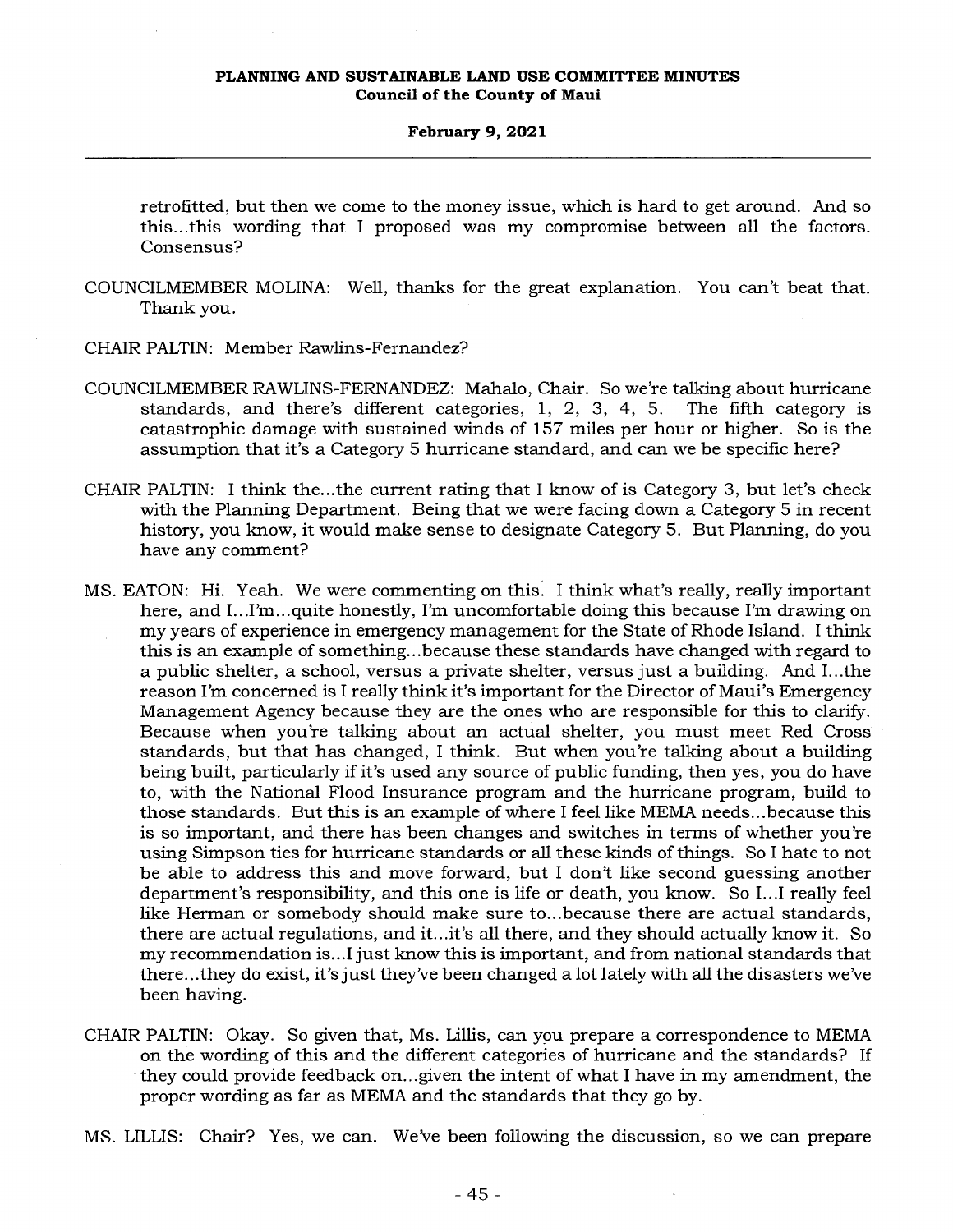retrofitted, but then we come to the money issue, which is hard to get around. And so this...this wording that I proposed was my compromise between all the factors. Consensus?

COUNCILMEMBER MOLINA: Well, thanks for the great explanation. You can't beat that. Thank you.

CHAIR PALTIN: Member Rawlins-Fernandez?

COUNCILMEMBER RAWLINS-FERNANDEZ: Mahalo, Chair. So we're talking about hurricane standards, and there's different categories, 1, 2, 3, 4, 5. The fifth category is catastrophic damage with sustained winds of 157 miles per hour or higher. So is the assumption that it's a Category 5 hurricane standard, and can we be specific here?

CHAIR PALTIN: I think the...the current rating that I know of is Category 3, but let's check with the Planning Department. Being that we were facing down a Category 5 in recent history, you know, it would make sense to designate Category 5. But Planning, do you have any comment?

MS. EATON: Hi. Yeah. We were commenting on this. I think what's really, really important here, and I...I'm...quite honestly, I'm uncomfortable doing this because I'm drawing on my years of experience in emergency management for the State of Rhode Island. I think this is an example of something...because these standards have changed with regard to a public shelter, a school, versus a private shelter, versus just a building. And I...the reason I'm concerned is I really think it's important for the Director of Maui's Emergency Management Agency because they are the ones who are responsible for this to clarify. Because when you're talking about an actual shelter, you must meet Red Cross standards, but that has changed, I think. But when you're talking about a building being built, particularly if it's used any source of public funding, then yes, you do have to, with the National Flood Insurance program and the hurricane program, build to those standards. But this is an example of where I feel like MEMA needs...because this is so important, and there has been changes and switches in terms of whether you're using Simpson ties for hurricane standards or all these kinds of things. So I hate to not be able to address this and move forward, but I don't like second guessing another department's responsibility, and this one is life or death, you know. So I...I really feel like Herman or somebody should make sure to...because there are actual standards, there are actual regulations, and it...it's all there, and they should actually know it. So my recommendation is...I just know this is important, and from national standards that there...they do exist, it's just they've been changed a lot lately with all the disasters we've been having.

CHAIR PALTIN: Okay. So given that, Ms. Lillis, can you prepare a correspondence to MEMA on the wording of this and the different categories of hurricane and the standards? If they could provide feedback on...given the intent of what I have in my amendment, the proper wording as far as MEMA and the standards that they go by.

MS. LILLIS: Chair? Yes, we can. We've been following the discussion, so we can prepare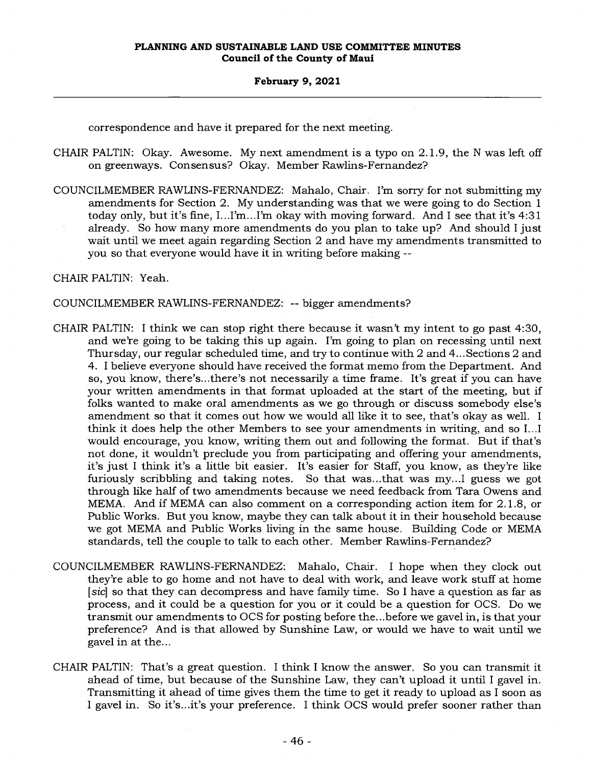correspondence and have it prepared for the next meeting.

CHAIR PALTIN: Okay. Awesome. My next amendment is a typo on 2.1.9, the N was left off on greenways. Consensus? Okay. Member Rawlins-Fernandez?

COUNCILMEMBER RAWLINS-FERNANDEZ: Mahalo, Chair. I'm sorry for not submitting my amendments for Section 2. My understanding was that we were going to do Section 1 today only, but it's fine, I...I'm...I'm okay with moving forward. And I see that it's 4:31 already. So how many more amendments do you plan to take up? And should I just wait until we meet again regarding Section 2 and have my amendments transmitted to you so that everyone would have it in writing before making --

CHAIR PALTIN: Yeah.

COUNCILMEMBER RAWLINS-FERNANDEZ: -- bigger amendments?

CHAIR PALTIN: I think we can stop right there because it wasn't my intent to go past 4:30, and we're going to be taking this up again. I'm going to plan on recessing until next Thursday, our regular scheduled time, and try to continue with 2 and 4...Sections 2 and 4. I believe everyone should have received the format memo from the Department. And so, you know, there's...there's not necessarily a time frame. It's great if you can have your written amendments in that format uploaded at the start of the meeting, but if folks wanted to make oral amendments as we go through or discuss somebody else's amendment so that it comes out how we would all like it to see, that's okay as well. I think it does help the other Members to see your amendments in writing, and so I...I would encourage, you know, writing them out and following the format. But if that's not done, it wouldn't preclude you from participating and offering your amendments, it's just I think it's a little bit easier. It's easier for Staff, you know, as they're like furiously scribbling and taking notes. So that was...that was my...I guess we got through like half of two amendments because we need feedback from Tara Owens and MEMA. And if MEMA can also comment on a corresponding action item for 2.1.8, or Public Works. But you know, maybe they can talk about it in their household because we got MEMA and Public Works living in the same house. Building Code or MEMA standards, tell the couple to talk to each other. Member Rawlins-Fernandez?

COUNCILMEMBER RAWLINS-FERNANDEZ: Mahalo, Chair. I hope when they clock out they're able to go home and not have to deal with work, and leave work stuff at home [*sic*] so that they can decompress and have family time. So I have a question as far as process, and it could be a question for you or it could be a question for OCS. Do we transmit our amendments to OCS for posting before the...before we gavel in, is that your preference? And is that allowed by Sunshine Law, or would we have to wait until we gavel in at the...

CHAIR PALTIN: That's a great question. I think I know the answer. So you can transmit it ahead of time, but because of the Sunshine Law, they can't upload it until I gavel in. Transmitting it ahead of time gives them the time to get it ready to upload as I soon as I gavel in. So it's...it's your preference. I think OCS would prefer sooner rather than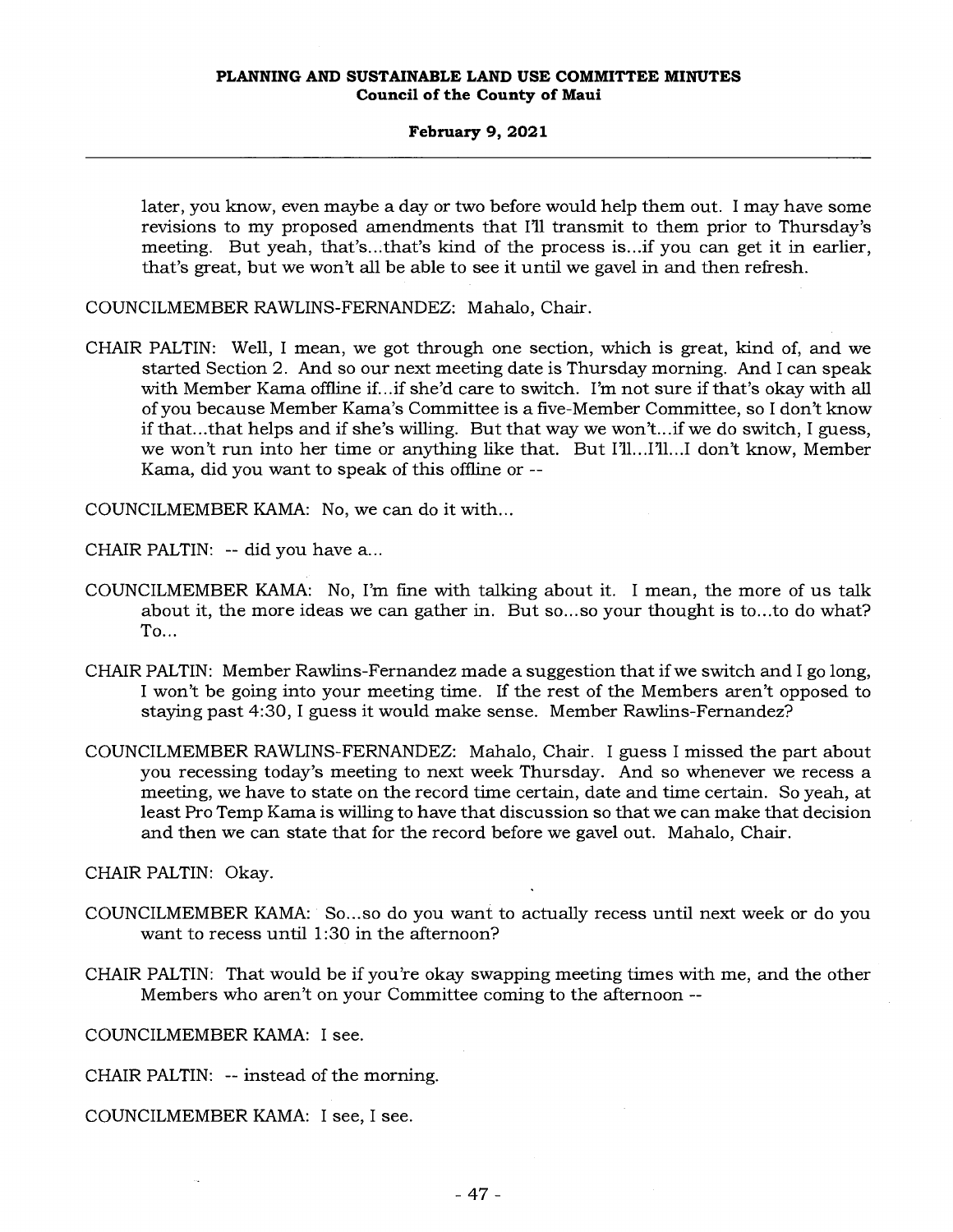later, you know, even maybe a day or two before would help them out. I may have some revisions to my proposed amendments that I'll transmit to them prior to Thursday's meeting. But yeah, that's...that's kind of the process is...if you can get it in earlier, that's great, but we won't all be able to see it until we gavel in and then refresh.

COUNCILMEMBER RAWLINS-FERNANDEZ: Mahalo, Chair.

CHAIR PALTIN: Well, I mean, we got through one section, which is great, kind of, and we started Section 2. And so our next meeting date is Thursday morning. And I can speak with Member Kama offline if...if she'd care to switch. I'm not sure if that's okay with all of you because Member Kama's Committee is a five-Member Committee, so I don't know if that...that helps and if she's willing. But that way we won't...if we do switch, I guess, we won't run into her time or anything like that. But I'll...I'll...I don't know, Member Kama, did you want to speak of this offline or --

COUNCILMEMBER KAMA: No, we can do it with...

CHAIR PALTIN: -- did you have a...

COUNCILMEMBER KAMA: No, I'm fine with talking about it. I mean, the more of us talk about it, the more ideas we can gather in. But so...so your thought is to...to do what? To...

CHAIR PALTIN: Member Rawlins-Fernandez made a suggestion that if we switch and I go long, I won't be going into your meeting time. If the rest of the Members aren't opposed to staying past 4:30, I guess it would make sense. Member Rawlins-Fernandez?

COUNCILMEMBER RAWLINS-FERNANDEZ: Mahalo, Chair. I guess I missed the part about you recessing today's meeting to next week Thursday. And so whenever we recess a meeting, we have to state on the record time certain, date and time certain. So yeah, at least Pro Temp Kama is willing to have that discussion so that we can make that decision and then we can state that for the record before we gavel out. Mahalo, Chair.

CHAIR PALTIN: Okay.

COUNCILMEMBER KAMA: So...so do you want to actually recess until next week or do you want to recess until 1:30 in the afternoon?

CHAIR PALTIN: That would be if you're okay swapping meeting times with me, and the other Members who aren't on your Committee coming to the afternoon --

COUNCILMEMBER KAMA: I see.

CHAIR PALTIN: -- instead of the morning.

COUNCILMEMBER KAMA: I see, I see.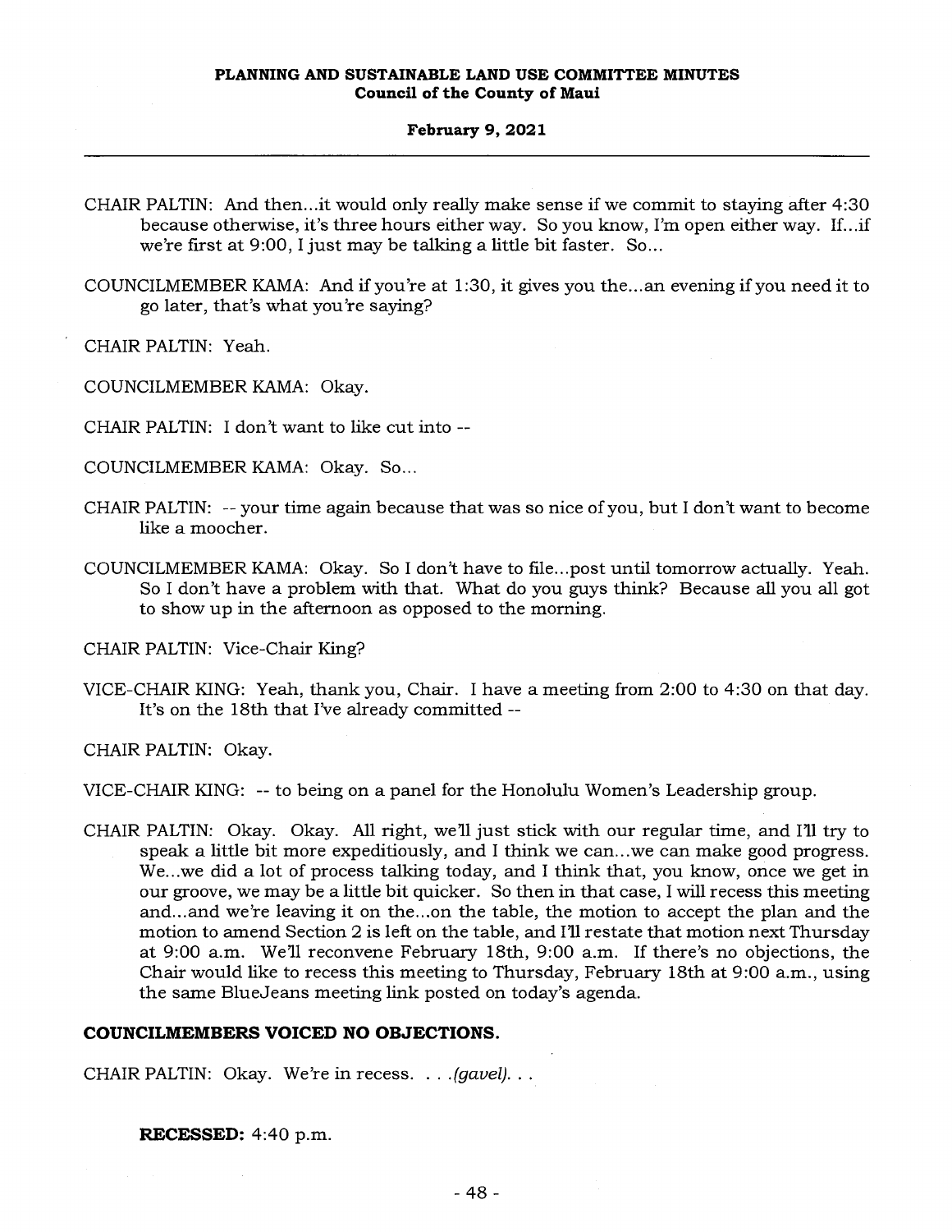CHAIR PALTIN: And then...it would only really make sense if we commit to staying after 4:30 because otherwise, it's three hours either way. So you know, I'm open either way. If...if we're first at 9:00, I just may be talking a little bit faster. So...

COUNCILMEMBER KAMA: And if you're at 1:30, it gives you the...an evening if you need it to go later, that's what you're saying?

CHAIR PALTIN: Yeah.

COUNCILMEMBER KAMA: Okay.

CHAIR PALTIN: I don't want to like cut into --

COUNCILMEMBER KAMA: Okay. So...

CHAIR PALTIN: -- your time again because that was so nice of you, but I don't want to become like a moocher.

COUNCILMEMBER KAMA: Okay. So I don't have to file...post until tomorrow actually. Yeah. So I don't have a problem with that. What do you guys think? Because all you all got to show up in the afternoon as opposed to the morning.

CHAIR PALTIN: Vice-Chair King?

VICE-CHAIR KING: Yeah, thank you, Chair. I have a meeting from 2:00 to 4:30 on that day. It's on the 18th that I've already committed --

CHAIR PALTIN: Okay.

VICE-CHAIR KING: -- to being on a panel for the Honolulu Women's Leadership group.

CHAIR PALTIN: Okay. Okay. All right, we'll just stick with our regular time, and I'll try to speak a little bit more expeditiously, and I think we can...we can make good progress. We...we did a lot of process talking today, and I think that, you know, once we get in our groove, we may be a little bit quicker. So then in that case, I will recess this meeting and...and we're leaving it on the...on the table, the motion to accept the plan and the motion to amend Section 2 is left on the table, and I'll restate that motion next Thursday at 9:00 a.m. We'll reconvene February 18th, 9:00 a.m. If there's no objections, the Chair would like to recess this meeting to Thursday, February 18th at 9:00 a.m., using the same BlueJeans meeting link posted on today's agenda.

**COUNCILMEMBERS VOICED NO OBJECTIONS.**

CHAIR PALTIN: Okay. We're in recess. . . *.(gavel)*. . .

**RECESSED:** 4:40 p.m.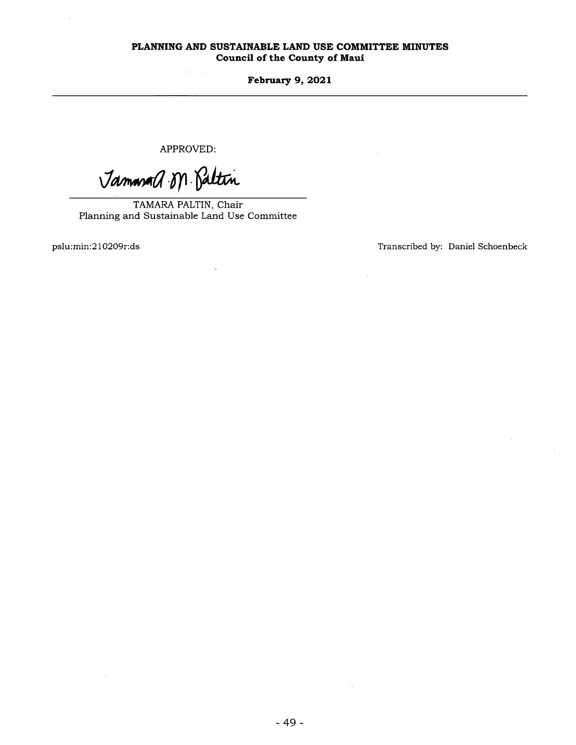APPROVED:

TAMARA PALTIN, Chair
Planning and Sustainable Land Use Committee

pslu:min:210209r:ds

Transcribed by: Daniel Schoenbeck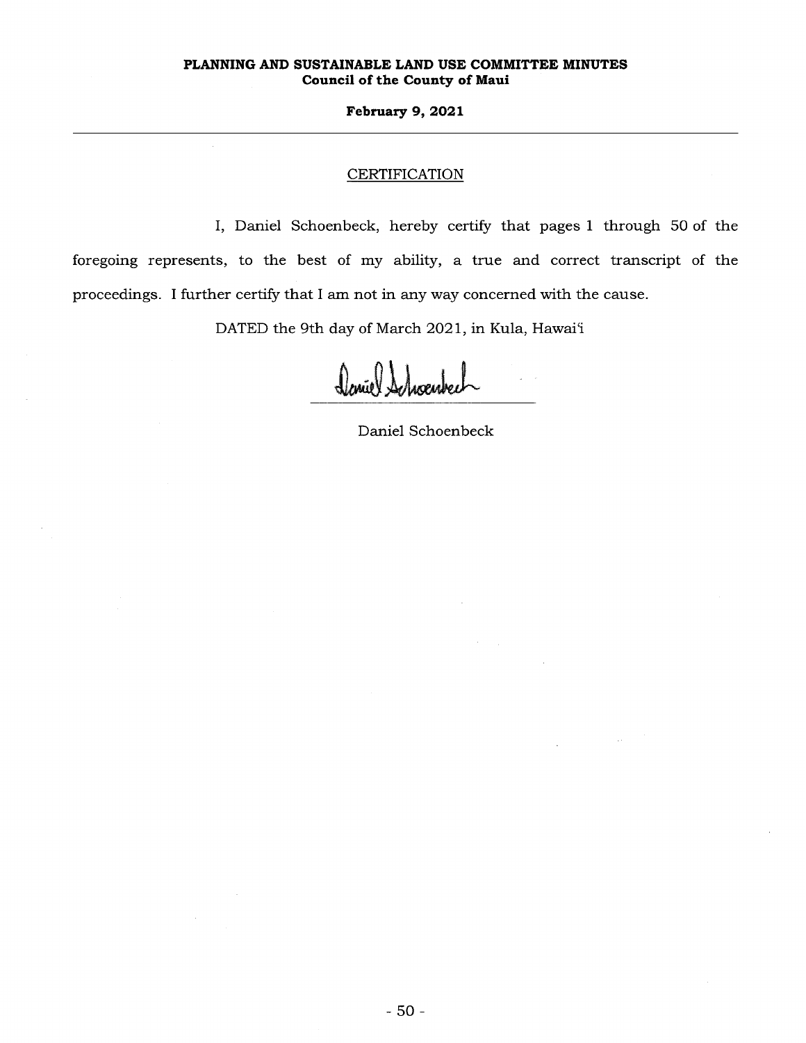**PLANNING AND SUSTAINABLE LAND USE COMMITTEE MINUTES**
**Council of the County of Maui**

**February 9, 2021**

---

CERTIFICATION

I, Daniel Schoenbeck, hereby certify that pages 1 through 50 of the foregoing represents, to the best of my ability, a true and correct transcript of the proceedings. I further certify that I am not in any way concerned with the cause.

DATED the 9th day of March 2021, in Kula, Hawaiʻi

Daniel Schoenbeck